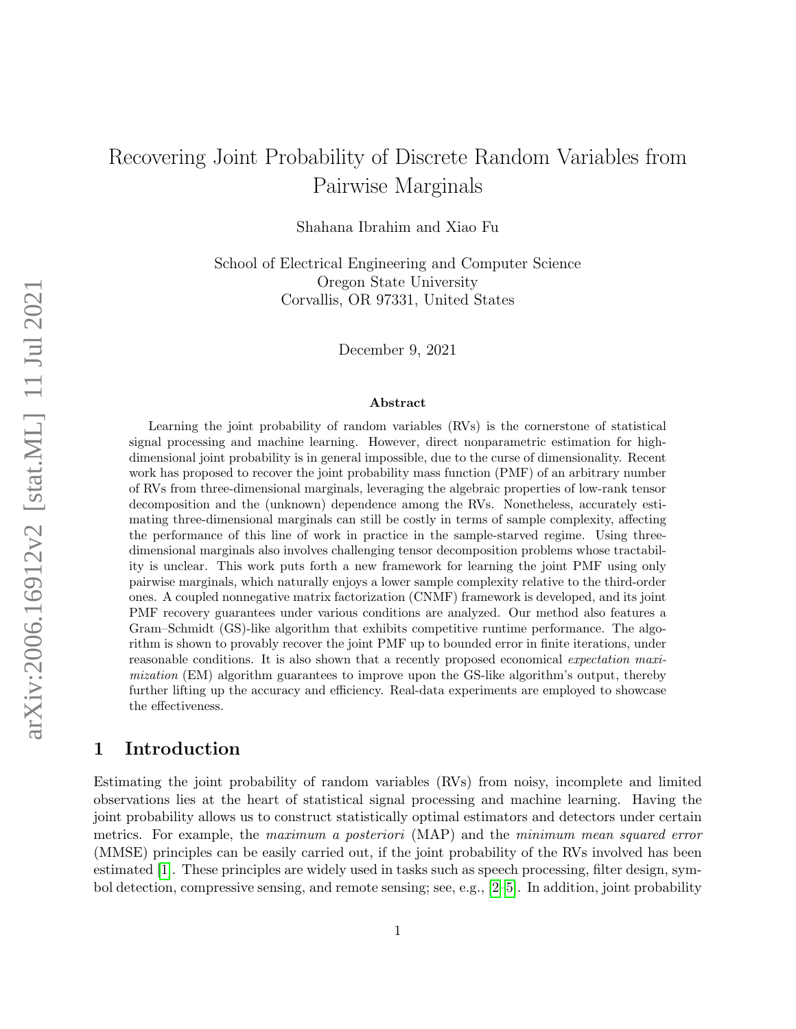# Recovering Joint Probability of Discrete Random Variables from Pairwise Marginals

Shahana Ibrahim and Xiao Fu

School of Electrical Engineering and Computer Science
Oregon State University
Corvallis, OR 97331, United States

December 9, 2021

### Abstract

Learning the joint probability of random variables (RVs) is the cornerstone of statistical signal processing and machine learning. However, direct nonparametric estimation for high-dimensional joint probability is in general impossible, due to the curse of dimensionality. Recent work has proposed to recover the joint probability mass function (PMF) of an arbitrary number of RVs from three-dimensional marginals, leveraging the algebraic properties of low-rank tensor decomposition and the (unknown) dependence among the RVs. Nonetheless, accurately estimating three-dimensional marginals can still be costly in terms of sample complexity, affecting the performance of this line of work in practice in the sample-starved regime. Using three-dimensional marginals also involves challenging tensor decomposition problems whose tractability is unclear. This work puts forth a new framework for learning the joint PMF using only pairwise marginals, which naturally enjoys a lower sample complexity relative to the third-order ones. A coupled nonnegative matrix factorization (CNMF) framework is developed, and its joint PMF recovery guarantees under various conditions are analyzed. Our method also features a Gram–Schmidt (GS)-like algorithm that exhibits competitive runtime performance. The algorithm is shown to provably recover the joint PMF up to bounded error in finite iterations, under reasonable conditions. It is also shown that a recently proposed economical *expectation maximization* (EM) algorithm guarantees to improve upon the GS-like algorithm's output, thereby further lifting up the accuracy and efficiency. Real-data experiments are employed to showcase the effectiveness.

## 1 Introduction

Estimating the joint probability of random variables (RVs) from noisy, incomplete and limited observations lies at the heart of statistical signal processing and machine learning. Having the joint probability allows us to construct statistically optimal estimators and detectors under certain metrics. For example, the *maximum a posteriori* (MAP) and the *minimum mean squared error* (MMSE) principles can be easily carried out, if the joint probability of the RVs involved has been estimated [1]. These principles are widely used in tasks such as speech processing, filter design, symbol detection, compressive sensing, and remote sensing; see, e.g., [2–5]. In addition, joint probability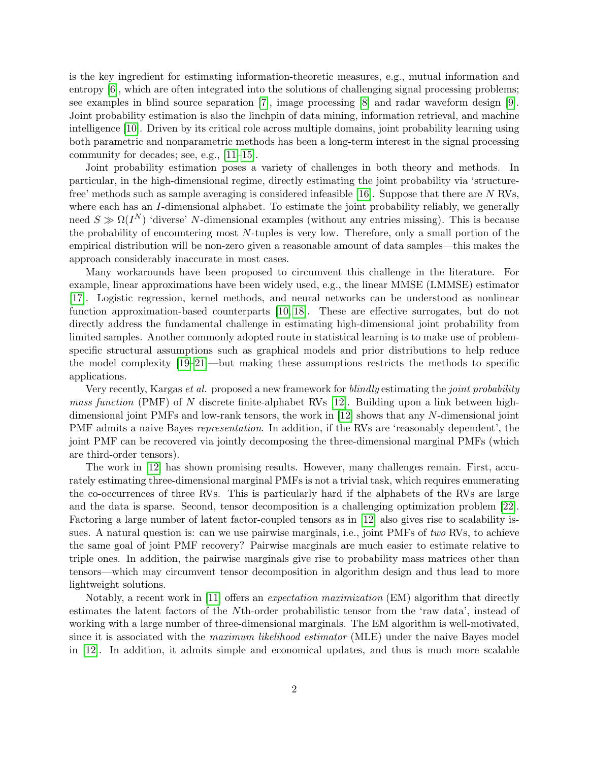is the key ingredient for estimating information-theoretic measures, e.g., mutual information and entropy [6], which are often integrated into the solutions of challenging signal processing problems; see examples in blind source separation [7], image processing [8] and radar waveform design [9]. Joint probability estimation is also the linchpin of data mining, information retrieval, and machine intelligence [10]. Driven by its critical role across multiple domains, joint probability learning using both parametric and nonparametric methods has been a long-term interest in the signal processing community for decades; see, e.g., [11–15].

Joint probability estimation poses a variety of challenges in both theory and methods. In particular, in the high-dimensional regime, directly estimating the joint probability via 'structure-free' methods such as sample averaging is considered infeasible [16]. Suppose that there are $N$ RVs, where each has an $I$-dimensional alphabet. To estimate the joint probability reliably, we generally need $S \gg \Omega(I^N)$ 'diverse' $N$-dimensional examples (without any entries missing). This is because the probability of encountering most $N$-tuples is very low. Therefore, only a small portion of the empirical distribution will be non-zero given a reasonable amount of data samples—this makes the approach considerably inaccurate in most cases.

Many workarounds have been proposed to circumvent this challenge in the literature. For example, linear approximations have been widely used, e.g., the linear MMSE (LMMSE) estimator [17]. Logistic regression, kernel methods, and neural networks can be understood as nonlinear function approximation-based counterparts [10, 18]. These are effective surrogates, but do not directly address the fundamental challenge in estimating high-dimensional joint probability from limited samples. Another commonly adopted route in statistical learning is to make use of problem-specific structural assumptions such as graphical models and prior distributions to help reduce the model complexity [19–21]—but making these assumptions restricts the methods to specific applications.

Very recently, Kargas *et al.* proposed a new framework for *blindly* estimating the *joint probability mass function* (PMF) of $N$ discrete finite-alphabet RVs [12]. Building upon a link between high-dimensional joint PMFs and low-rank tensors, the work in [12] shows that any $N$-dimensional joint PMF admits a naive Bayes *representation*. In addition, if the RVs are 'reasonably dependent', the joint PMF can be recovered via jointly decomposing the three-dimensional marginal PMFs (which are third-order tensors).

The work in [12] has shown promising results. However, many challenges remain. First, accurately estimating three-dimensional marginal PMFs is not a trivial task, which requires enumerating the co-occurrences of three RVs. This is particularly hard if the alphabets of the RVs are large and the data is sparse. Second, tensor decomposition is a challenging optimization problem [22]. Factoring a large number of latent factor-coupled tensors as in [12] also gives rise to scalability issues. A natural question is: can we use pairwise marginals, i.e., joint PMFs of *two* RVs, to achieve the same goal of joint PMF recovery? Pairwise marginals are much easier to estimate relative to triple ones. In addition, the pairwise marginals give rise to probability mass matrices other than tensors—which may circumvent tensor decomposition in algorithm design and thus lead to more lightweight solutions.

Notably, a recent work in [11] offers an *expectation maximization* (EM) algorithm that directly estimates the latent factors of the $N$th-order probabilistic tensor from the 'raw data', instead of working with a large number of three-dimensional marginals. The EM algorithm is well-motivated, since it is associated with the *maximum likelihood estimator* (MLE) under the naive Bayes model in [12]. In addition, it admits simple and economical updates, and thus is much more scalable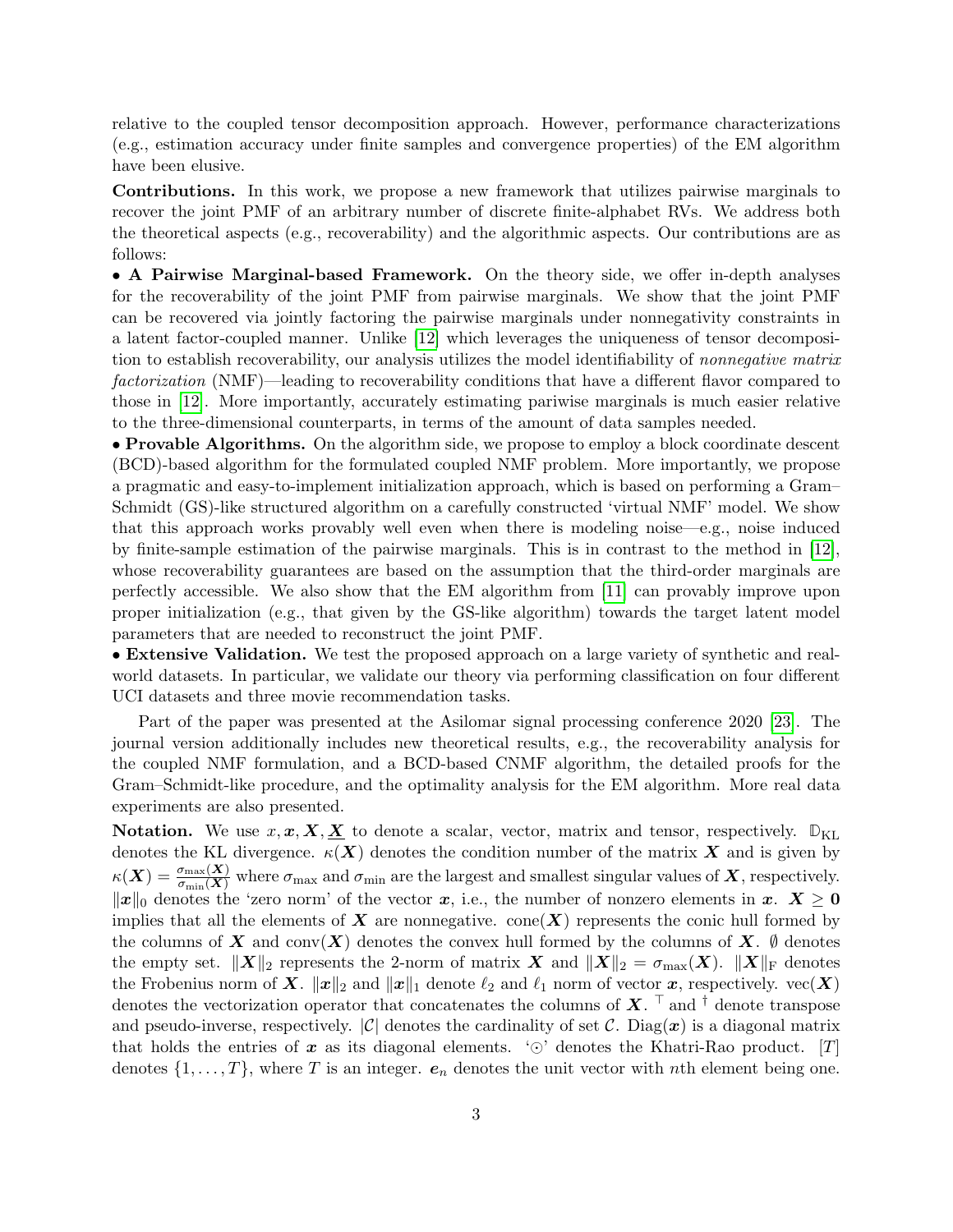relative to the coupled tensor decomposition approach. However, performance characterizations (e.g., estimation accuracy under finite samples and convergence properties) of the EM algorithm have been elusive.

**Contributions.** In this work, we propose a new framework that utilizes pairwise marginals to recover the joint PMF of an arbitrary number of discrete finite-alphabet RVs. We address both the theoretical aspects (e.g., recoverability) and the algorithmic aspects. Our contributions are as follows:

• **A Pairwise Marginal-based Framework.** On the theory side, we offer in-depth analyses for the recoverability of the joint PMF from pairwise marginals. We show that the joint PMF can be recovered via jointly factoring the pairwise marginals under nonnegativity constraints in a latent factor-coupled manner. Unlike [12] which leverages the uniqueness of tensor decomposition to establish recoverability, our analysis utilizes the model identifiability of *nonnegative matrix factorization* (NMF)—leading to recoverability conditions that have a different flavor compared to those in [12]. More importantly, accurately estimating pariwise marginals is much easier relative to the three-dimensional counterparts, in terms of the amount of data samples needed.

• **Provable Algorithms.** On the algorithm side, we propose to employ a block coordinate descent (BCD)-based algorithm for the formulated coupled NMF problem. More importantly, we propose a pragmatic and easy-to-implement initialization approach, which is based on performing a Gram–Schmidt (GS)-like structured algorithm on a carefully constructed 'virtual NMF' model. We show that this approach works provably well even when there is modeling noise—e.g., noise induced by finite-sample estimation of the pairwise marginals. This is in contrast to the method in [12], whose recoverability guarantees are based on the assumption that the third-order marginals are perfectly accessible. We also show that the EM algorithm from [11] can provably improve upon proper initialization (e.g., that given by the GS-like algorithm) towards the target latent model parameters that are needed to reconstruct the joint PMF.

• **Extensive Validation.** We test the proposed approach on a large variety of synthetic and real-world datasets. In particular, we validate our theory via performing classification on four different UCI datasets and three movie recommendation tasks.

Part of the paper was presented at the Asilomar signal processing conference 2020 [23]. The journal version additionally includes new theoretical results, e.g., the recoverability analysis for the coupled NMF formulation, and a BCD-based CNMF algorithm, the detailed proofs for the Gram–Schmidt-like procedure, and the optimality analysis for the EM algorithm. More real data experiments are also presented.

**Notation.** We use $x, \boldsymbol{x}, \boldsymbol{X}, \underline{\boldsymbol{X}}$ to denote a scalar, vector, matrix and tensor, respectively. $\mathbb{D}_{\rm KL}$ denotes the KL divergence. $\kappa(\boldsymbol{X})$ denotes the condition number of the matrix $\boldsymbol{X}$ and is given by $\kappa(\boldsymbol{X}) = \frac{\sigma_{\max}(\boldsymbol{X})}{\sigma_{\min}(\boldsymbol{X})}$ where $\sigma_{\max}$ and $\sigma_{\min}$ are the largest and smallest singular values of $\boldsymbol{X}$, respectively. $\|\boldsymbol{x}\|_0$ denotes the 'zero norm' of the vector $\boldsymbol{x}$, i.e., the number of nonzero elements in $\boldsymbol{x}$. $\boldsymbol{X} \geq \boldsymbol{0}$ implies that all the elements of $\boldsymbol{X}$ are nonnegative. $\text{cone}(\boldsymbol{X})$ represents the conic hull formed by the columns of $\boldsymbol{X}$ and $\text{conv}(\boldsymbol{X})$ denotes the convex hull formed by the columns of $\boldsymbol{X}$. $\emptyset$ denotes the empty set. $\|\boldsymbol{X}\|_2$ represents the 2-norm of matrix $\boldsymbol{X}$ and $\|\boldsymbol{X}\|_2 = \sigma_{\max}(\boldsymbol{X})$. $\|\boldsymbol{X}\|_{\rm F}$ denotes the Frobenius norm of $\boldsymbol{X}$. $\|\boldsymbol{x}\|_2$ and $\|\boldsymbol{x}\|_1$ denote $\ell_2$ and $\ell_1$ norm of vector $\boldsymbol{x}$, respectively. $\text{vec}(\boldsymbol{X})$ denotes the vectorization operator that concatenates the columns of $\boldsymbol{X}$. $^\top$ and $^\dagger$ denote transpose and pseudo-inverse, respectively. $|\mathcal{C}|$ denotes the cardinality of set $\mathcal{C}$. $\text{Diag}(\boldsymbol{x})$ is a diagonal matrix that holds the entries of $\boldsymbol{x}$ as its diagonal elements. '$\odot$' denotes the Khatri-Rao product. $[T]$ denotes $\{1, \ldots, T\}$, where $T$ is an integer. $\boldsymbol{e}_n$ denotes the unit vector with $n$th element being one.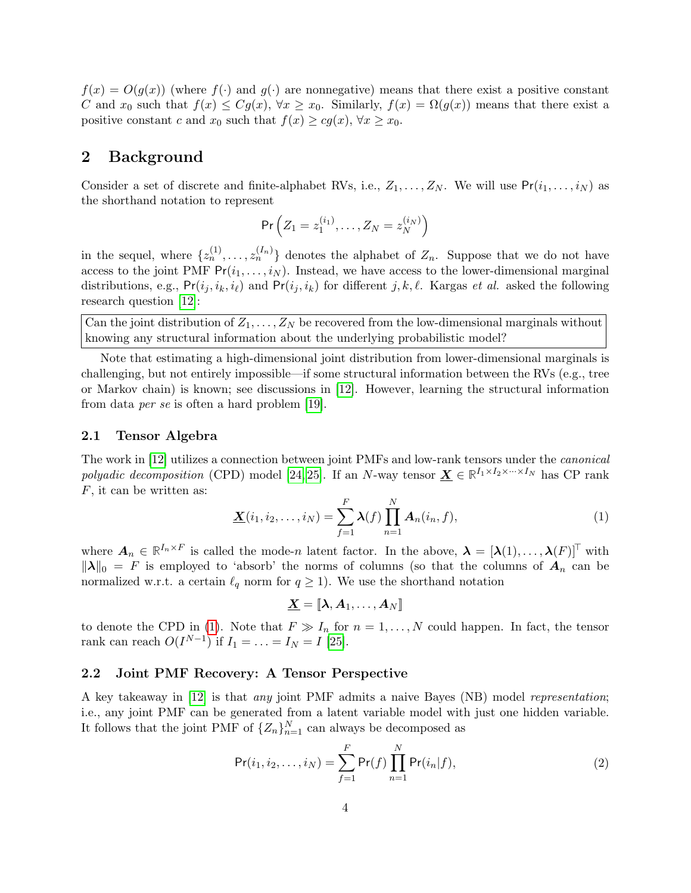$f(x) = O(g(x))$ (where $f(\cdot)$ and $g(\cdot)$ are nonnegative) means that there exist a positive constant $C$ and $x_0$ such that $f(x) \leq Cg(x)$, $\forall x \geq x_0$. Similarly, $f(x) = \Omega(g(x))$ means that there exist a positive constant $c$ and $x_0$ such that $f(x) \geq cg(x)$, $\forall x \geq x_0$.

## 2 Background

Consider a set of discrete and finite-alphabet RVs, i.e., $Z_1, \ldots, Z_N$. We will use $\mathsf{Pr}(i_1, \ldots, i_N)$ as the shorthand notation to represent

$$\mathsf{Pr}\left(Z_1 = z_1^{(i_1)}, \ldots, Z_N = z_N^{(i_N)}\right)$$

in the sequel, where $\{z_n^{(1)}, \ldots, z_n^{(I_n)}\}$ denotes the alphabet of $Z_n$. Suppose that we do not have access to the joint PMF $\mathsf{Pr}(i_1, \ldots, i_N)$. Instead, we have access to the lower-dimensional marginal distributions, e.g., $\mathsf{Pr}(i_j, i_k, i_\ell)$ and $\mathsf{Pr}(i_j, i_k)$ for different $j, k, \ell$. Kargas *et al.* asked the following research question [12]:

> Can the joint distribution of $Z_1, \ldots, Z_N$ be recovered from the low-dimensional marginals without knowing any structural information about the underlying probabilistic model?

Note that estimating a high-dimensional joint distribution from lower-dimensional marginals is challenging, but not entirely impossible—if some structural information between the RVs (e.g., tree or Markov chain) is known; see discussions in [12]. However, learning the structural information from data *per se* is often a hard problem [19].

### 2.1 Tensor Algebra

The work in [12] utilizes a connection between joint PMFs and low-rank tensors under the *canonical polyadic decomposition* (CPD) model [24, 25]. If an $N$-way tensor $\underline{\boldsymbol{X}} \in \mathbb{R}^{I_1 \times I_2 \times \cdots \times I_N}$ has CP rank $F$, it can be written as:

$$\underline{\boldsymbol{X}}(i_1, i_2, \ldots, i_N) = \sum_{f=1}^{F} \boldsymbol{\lambda}(f) \prod_{n=1}^{N} \boldsymbol{A}_n(i_n, f), \tag{1}$$

where $\boldsymbol{A}_n \in \mathbb{R}^{I_n \times F}$ is called the mode-$n$ latent factor. In the above, $\boldsymbol{\lambda} = [\boldsymbol{\lambda}(1), \ldots, \boldsymbol{\lambda}(F)]^\top$ with $\|\boldsymbol{\lambda}\|_0 = F$ is employed to 'absorb' the norms of columns (so that the columns of $\boldsymbol{A}_n$ can be normalized w.r.t. a certain $\ell_q$ norm for $q \geq 1$). We use the shorthand notation

$$\underline{\boldsymbol{X}} = [\![\boldsymbol{\lambda}, \boldsymbol{A}_1, \ldots, \boldsymbol{A}_N]\!]$$

to denote the CPD in (1). Note that $F \gg I_n$ for $n = 1, \ldots, N$ could happen. In fact, the tensor rank can reach $O(I^{N-1})$ if $I_1 = \ldots = I_N = I$ [25].

### 2.2 Joint PMF Recovery: A Tensor Perspective

A key takeaway in [12] is that *any* joint PMF admits a naive Bayes (NB) model *representation*; i.e., any joint PMF can be generated from a latent variable model with just one hidden variable. It follows that the joint PMF of $\{Z_n\}_{n=1}^N$ can always be decomposed as

$$\mathsf{Pr}(i_1, i_2, \ldots, i_N) = \sum_{f=1}^{F} \mathsf{Pr}(f) \prod_{n=1}^{N} \mathsf{Pr}(i_n | f), \tag{2}$$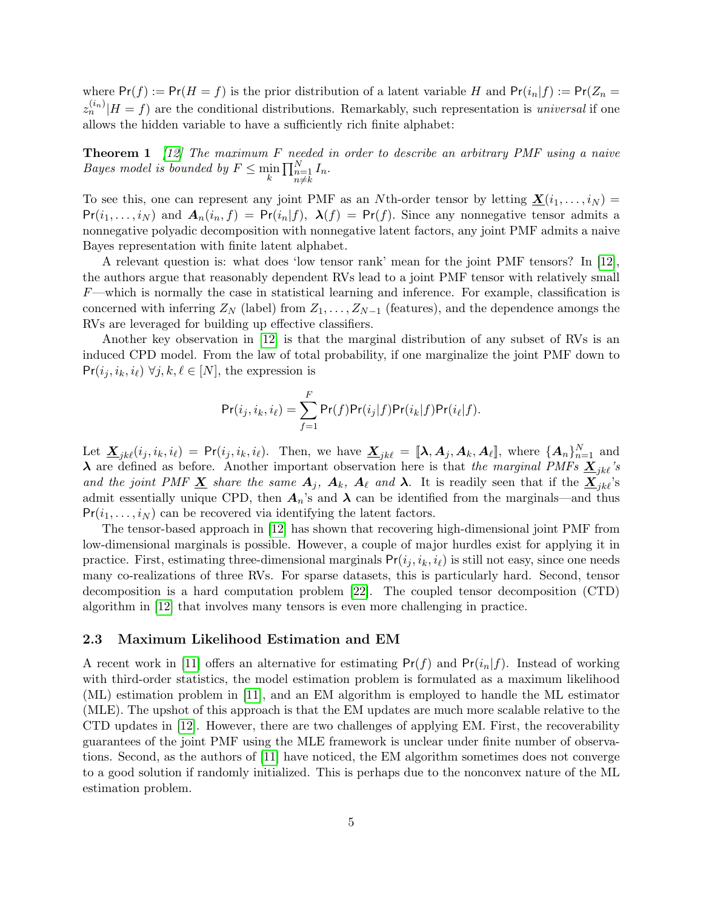where $\mathsf{Pr}(f) := \mathsf{Pr}(H = f)$ is the prior distribution of a latent variable $H$ and $\mathsf{Pr}(i_n|f) := \mathsf{Pr}(Z_n = z_n^{(i_n)}|H = f)$ are the conditional distributions. Remarkably, such representation is *universal* if one allows the hidden variable to have a sufficiently rich finite alphabet:

**Theorem 1** *[12] The maximum $F$ needed in order to describe an arbitrary PMF using a naive Bayes model is bounded by $F \leq \min_k \prod_{\substack{n=1 \\ n \neq k}}^{N} I_n$.*

To see this, one can represent any joint PMF as an $N$th-order tensor by letting $\underline{\boldsymbol{X}}(i_1, \ldots, i_N) = \mathsf{Pr}(i_1, \ldots, i_N)$ and $\boldsymbol{A}_n(i_n, f) = \mathsf{Pr}(i_n|f)$, $\boldsymbol{\lambda}(f) = \mathsf{Pr}(f)$. Since any nonnegative tensor admits a nonnegative polyadic decomposition with nonnegative latent factors, any joint PMF admits a naive Bayes representation with finite latent alphabet.

A relevant question is: what does 'low tensor rank' mean for the joint PMF tensors? In [12], the authors argue that reasonably dependent RVs lead to a joint PMF tensor with relatively small $F$—which is normally the case in statistical learning and inference. For example, classification is concerned with inferring $Z_N$ (label) from $Z_1, \ldots, Z_{N-1}$ (features), and the dependence amongs the RVs are leveraged for building up effective classifiers.

Another key observation in [12] is that the marginal distribution of any subset of RVs is an induced CPD model. From the law of total probability, if one marginalize the joint PMF down to $\mathsf{Pr}(i_j, i_k, i_\ell)$ $\forall j, k, \ell \in [N]$, the expression is

$$\mathsf{Pr}(i_j, i_k, i_\ell) = \sum_{f=1}^{F} \mathsf{Pr}(f)\mathsf{Pr}(i_j|f)\mathsf{Pr}(i_k|f)\mathsf{Pr}(i_\ell|f).$$

Let $\underline{\boldsymbol{X}}_{jk\ell}(i_j, i_k, i_\ell) = \mathsf{Pr}(i_j, i_k, i_\ell)$. Then, we have $\underline{\boldsymbol{X}}_{jk\ell} = [\![\boldsymbol{\lambda}, \boldsymbol{A}_j, \boldsymbol{A}_k, \boldsymbol{A}_\ell]\!]$, where $\{\boldsymbol{A}_n\}_{n=1}^{N}$ and $\boldsymbol{\lambda}$ are defined as before. Another important observation here is that *the marginal PMFs $\underline{\boldsymbol{X}}_{jk\ell}$'s and the joint PMF $\underline{\boldsymbol{X}}$ share the same $\boldsymbol{A}_j$, $\boldsymbol{A}_k$, $\boldsymbol{A}_\ell$ and $\boldsymbol{\lambda}$*. It is readily seen that if the $\underline{\boldsymbol{X}}_{jk\ell}$'s admit essentially unique CPD, then $\boldsymbol{A}_n$'s and $\boldsymbol{\lambda}$ can be identified from the marginals—and thus $\mathsf{Pr}(i_1, \ldots, i_N)$ can be recovered via identifying the latent factors.

The tensor-based approach in [12] has shown that recovering high-dimensional joint PMF from low-dimensional marginals is possible. However, a couple of major hurdles exist for applying it in practice. First, estimating three-dimensional marginals $\mathsf{Pr}(i_j, i_k, i_\ell)$ is still not easy, since one needs many co-realizations of three RVs. For sparse datasets, this is particularly hard. Second, tensor decomposition is a hard computation problem [22]. The coupled tensor decomposition (CTD) algorithm in [12] that involves many tensors is even more challenging in practice.

### 2.3 Maximum Likelihood Estimation and EM

A recent work in [11] offers an alternative for estimating $\mathsf{Pr}(f)$ and $\mathsf{Pr}(i_n|f)$. Instead of working with third-order statistics, the model estimation problem is formulated as a maximum likelihood (ML) estimation problem in [11], and an EM algorithm is employed to handle the ML estimator (MLE). The upshot of this approach is that the EM updates are much more scalable relative to the CTD updates in [12]. However, there are two challenges of applying EM. First, the recoverability guarantees of the joint PMF using the MLE framework is unclear under finite number of observations. Second, as the authors of [11] have noticed, the EM algorithm sometimes does not converge to a good solution if randomly initialized. This is perhaps due to the nonconvex nature of the ML estimation problem.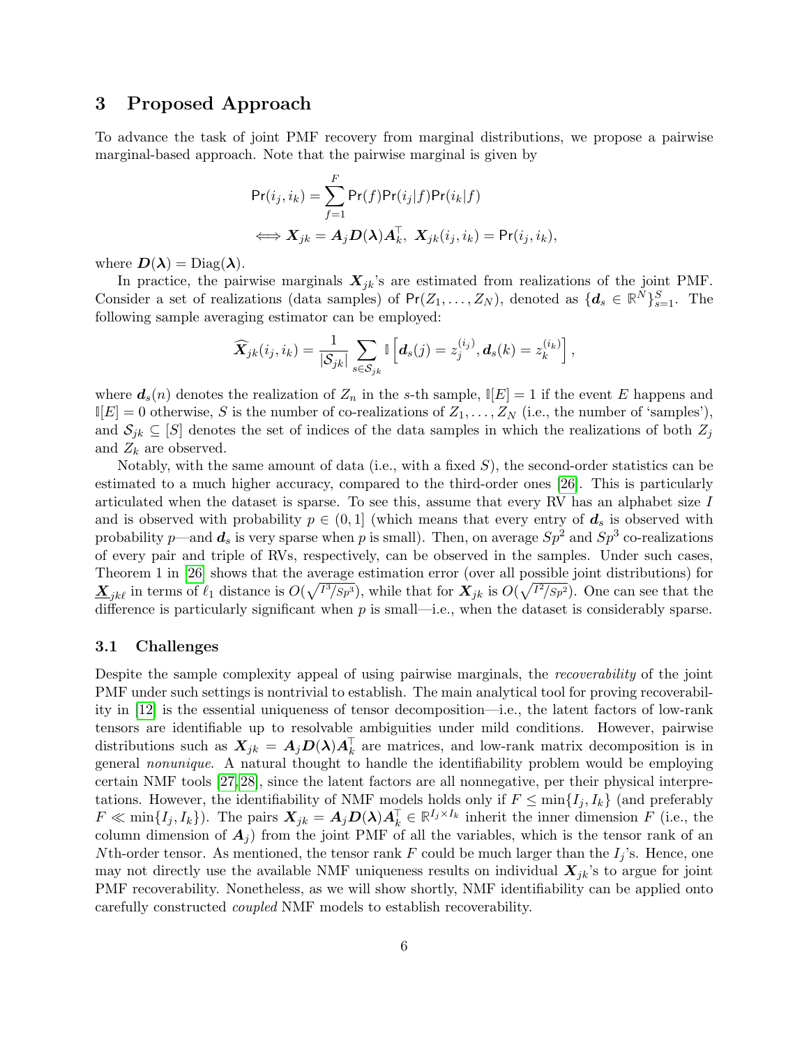## 3 Proposed Approach

To advance the task of joint PMF recovery from marginal distributions, we propose a pairwise marginal-based approach. Note that the pairwise marginal is given by

$$
\begin{aligned}
\mathsf{Pr}(i_j, i_k) &= \sum_{f=1}^{F} \mathsf{Pr}(f)\mathsf{Pr}(i_j|f)\mathsf{Pr}(i_k|f) \\
\iff \boldsymbol{X}_{jk} &= \boldsymbol{A}_j \boldsymbol{D}(\boldsymbol{\lambda}) \boldsymbol{A}_k^{\top},\ \boldsymbol{X}_{jk}(i_j, i_k) = \mathsf{Pr}(i_j, i_k),
\end{aligned}
$$

where $\boldsymbol{D}(\boldsymbol{\lambda}) = \text{Diag}(\boldsymbol{\lambda})$.

In practice, the pairwise marginals $\boldsymbol{X}_{jk}$'s are estimated from realizations of the joint PMF. Consider a set of realizations (data samples) of $\mathsf{Pr}(Z_1, \ldots, Z_N)$, denoted as $\{\boldsymbol{d}_s \in \mathbb{R}^N\}_{s=1}^S$. The following sample averaging estimator can be employed:

$$
\widehat{\boldsymbol{X}}_{jk}(i_j, i_k) = \frac{1}{|\mathcal{S}_{jk}|} \sum_{s \in \mathcal{S}_{jk}} \mathbb{I}\left[\boldsymbol{d}_s(j) = z_j^{(i_j)}, \boldsymbol{d}_s(k) = z_k^{(i_k)}\right],
$$

where $\boldsymbol{d}_s(n)$ denotes the realization of $Z_n$ in the $s$-th sample, $\mathbb{I}[E] = 1$ if the event $E$ happens and $\mathbb{I}[E] = 0$ otherwise, $S$ is the number of co-realizations of $Z_1, \ldots, Z_N$ (i.e., the number of 'samples'), and $\mathcal{S}_{jk} \subseteq [S]$ denotes the set of indices of the data samples in which the realizations of both $Z_j$ and $Z_k$ are observed.

Notably, with the same amount of data (i.e., with a fixed $S$), the second-order statistics can be estimated to a much higher accuracy, compared to the third-order ones [26]. This is particularly articulated when the dataset is sparse. To see this, assume that every RV has an alphabet size $I$ and is observed with probability $p \in (0, 1]$ (which means that every entry of $\boldsymbol{d}_s$ is observed with probability $p$—and $\boldsymbol{d}_s$ is very sparse when $p$ is small). Then, on average $Sp^2$ and $Sp^3$ co-realizations of every pair and triple of RVs, respectively, can be observed in the samples. Under such cases, Theorem 1 in [26] shows that the average estimation error (over all possible joint distributions) for $\underline{\boldsymbol{X}}_{jk\ell}$ in terms of $\ell_1$ distance is $O(\sqrt{I^3/Sp^3})$, while that for $\boldsymbol{X}_{jk}$ is $O(\sqrt{I^2/Sp^2})$. One can see that the difference is particularly significant when $p$ is small—i.e., when the dataset is considerably sparse.

### 3.1 Challenges

Despite the sample complexity appeal of using pairwise marginals, the *recoverability* of the joint PMF under such settings is nontrivial to establish. The main analytical tool for proving recoverability in [12] is the essential uniqueness of tensor decomposition—i.e., the latent factors of low-rank tensors are identifiable up to resolvable ambiguities under mild conditions. However, pairwise distributions such as $\boldsymbol{X}_{jk} = \boldsymbol{A}_j \boldsymbol{D}(\boldsymbol{\lambda}) \boldsymbol{A}_k^{\top}$ are matrices, and low-rank matrix decomposition is in general *nonunique*. A natural thought to handle the identifiability problem would be employing certain NMF tools [27, 28], since the latent factors are all nonnegative, per their physical interpretations. However, the identifiability of NMF models holds only if $F \leq \min\{I_j, I_k\}$ (and preferably $F \ll \min\{I_j, I_k\}$). The pairs $\boldsymbol{X}_{jk} = \boldsymbol{A}_j \boldsymbol{D}(\boldsymbol{\lambda}) \boldsymbol{A}_k^{\top} \in \mathbb{R}^{I_j \times I_k}$ inherit the inner dimension $F$ (i.e., the column dimension of $\boldsymbol{A}_j$) from the joint PMF of all the variables, which is the tensor rank of an $N$th-order tensor. As mentioned, the tensor rank $F$ could be much larger than the $I_j$'s. Hence, one may not directly use the available NMF uniqueness results on individual $\boldsymbol{X}_{jk}$'s to argue for joint PMF recoverability. Nonetheless, as we will show shortly, NMF identifiability can be applied onto carefully constructed *coupled* NMF models to establish recoverability.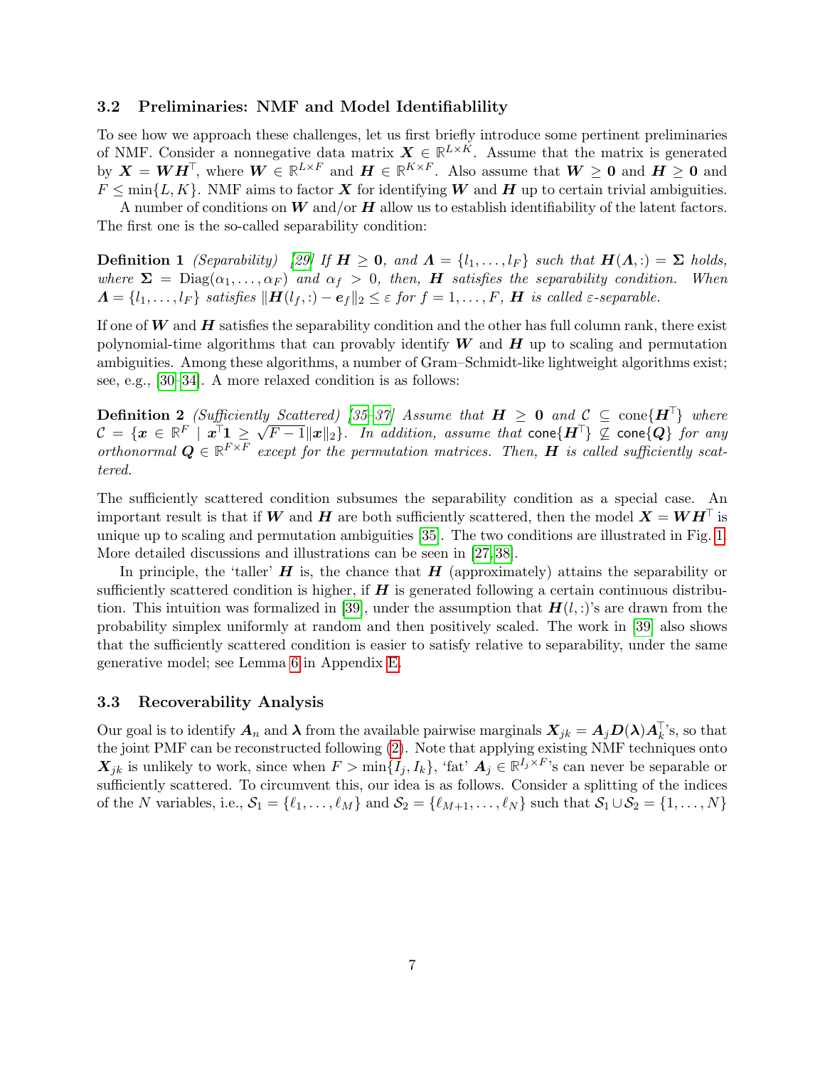### 3.2 Preliminaries: NMF and Model Identifiablility

To see how we approach these challenges, let us first briefly introduce some pertinent preliminaries of NMF. Consider a nonnegative data matrix $\boldsymbol{X} \in \mathbb{R}^{L\times K}$. Assume that the matrix is generated by $\boldsymbol{X} = \boldsymbol{W}\boldsymbol{H}^\top$, where $\boldsymbol{W} \in \mathbb{R}^{L\times F}$ and $\boldsymbol{H} \in \mathbb{R}^{K\times F}$. Also assume that $\boldsymbol{W} \geq \boldsymbol{0}$ and $\boldsymbol{H} \geq \boldsymbol{0}$ and $F \leq \min\{L, K\}$. NMF aims to factor $\boldsymbol{X}$ for identifying $\boldsymbol{W}$ and $\boldsymbol{H}$ up to certain trivial ambiguities.

A number of conditions on $\boldsymbol{W}$ and/or $\boldsymbol{H}$ allow us to establish identifiability of the latent factors. The first one is the so-called separability condition:

**Definition 1** *(Separability)* *[29] If $\boldsymbol{H} \geq \boldsymbol{0}$, and $\boldsymbol{\Lambda} = \{l_1, \ldots, l_F\}$ such that $\boldsymbol{H}(\boldsymbol{\Lambda}, :) = \boldsymbol{\Sigma}$ holds, where $\boldsymbol{\Sigma} = \text{Diag}(\alpha_1, \ldots, \alpha_F)$ and $\alpha_f > 0$, then, $\boldsymbol{H}$ satisfies the separability condition. When $\boldsymbol{\Lambda} = \{l_1, \ldots, l_F\}$ satisfies $\|\boldsymbol{H}(l_f, :) - \boldsymbol{e}_f\|_2 \leq \varepsilon$ for $f = 1, \ldots, F$, $\boldsymbol{H}$ is called $\varepsilon$-separable.*

If one of $\boldsymbol{W}$ and $\boldsymbol{H}$ satisfies the separability condition and the other has full column rank, there exist polynomial-time algorithms that can provably identify $\boldsymbol{W}$ and $\boldsymbol{H}$ up to scaling and permutation ambiguities. Among these algorithms, a number of Gram–Schmidt-like lightweight algorithms exist; see, e.g., [30–34]. A more relaxed condition is as follows:

**Definition 2** *(Sufficiently Scattered)* *[35–37] Assume that $\boldsymbol{H} \geq \boldsymbol{0}$ and $\mathcal{C} \subseteq \text{cone}\{\boldsymbol{H}^\top\}$ where $\mathcal{C} = \{\boldsymbol{x} \in \mathbb{R}^F \mid \boldsymbol{x}^\top\boldsymbol{1} \geq \sqrt{F-1}\|\boldsymbol{x}\|_2\}$. In addition, assume that $\text{cone}\{\boldsymbol{H}^\top\} \not\subseteq \text{cone}\{\boldsymbol{Q}\}$ for any orthonormal $\boldsymbol{Q} \in \mathbb{R}^{F\times F}$ except for the permutation matrices. Then, $\boldsymbol{H}$ is called sufficiently scattered.*

The sufficiently scattered condition subsumes the separability condition as a special case. An important result is that if $\boldsymbol{W}$ and $\boldsymbol{H}$ are both sufficiently scattered, then the model $\boldsymbol{X} = \boldsymbol{W}\boldsymbol{H}^\top$ is unique up to scaling and permutation ambiguities [35]. The two conditions are illustrated in Fig. 1. More detailed discussions and illustrations can be seen in [27, 38].

In principle, the 'taller' $\boldsymbol{H}$ is, the chance that $\boldsymbol{H}$ (approximately) attains the separability or sufficiently scattered condition is higher, if $\boldsymbol{H}$ is generated following a certain continuous distribution. This intuition was formalized in [39], under the assumption that $\boldsymbol{H}(l, :)$'s are drawn from the probability simplex uniformly at random and then positively scaled. The work in [39] also shows that the sufficiently scattered condition is easier to satisfy relative to separability, under the same generative model; see Lemma 6 in Appendix E.

### 3.3 Recoverability Analysis

Our goal is to identify $\boldsymbol{A}_n$ and $\boldsymbol{\lambda}$ from the available pairwise marginals $\boldsymbol{X}_{jk} = \boldsymbol{A}_j\boldsymbol{D}(\boldsymbol{\lambda})\boldsymbol{A}_k^\top$'s, so that the joint PMF can be reconstructed following (2). Note that applying existing NMF techniques onto $\boldsymbol{X}_{jk}$ is unlikely to work, since when $F > \min\{I_j, I_k\}$, 'fat' $\boldsymbol{A}_j \in \mathbb{R}^{I_j\times F}$'s can never be separable or sufficiently scattered. To circumvent this, our idea is as follows. Consider a splitting of the indices of the $N$ variables, i.e., $\mathcal{S}_1 = \{\ell_1, \ldots, \ell_M\}$ and $\mathcal{S}_2 = \{\ell_{M+1}, \ldots, \ell_N\}$ such that $\mathcal{S}_1 \cup \mathcal{S}_2 = \{1, \ldots, N\}$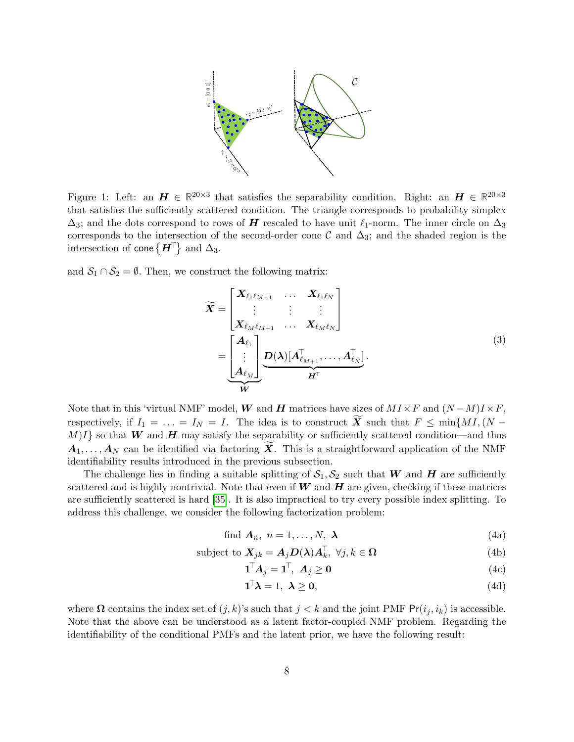Figure 1: Left: an $\boldsymbol{H} \in \mathbb{R}^{20\times 3}$ that satisfies the separability condition. Right: an $\boldsymbol{H} \in \mathbb{R}^{20\times 3}$ that satisfies the sufficiently scattered condition. The triangle corresponds to probability simplex $\Delta_3$; and the dots correspond to rows of $\boldsymbol{H}$ rescaled to have unit $\ell_1$-norm. The inner circle on $\Delta_3$ corresponds to the intersection of the second-order cone $\mathcal{C}$ and $\Delta_3$; and the shaded region is the intersection of $\mathsf{cone}\{\boldsymbol{H}^\top\}$ and $\Delta_3$.

and $\mathcal{S}_1 \cap \mathcal{S}_2 = \emptyset$. Then, we construct the following matrix:

$$
\begin{aligned}
\widetilde{\boldsymbol{X}} &= \begin{bmatrix} \boldsymbol{X}_{\ell_1 \ell_{M+1}} & \dots & \boldsymbol{X}_{\ell_1 \ell_N} \\ \vdots & \vdots & \vdots \\ \boldsymbol{X}_{\ell_M \ell_{M+1}} & \dots & \boldsymbol{X}_{\ell_M \ell_N} \end{bmatrix} \\
&= \underbrace{\begin{bmatrix} \boldsymbol{A}_{\ell_1} \\ \vdots \\ \boldsymbol{A}_{\ell_M} \end{bmatrix}}_{\boldsymbol{W}} \underbrace{\boldsymbol{D}(\boldsymbol{\lambda})[\boldsymbol{A}_{\ell_{M+1}}^\top, \dots, \boldsymbol{A}_{\ell_N}^\top]}_{\boldsymbol{H}^\top}.
\end{aligned} \tag{3}
$$

Note that in this 'virtual NMF' model, $\boldsymbol{W}$ and $\boldsymbol{H}$ matrices have sizes of $MI \times F$ and $(N-M)I \times F$, respectively, if $I_1 = \ldots = I_N = I$. The idea is to construct $\widetilde{\boldsymbol{X}}$ such that $F \leq \min\{MI, (N-M)I\}$ so that $\boldsymbol{W}$ and $\boldsymbol{H}$ may satisfy the separability or sufficiently scattered condition—and thus $\boldsymbol{A}_1, \ldots, \boldsymbol{A}_N$ can be identified via factoring $\widetilde{\boldsymbol{X}}$. This is a straightforward application of the NMF identifiability results introduced in the previous subsection.

The challenge lies in finding a suitable splitting of $\mathcal{S}_1, \mathcal{S}_2$ such that $\boldsymbol{W}$ and $\boldsymbol{H}$ are sufficiently scattered and is highly nontrivial. Note that even if $\boldsymbol{W}$ and $\boldsymbol{H}$ are given, checking if these matrices are sufficiently scattered is hard [35]. It is also impractical to try every possible index splitting. To address this challenge, we consider the following factorization problem:

$$
\text{find } \boldsymbol{A}_n,\ n = 1, \ldots, N,\ \boldsymbol{\lambda} \tag{4a}
$$

$$
\text{subject to } \boldsymbol{X}_{jk} = \boldsymbol{A}_j \boldsymbol{D}(\boldsymbol{\lambda}) \boldsymbol{A}_k^\top,\ \forall j, k \in \boldsymbol{\Omega} \tag{4b}
$$

$$
\boldsymbol{1}^\top \boldsymbol{A}_j = \boldsymbol{1}^\top,\ \boldsymbol{A}_j \geq \boldsymbol{0} \tag{4c}
$$

$$
\boldsymbol{1}^\top \boldsymbol{\lambda} = 1,\ \boldsymbol{\lambda} \geq \boldsymbol{0}, \tag{4d}
$$

where $\boldsymbol{\Omega}$ contains the index set of $(j,k)$'s such that $j < k$ and the joint PMF $\mathsf{Pr}(i_j, i_k)$ is accessible. Note that the above can be understood as a latent factor-coupled NMF problem. Regarding the identifiability of the conditional PMFs and the latent prior, we have the following result: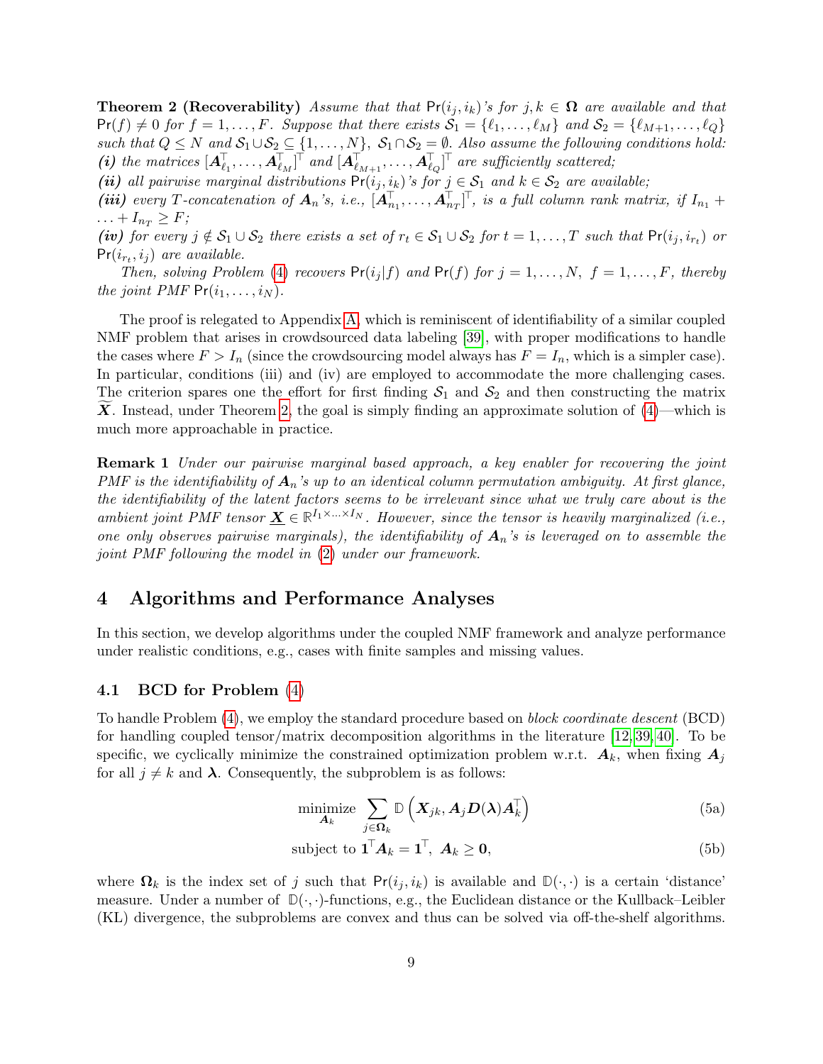**Theorem 2 (Recoverability)** *Assume that that* $\mathsf{Pr}(i_j, i_k)$*'s for* $j, k \in \boldsymbol{\Omega}$ *are available and that* $\mathsf{Pr}(f) \neq 0$ *for* $f = 1, \ldots, F$*. Suppose that there exists* $\mathcal{S}_1 = \{\ell_1, \ldots, \ell_M\}$ *and* $\mathcal{S}_2 = \{\ell_{M+1}, \ldots, \ell_Q\}$ *such that* $Q \leq N$ *and* $\mathcal{S}_1 \cup \mathcal{S}_2 \subseteq \{1, \ldots, N\}$, $\mathcal{S}_1 \cap \mathcal{S}_2 = \emptyset$*. Also assume the following conditions hold:*
***(i)*** *the matrices* $[\boldsymbol{A}_{\ell_1}^\top, \ldots, \boldsymbol{A}_{\ell_M}^\top]^\top$ *and* $[\boldsymbol{A}_{\ell_{M+1}}^\top, \ldots, \boldsymbol{A}_{\ell_Q}^\top]^\top$ *are sufficiently scattered;*
***(ii)*** *all pairwise marginal distributions* $\mathsf{Pr}(i_j, i_k)$*'s for* $j \in \mathcal{S}_1$ *and* $k \in \mathcal{S}_2$ *are available;*
***(iii)*** *every* $T$*-concatenation of* $\boldsymbol{A}_n$*'s, i.e.,* $[\boldsymbol{A}_{n_1}^\top, \ldots, \boldsymbol{A}_{n_T}^\top]^\top$*, is a full column rank matrix, if* $I_{n_1} + \ldots + I_{n_T} \geq F$*;*
***(iv)*** *for every* $j \notin \mathcal{S}_1 \cup \mathcal{S}_2$ *there exists a set of* $r_t \in \mathcal{S}_1 \cup \mathcal{S}_2$ *for* $t = 1, \ldots, T$ *such that* $\mathsf{Pr}(i_j, i_{r_t})$ *or* $\mathsf{Pr}(i_{r_t}, i_j)$ *are available.*

*Then, solving Problem (4) recovers* $\mathsf{Pr}(i_j|f)$ *and* $\mathsf{Pr}(f)$ *for* $j = 1, \ldots, N,\ f = 1, \ldots, F$*, thereby the joint PMF* $\mathsf{Pr}(i_1, \ldots, i_N)$*.*

The proof is relegated to Appendix A, which is reminiscent of identifiability of a similar coupled NMF problem that arises in crowdsourced data labeling [39], with proper modifications to handle the cases where $F > I_n$ (since the crowdsourcing model always has $F = I_n$, which is a simpler case). In particular, conditions (iii) and (iv) are employed to accommodate the more challenging cases. The criterion spares one the effort for first finding $\mathcal{S}_1$ and $\mathcal{S}_2$ and then constructing the matrix $\widetilde{\boldsymbol{X}}$. Instead, under Theorem 2, the goal is simply finding an approximate solution of (4)—which is much more approachable in practice.

**Remark 1** *Under our pairwise marginal based approach, a key enabler for recovering the joint PMF is the identifiability of* $\boldsymbol{A}_n$*'s up to an identical column permutation ambiguity. At first glance, the identifiability of the latent factors seems to be irrelevant since what we truly care about is the ambient joint PMF tensor* $\underline{\boldsymbol{X}} \in \mathbb{R}^{I_1 \times \ldots \times I_N}$*. However, since the tensor is heavily marginalized (i.e., one only observes pairwise marginals), the identifiability of* $\boldsymbol{A}_n$*'s is leveraged on to assemble the joint PMF following the model in (2) under our framework.*

# 4 Algorithms and Performance Analyses

In this section, we develop algorithms under the coupled NMF framework and analyze performance under realistic conditions, e.g., cases with finite samples and missing values.

## 4.1 BCD for Problem (4)

To handle Problem (4), we employ the standard procedure based on *block coordinate descent* (BCD) for handling coupled tensor/matrix decomposition algorithms in the literature [12, 39, 40]. To be specific, we cyclically minimize the constrained optimization problem w.r.t. $\boldsymbol{A}_k$, when fixing $\boldsymbol{A}_j$ for all $j \neq k$ and $\boldsymbol{\lambda}$. Consequently, the subproblem is as follows:

$$
\underset{\boldsymbol{A}_k}{\text{minimize}} \ \sum_{j \in \boldsymbol{\Omega}_k} \mathbb{D}\left(\boldsymbol{X}_{jk}, \boldsymbol{A}_j \boldsymbol{D}(\boldsymbol{\lambda}) \boldsymbol{A}_k^\top\right) \tag{5a}
$$

$$
\text{subject to } \boldsymbol{1}^\top \boldsymbol{A}_k = \boldsymbol{1}^\top,\ \boldsymbol{A}_k \geq \boldsymbol{0}, \tag{5b}
$$

where $\boldsymbol{\Omega}_k$ is the index set of $j$ such that $\mathsf{Pr}(i_j, i_k)$ is available and $\mathbb{D}(\cdot, \cdot)$ is a certain 'distance' measure. Under a number of $\mathbb{D}(\cdot, \cdot)$-functions, e.g., the Euclidean distance or the Kullback–Leibler (KL) divergence, the subproblems are convex and thus can be solved via off-the-shelf algorithms.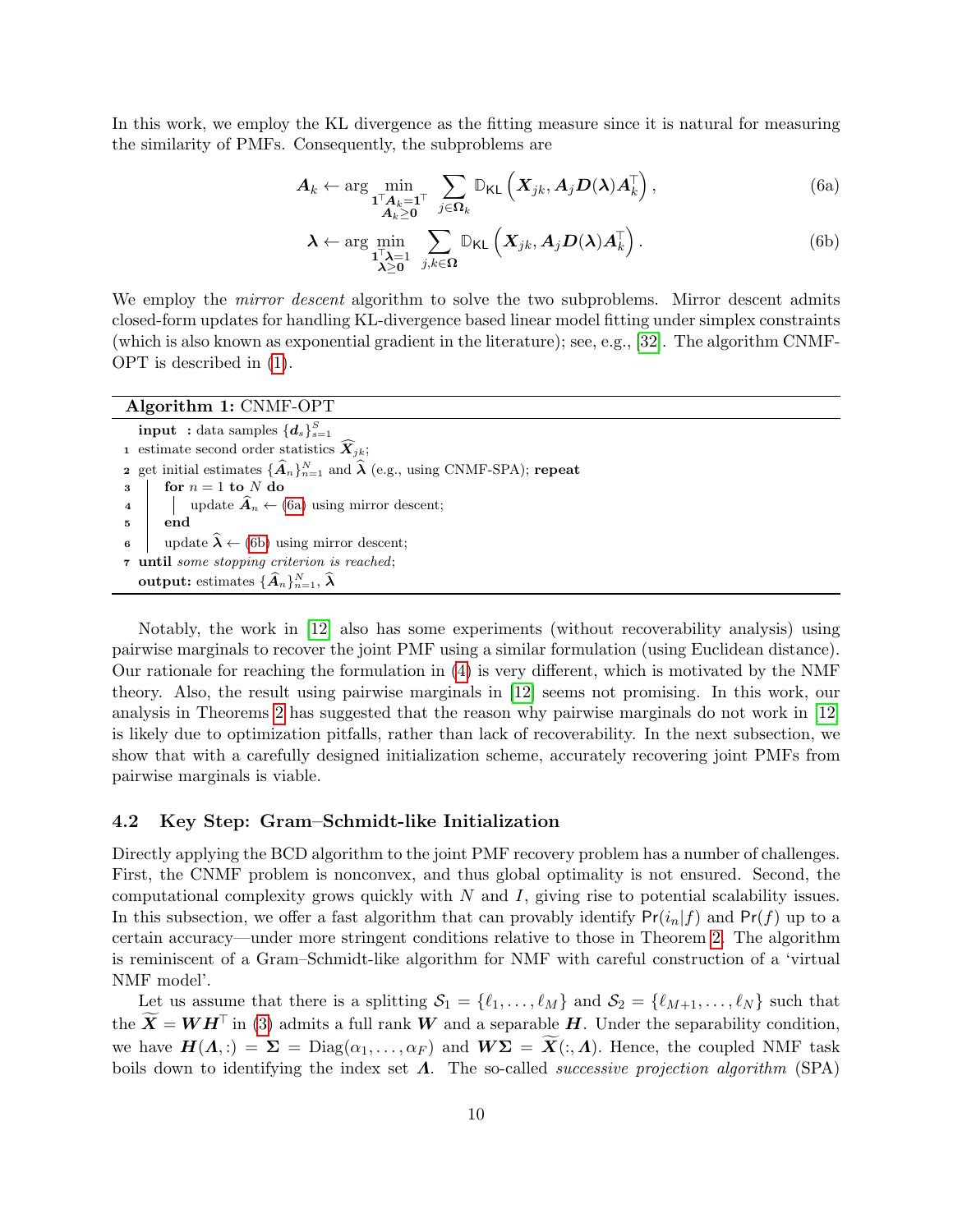In this work, we employ the KL divergence as the fitting measure since it is natural for measuring the similarity of PMFs. Consequently, the subproblems are

$$\boldsymbol{A}_k \leftarrow \arg\min_{\substack{\mathbf{1}^\top \boldsymbol{A}_k = \mathbf{1}^\top \\ \boldsymbol{A}_k \geq \mathbf{0}}} \sum_{j \in \boldsymbol{\Omega}_k} \mathbb{D}_{\mathsf{KL}}\left(\boldsymbol{X}_{jk}, \boldsymbol{A}_j \boldsymbol{D}(\boldsymbol{\lambda}) \boldsymbol{A}_k^\top\right), \tag{6a}$$

$$\boldsymbol{\lambda} \leftarrow \arg\min_{\substack{\mathbf{1}^\top \boldsymbol{\lambda} = 1 \\ \boldsymbol{\lambda} \geq \mathbf{0}}} \sum_{j,k \in \boldsymbol{\Omega}} \mathbb{D}_{\mathsf{KL}}\left(\boldsymbol{X}_{jk}, \boldsymbol{A}_j \boldsymbol{D}(\boldsymbol{\lambda}) \boldsymbol{A}_k^\top\right). \tag{6b}$$

We employ the *mirror descent* algorithm to solve the two subproblems. Mirror descent admits closed-form updates for handling KL-divergence based linear model fitting under simplex constraints (which is also known as exponential gradient in the literature); see, e.g., [32]. The algorithm CNMF-OPT is described in (1).

---

**Algorithm 1:** CNMF-OPT

---

**input** : data samples $\{\boldsymbol{d}_s\}_{s=1}^S$

1 estimate second order statistics $\widehat{\boldsymbol{X}}_{jk}$;

2 get initial estimates $\{\widehat{\boldsymbol{A}}_n\}_{n=1}^N$ and $\widehat{\boldsymbol{\lambda}}$ (e.g., using CNMF-SPA); **repeat**

3 $\quad$ **for** $n = 1$ **to** $N$ **do**

4 $\quad\quad$ update $\widehat{\boldsymbol{A}}_n \leftarrow$ (6a) using mirror descent;

5 $\quad$ **end**

6 $\quad$ update $\widehat{\boldsymbol{\lambda}} \leftarrow$ (6b) using mirror descent;

7 **until** *some stopping criterion is reached*;

**output:** estimates $\{\widehat{\boldsymbol{A}}_n\}_{n=1}^N$, $\widehat{\boldsymbol{\lambda}}$

---

Notably, the work in [12] also has some experiments (without recoverability analysis) using pairwise marginals to recover the joint PMF using a similar formulation (using Euclidean distance). Our rationale for reaching the formulation in (4) is very different, which is motivated by the NMF theory. Also, the result using pairwise marginals in [12] seems not promising. In this work, our analysis in Theorems 2 has suggested that the reason why pairwise marginals do not work in [12] is likely due to optimization pitfalls, rather than lack of recoverability. In the next subsection, we show that with a carefully designed initialization scheme, accurately recovering joint PMFs from pairwise marginals is viable.

### 4.2 Key Step: Gram–Schmidt-like Initialization

Directly applying the BCD algorithm to the joint PMF recovery problem has a number of challenges. First, the CNMF problem is nonconvex, and thus global optimality is not ensured. Second, the computational complexity grows quickly with $N$ and $I$, giving rise to potential scalability issues. In this subsection, we offer a fast algorithm that can provably identify $\mathsf{Pr}(i_n|f)$ and $\mathsf{Pr}(f)$ up to a certain accuracy—under more stringent conditions relative to those in Theorem 2. The algorithm is reminiscent of a Gram–Schmidt-like algorithm for NMF with careful construction of a 'virtual NMF model'.

Let us assume that there is a splitting $\mathcal{S}_1 = \{\ell_1, \ldots, \ell_M\}$ and $\mathcal{S}_2 = \{\ell_{M+1}, \ldots, \ell_N\}$ such that the $\widetilde{\boldsymbol{X}} = \boldsymbol{W}\boldsymbol{H}^\top$ in (3) admits a full rank $\boldsymbol{W}$ and a separable $\boldsymbol{H}$. Under the separability condition, we have $\boldsymbol{H}(\boldsymbol{\varLambda}, :) = \boldsymbol{\Sigma} = \mathrm{Diag}(\alpha_1, \ldots, \alpha_F)$ and $\boldsymbol{W}\boldsymbol{\Sigma} = \widetilde{\boldsymbol{X}}(:, \boldsymbol{\varLambda})$. Hence, the coupled NMF task boils down to identifying the index set $\boldsymbol{\varLambda}$. The so-called *successive projection algorithm* (SPA)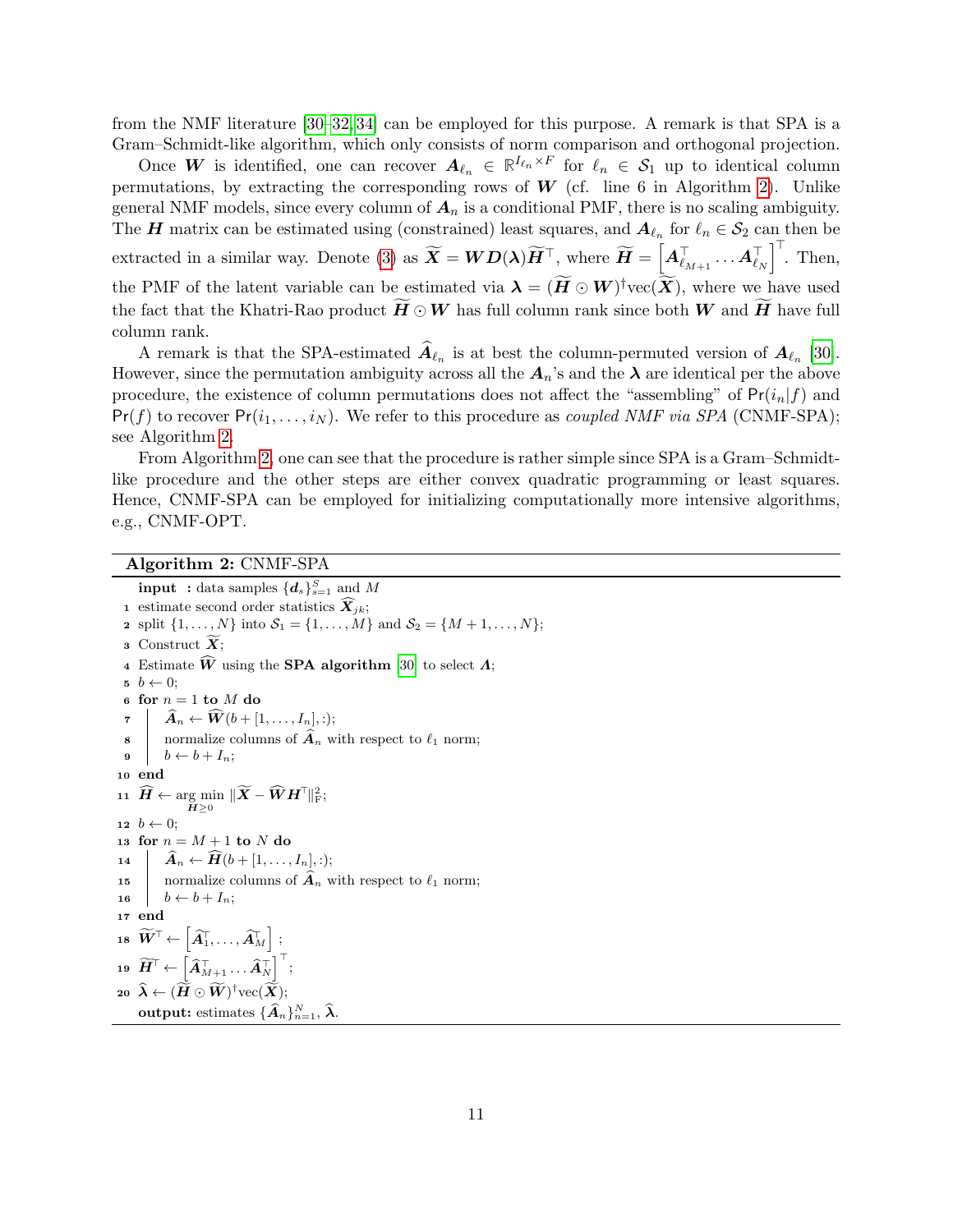from the NMF literature [30–32, 34] can be employed for this purpose. A remark is that SPA is a Gram–Schmidt-like algorithm, which only consists of norm comparison and orthogonal projection.

Once $\boldsymbol{W}$ is identified, one can recover $\boldsymbol{A}_{\ell_n} \in \mathbb{R}^{I_{\ell_n} \times F}$ for $\ell_n \in \mathcal{S}_1$ up to identical column permutations, by extracting the corresponding rows of $\boldsymbol{W}$ (cf. line 6 in Algorithm 2). Unlike general NMF models, since every column of $\boldsymbol{A}_n$ is a conditional PMF, there is no scaling ambiguity. The $\boldsymbol{H}$ matrix can be estimated using (constrained) least squares, and $\boldsymbol{A}_{\ell_n}$ for $\ell_n \in \mathcal{S}_2$ can then be extracted in a similar way. Denote (3) as $\widetilde{\boldsymbol{X}} = \boldsymbol{W}\boldsymbol{D}(\boldsymbol{\lambda})\widetilde{\boldsymbol{H}}^\top$, where $\widetilde{\boldsymbol{H}} = \left[\boldsymbol{A}_{\ell_{M+1}}^\top \ldots \boldsymbol{A}_{\ell_N}^\top\right]^\top$. Then, the PMF of the latent variable can be estimated via $\boldsymbol{\lambda} = (\widetilde{\boldsymbol{H}} \odot \boldsymbol{W})^\dagger \mathrm{vec}(\widetilde{\boldsymbol{X}})$, where we have used the fact that the Khatri-Rao product $\widetilde{\boldsymbol{H}} \odot \boldsymbol{W}$ has full column rank since both $\boldsymbol{W}$ and $\widetilde{\boldsymbol{H}}$ have full column rank.

A remark is that the SPA-estimated $\widehat{\boldsymbol{A}}_{\ell_n}$ is at best the column-permuted version of $\boldsymbol{A}_{\ell_n}$ [30]. However, since the permutation ambiguity across all the $\boldsymbol{A}_n$'s and the $\boldsymbol{\lambda}$ are identical per the above procedure, the existence of column permutations does not affect the "assembling" of $\mathsf{Pr}(i_n|f)$ and $\mathsf{Pr}(f)$ to recover $\mathsf{Pr}(i_1, \ldots, i_N)$. We refer to this procedure as *coupled NMF via SPA* (CNMF-SPA); see Algorithm 2.

From Algorithm 2, one can see that the procedure is rather simple since SPA is a Gram–Schmidt-like procedure and the other steps are either convex quadratic programming or least squares. Hence, CNMF-SPA can be employed for initializing computationally more intensive algorithms, e.g., CNMF-OPT.

**Algorithm 2:** CNMF-SPA

```
input : data samples {d_s}_{s=1}^S and M
1  estimate second order statistics X̂_jk;
2  split {1,...,N} into S_1 = {1,...,M} and S_2 = {M+1,...,N};
3  Construct X̃;
4  Estimate Ŵ using the SPA algorithm [30] to select Λ;
5  b ← 0;
6  for n = 1 to M do
7  |   Â_n ← Ŵ(b + [1,...,I_n], :);
8  |   normalize columns of Â_n with respect to ℓ1 norm;
9  |   b ← b + I_n;
10 end
11 Ĥ ← arg min_{H≥0} ||X̃ − Ŵ H^T||_F^2;
12 b ← 0;
13 for n = M+1 to N do
14 |   Â_n ← Ĥ(b + [1,...,I_n], :);
15 |   normalize columns of Â_n with respect to ℓ1 norm;
16 |   b ← b + I_n;
17 end
18 W̃^T ← [Â_1^T, ..., Â_M^T];
19 H̃^T ← [Â_{M+1}^T ... Â_N^T]^T;
20 λ̂ ← (H̃ ⊙ W̃)^† vec(X̃);
output: estimates {Â_n}_{n=1}^N, λ̂.
```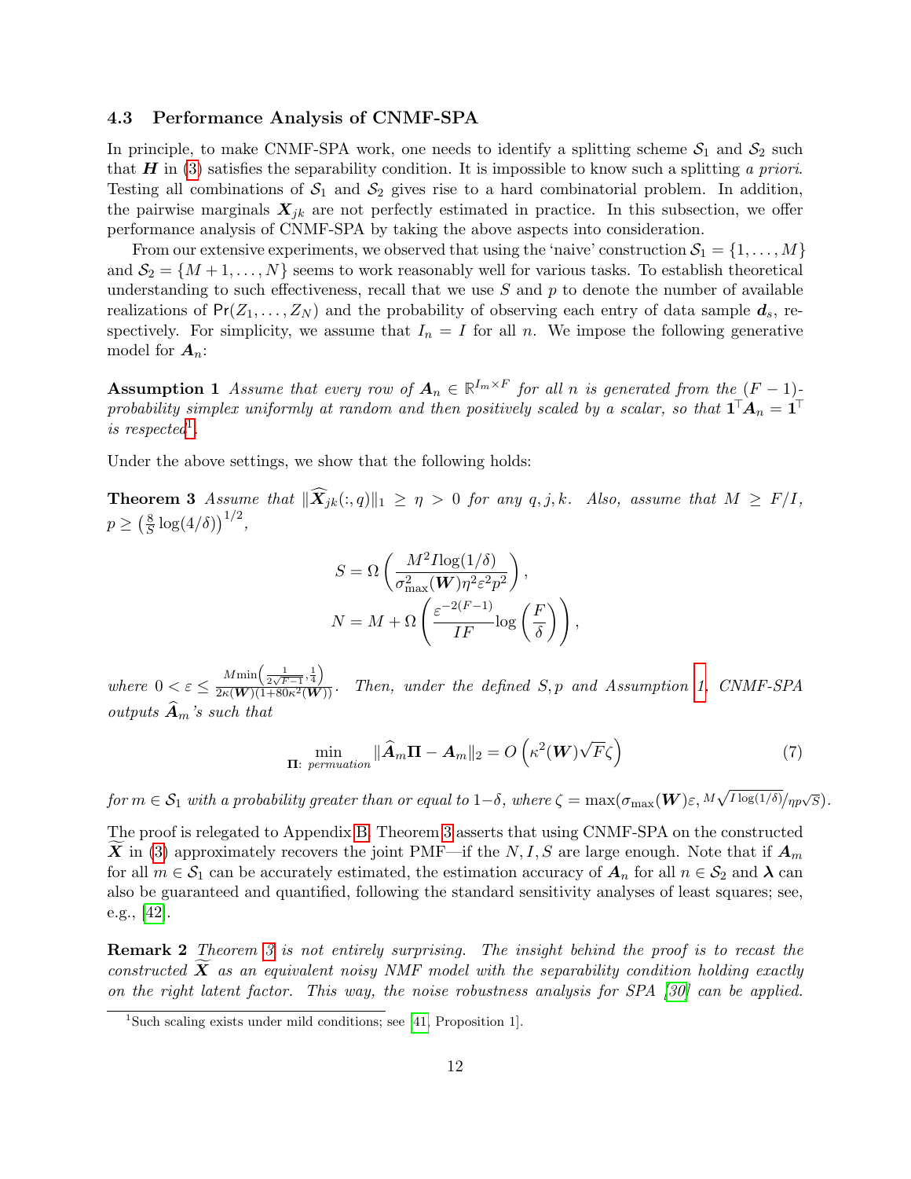### 4.3 Performance Analysis of CNMF-SPA

In principle, to make CNMF-SPA work, one needs to identify a splitting scheme $\mathcal{S}_1$ and $\mathcal{S}_2$ such that $\boldsymbol{H}$ in (3) satisfies the separability condition. It is impossible to know such a splitting *a priori*. Testing all combinations of $\mathcal{S}_1$ and $\mathcal{S}_2$ gives rise to a hard combinatorial problem. In addition, the pairwise marginals $\boldsymbol{X}_{jk}$ are not perfectly estimated in practice. In this subsection, we offer performance analysis of CNMF-SPA by taking the above aspects into consideration.

From our extensive experiments, we observed that using the 'naive' construction $\mathcal{S}_1 = \{1, \ldots, M\}$ and $\mathcal{S}_2 = \{M+1, \ldots, N\}$ seems to work reasonably well for various tasks. To establish theoretical understanding to such effectiveness, recall that we use $S$ and $p$ to denote the number of available realizations of $\mathsf{Pr}(Z_1, \ldots, Z_N)$ and the probability of observing each entry of data sample $\boldsymbol{d}_s$, respectively. For simplicity, we assume that $I_n = I$ for all $n$. We impose the following generative model for $\boldsymbol{A}_n$:

**Assumption 1** *Assume that every row of $\boldsymbol{A}_n \in \mathbb{R}^{I_m \times F}$ for all $n$ is generated from the $(F-1)$-probability simplex uniformly at random and then positively scaled by a scalar, so that $\boldsymbol{1}^\top \boldsymbol{A}_n = \boldsymbol{1}^\top$ is respected*[1].

Under the above settings, we show that the following holds:

**Theorem 3** *Assume that $\|\widehat{\boldsymbol{X}}_{jk}(:,q)\|_1 \geq \eta > 0$ for any $q, j, k$. Also, assume that $M \geq F/I$, $p \geq \left(\frac{8}{S}\log(4/\delta)\right)^{1/2}$,*

$$S = \Omega\left(\frac{M^2 I \log(1/\delta)}{\sigma^2_{\max}(\boldsymbol{W})\eta^2\varepsilon^2 p^2}\right),$$
$$N = M + \Omega\left(\frac{\varepsilon^{-2(F-1)}}{IF}\log\left(\frac{F}{\delta}\right)\right),$$

*where $0 < \varepsilon \leq \frac{M\min\left(\frac{1}{2\sqrt{F-1}}, \frac{1}{4}\right)}{2\kappa(\boldsymbol{W})(1+80\kappa^2(\boldsymbol{W}))}$. Then, under the defined $S, p$ and Assumption 1, CNMF-SPA outputs $\widehat{\boldsymbol{A}}_m$'s such that*

$$\min_{\boldsymbol{\Pi}:\ \text{permuation}} \|\widehat{\boldsymbol{A}}_m \boldsymbol{\Pi} - \boldsymbol{A}_m\|_2 = O\left(\kappa^2(\boldsymbol{W})\sqrt{F}\zeta\right) \tag{7}$$

*for $m \in \mathcal{S}_1$ with a probability greater than or equal to $1-\delta$, where $\zeta = \max(\sigma_{\max}(\boldsymbol{W})\varepsilon, {}^{M\sqrt{I\log(1/\delta)}}/_{\eta p\sqrt{S}})$.*

The proof is relegated to Appendix B. Theorem 3 asserts that using CNMF-SPA on the constructed $\widetilde{\boldsymbol{X}}$ in (3) approximately recovers the joint PMF—if the $N, I, S$ are large enough. Note that if $\boldsymbol{A}_m$ for all $m \in \mathcal{S}_1$ can be accurately estimated, the estimation accuracy of $\boldsymbol{A}_n$ for all $n \in \mathcal{S}_2$ and $\boldsymbol{\lambda}$ can also be guaranteed and quantified, following the standard sensitivity analyses of least squares; see, e.g., [42].

**Remark 2** *Theorem 3 is not entirely surprising. The insight behind the proof is to recast the constructed $\widetilde{\boldsymbol{X}}$ as an equivalent noisy NMF model with the separability condition holding exactly on the right latent factor. This way, the noise robustness analysis for SPA [30] can be applied.*

[1] Such scaling exists under mild conditions; see [41, Proposition 1].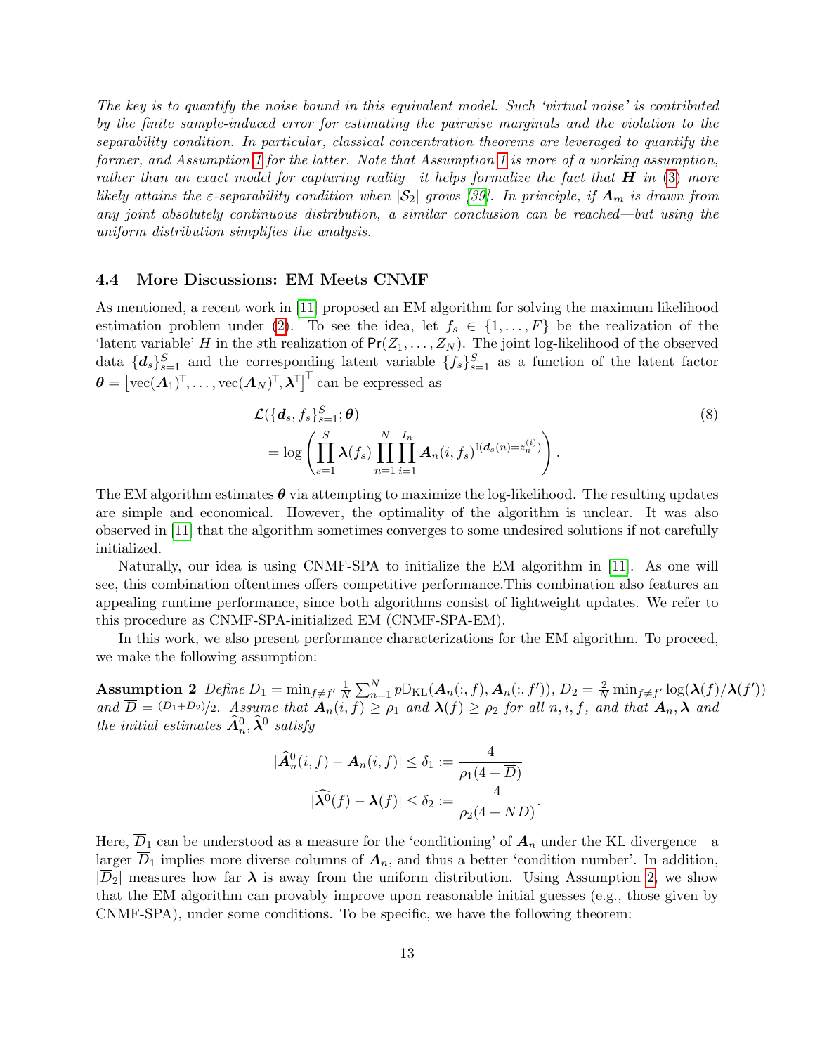*The key is to quantify the noise bound in this equivalent model. Such 'virtual noise' is contributed by the finite sample-induced error for estimating the pairwise marginals and the violation to the separability condition. In particular, classical concentration theorems are leveraged to quantify the former, and Assumption 1 for the latter. Note that Assumption 1 is more of a working assumption, rather than an exact model for capturing reality—it helps formalize the fact that $\boldsymbol{H}$ in (3) more likely attains the $\varepsilon$-separability condition when $|\mathcal{S}_2|$ grows [39]. In principle, if $\boldsymbol{A}_m$ is drawn from any joint absolutely continuous distribution, a similar conclusion can be reached—but using the uniform distribution simplifies the analysis.*

### 4.4 More Discussions: EM Meets CNMF

As mentioned, a recent work in [11] proposed an EM algorithm for solving the maximum likelihood estimation problem under (2). To see the idea, let $f_s \in \{1, \ldots, F\}$ be the realization of the 'latent variable' $H$ in the $s$th realization of $\mathsf{Pr}(Z_1, \ldots, Z_N)$. The joint log-likelihood of the observed data $\{\boldsymbol{d}_s\}_{s=1}^S$ and the corresponding latent variable $\{f_s\}_{s=1}^S$ as a function of the latent factor $\boldsymbol{\theta} = \left[\text{vec}(\boldsymbol{A}_1)^\top, \ldots, \text{vec}(\boldsymbol{A}_N)^\top, \boldsymbol{\lambda}^\top\right]^\top$ can be expressed as

$$
\begin{aligned}
&\mathcal{L}(\{\boldsymbol{d}_s, f_s\}_{s=1}^S; \boldsymbol{\theta}) \\
&= \log\left(\prod_{s=1}^S \boldsymbol{\lambda}(f_s) \prod_{n=1}^N \prod_{i=1}^{I_n} \boldsymbol{A}_n(i, f_s)^{\mathbb{I}(\boldsymbol{d}_s(n) = z_n^{(i)})}\right).
\end{aligned} \tag{8}
$$

The EM algorithm estimates $\boldsymbol{\theta}$ via attempting to maximize the log-likelihood. The resulting updates are simple and economical. However, the optimality of the algorithm is unclear. It was also observed in [11] that the algorithm sometimes converges to some undesired solutions if not carefully initialized.

Naturally, our idea is using CNMF-SPA to initialize the EM algorithm in [11]. As one will see, this combination oftentimes offers competitive performance.This combination also features an appealing runtime performance, since both algorithms consist of lightweight updates. We refer to this procedure as CNMF-SPA-initialized EM (CNMF-SPA-EM).

In this work, we also present performance characterizations for the EM algorithm. To proceed, we make the following assumption:

**Assumption 2** *Define $\overline{D}_1 = \min_{f \neq f'} \frac{1}{N} \sum_{n=1}^N p\mathbb{D}_{\text{KL}}(\boldsymbol{A}_n(:, f), \boldsymbol{A}_n(:, f'))$, $\overline{D}_2 = \frac{2}{N} \min_{f \neq f'} \log(\boldsymbol{\lambda}(f)/\boldsymbol{\lambda}(f'))$ and $\overline{D} = (\overline{D}_1 + \overline{D}_2)/2$. Assume that $\boldsymbol{A}_n(i, f) \geq \rho_1$ and $\boldsymbol{\lambda}(f) \geq \rho_2$ for all $n, i, f$, and that $\boldsymbol{A}_n, \boldsymbol{\lambda}$ and the initial estimates $\widehat{\boldsymbol{A}}_n^0, \widehat{\boldsymbol{\lambda}}^0$ satisfy*

$$
|\widehat{\boldsymbol{A}}_n^0(i, f) - \boldsymbol{A}_n(i, f)| \leq \delta_1 := \frac{4}{\rho_1(4 + \overline{D})}
$$

$$
|\widehat{\boldsymbol{\lambda}}^0(f) - \boldsymbol{\lambda}(f)| \leq \delta_2 := \frac{4}{\rho_2(4 + N\overline{D})}.
$$

Here, $\overline{D}_1$ can be understood as a measure for the 'conditioning' of $\boldsymbol{A}_n$ under the KL divergence—a larger $\overline{D}_1$ implies more diverse columns of $\boldsymbol{A}_n$, and thus a better 'condition number'. In addition, $|\overline{D}_2|$ measures how far $\boldsymbol{\lambda}$ is away from the uniform distribution. Using Assumption 2, we show that the EM algorithm can provably improve upon reasonable initial guesses (e.g., those given by CNMF-SPA), under some conditions. To be specific, we have the following theorem: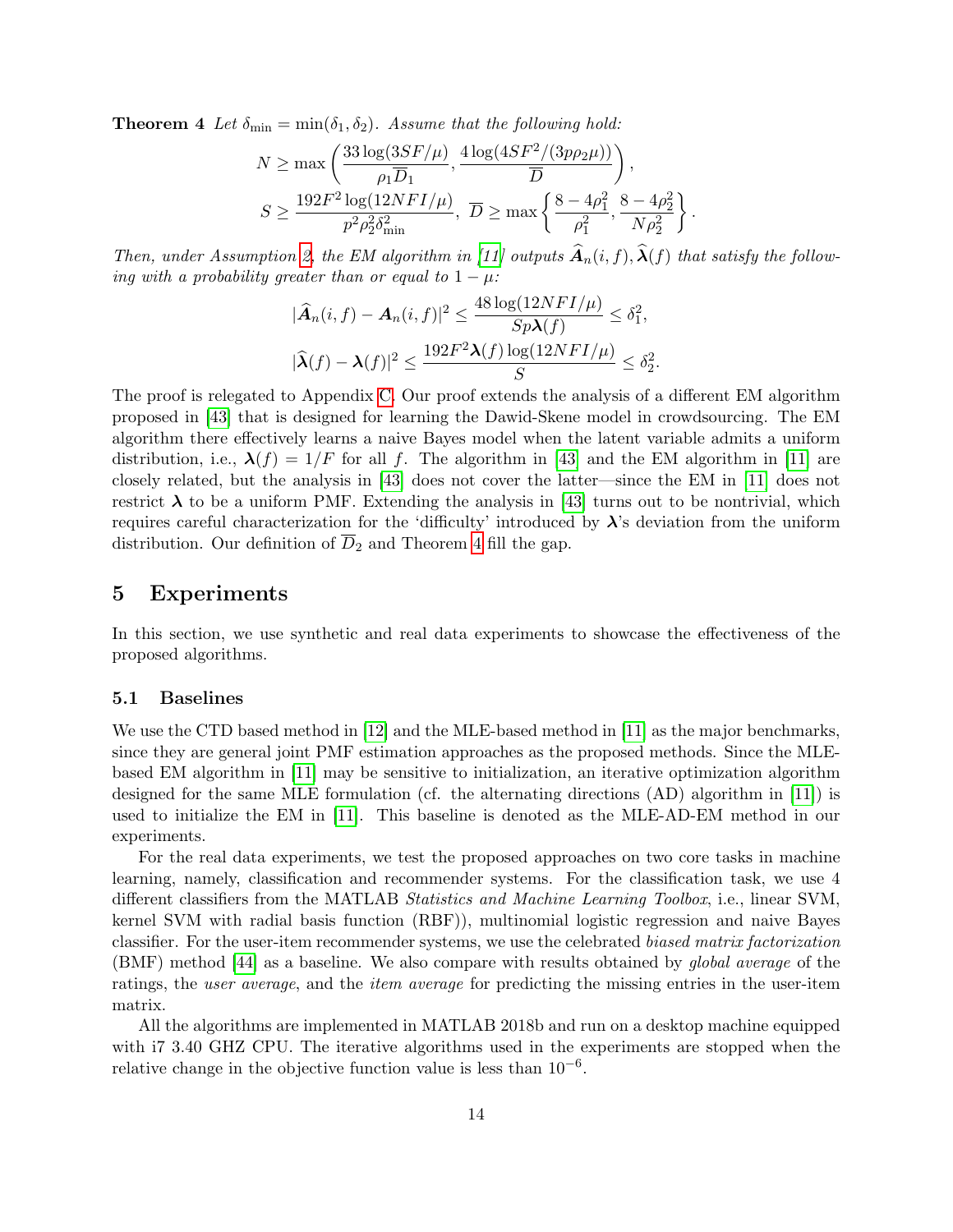**Theorem 4** *Let $\delta_{\min} = \min(\delta_1, \delta_2)$. Assume that the following hold:*

$$N \geq \max\left(\frac{33\log(3SF/\mu)}{\rho_1 \overline{D}_1}, \frac{4\log(4SF^2/(3p\rho_2\mu))}{\overline{D}}\right),$$

$$S \geq \frac{192F^2\log(12NFI/\mu)}{p^2\rho_2^2\delta_{\min}^2},\ \overline{D} \geq \max\left\{\frac{8-4\rho_1^2}{\rho_1^2}, \frac{8-4\rho_2^2}{N\rho_2^2}\right\}.$$

*Then, under Assumption 2, the EM algorithm in [11] outputs $\widehat{\boldsymbol{A}}_n(i,f), \widehat{\boldsymbol{\lambda}}(f)$ that satisfy the following with a probability greater than or equal to $1-\mu$:*

$$|\widehat{\boldsymbol{A}}_n(i,f) - \boldsymbol{A}_n(i,f)|^2 \leq \frac{48\log(12NFI/\mu)}{Sp\boldsymbol{\lambda}(f)} \leq \delta_1^2,$$

$$|\widehat{\boldsymbol{\lambda}}(f) - \boldsymbol{\lambda}(f)|^2 \leq \frac{192F^2\boldsymbol{\lambda}(f)\log(12NFI/\mu)}{S} \leq \delta_2^2.$$

The proof is relegated to Appendix C. Our proof extends the analysis of a different EM algorithm proposed in [43] that is designed for learning the Dawid-Skene model in crowdsourcing. The EM algorithm there effectively learns a naive Bayes model when the latent variable admits a uniform distribution, i.e., $\boldsymbol{\lambda}(f) = 1/F$ for all $f$. The algorithm in [43] and the EM algorithm in [11] are closely related, but the analysis in [43] does not cover the latter—since the EM in [11] does not restrict $\boldsymbol{\lambda}$ to be a uniform PMF. Extending the analysis in [43] turns out to be nontrivial, which requires careful characterization for the 'difficulty' introduced by $\boldsymbol{\lambda}$'s deviation from the uniform distribution. Our definition of $\overline{D}_2$ and Theorem 4 fill the gap.

# 5 Experiments

In this section, we use synthetic and real data experiments to showcase the effectiveness of the proposed algorithms.

## 5.1 Baselines

We use the CTD based method in [12] and the MLE-based method in [11] as the major benchmarks, since they are general joint PMF estimation approaches as the proposed methods. Since the MLE-based EM algorithm in [11] may be sensitive to initialization, an iterative optimization algorithm designed for the same MLE formulation (cf. the alternating directions (AD) algorithm in [11]) is used to initialize the EM in [11]. This baseline is denoted as the MLE-AD-EM method in our experiments.

For the real data experiments, we test the proposed approaches on two core tasks in machine learning, namely, classification and recommender systems. For the classification task, we use 4 different classifiers from the MATLAB *Statistics and Machine Learning Toolbox*, i.e., linear SVM, kernel SVM with radial basis function (RBF)), multinomial logistic regression and naive Bayes classifier. For the user-item recommender systems, we use the celebrated *biased matrix factorization* (BMF) method [44] as a baseline. We also compare with results obtained by *global average* of the ratings, the *user average*, and the *item average* for predicting the missing entries in the user-item matrix.

All the algorithms are implemented in MATLAB 2018b and run on a desktop machine equipped with i7 3.40 GHZ CPU. The iterative algorithms used in the experiments are stopped when the relative change in the objective function value is less than $10^{-6}$.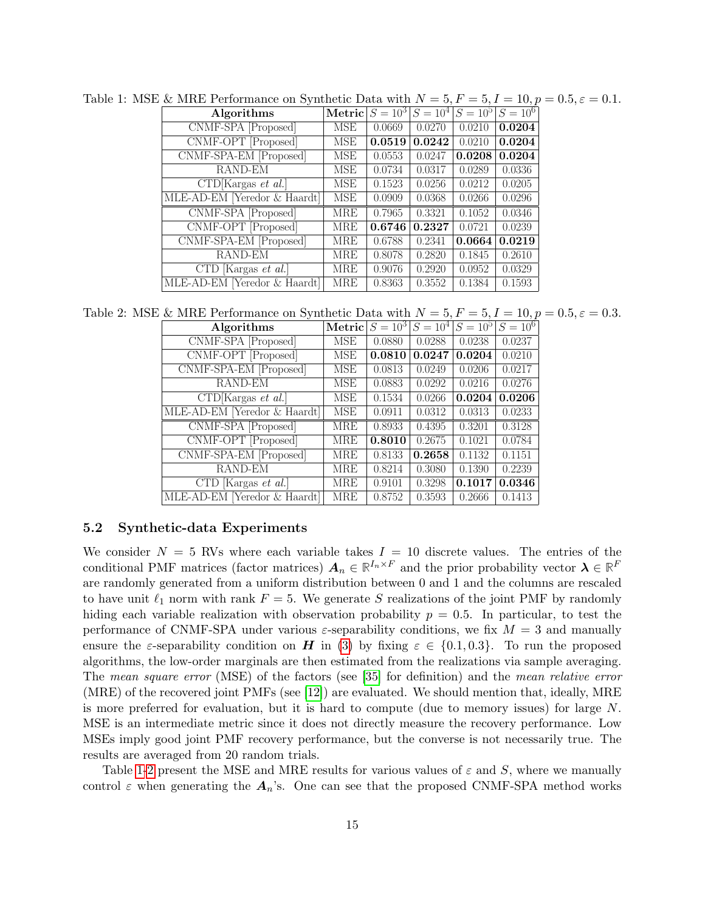Table 1: MSE & MRE Performance on Synthetic Data with $N = 5, F = 5, I = 10, p = 0.5, \varepsilon = 0.1$.

| Algorithms | Metric | $S = 10^3$ | $S = 10^4$ | $S = 10^5$ | $S = 10^6$ |
|---|---|---|---|---|---|
| CNMF-SPA [Proposed] | MSE | 0.0669 | 0.0270 | 0.0210 | **0.0204** |
| CNMF-OPT [Proposed] | MSE | **0.0519** | **0.0242** | 0.0210 | **0.0204** |
| CNMF-SPA-EM [Proposed] | MSE | 0.0553 | 0.0247 | **0.0208** | **0.0204** |
| RAND-EM | MSE | 0.0734 | 0.0317 | 0.0289 | 0.0336 |
| CTD[Kargas *et al.*] | MSE | 0.1523 | 0.0256 | 0.0212 | 0.0205 |
| MLE-AD-EM [Yeredor & Haardt] | MSE | 0.0909 | 0.0368 | 0.0266 | 0.0296 |
| CNMF-SPA [Proposed] | MRE | 0.7965 | 0.3321 | 0.1052 | 0.0346 |
| CNMF-OPT [Proposed] | MRE | **0.6746** | **0.2327** | 0.0721 | 0.0239 |
| CNMF-SPA-EM [Proposed] | MRE | 0.6788 | 0.2341 | **0.0664** | **0.0219** |
| RAND-EM | MRE | 0.8078 | 0.2820 | 0.1845 | 0.2610 |
| CTD [Kargas *et al.*] | MRE | 0.9076 | 0.2920 | 0.0952 | 0.0329 |
| MLE-AD-EM [Yeredor & Haardt] | MRE | 0.8363 | 0.3552 | 0.1384 | 0.1593 |

Table 2: MSE & MRE Performance on Synthetic Data with $N = 5, F = 5, I = 10, p = 0.5, \varepsilon = 0.3$.

| Algorithms | Metric | $S = 10^3$ | $S = 10^4$ | $S = 10^5$ | $S = 10^6$ |
|---|---|---|---|---|---|
| CNMF-SPA [Proposed] | MSE | 0.0880 | 0.0288 | 0.0238 | 0.0237 |
| CNMF-OPT [Proposed] | MSE | **0.0810** | **0.0247** | **0.0204** | 0.0210 |
| CNMF-SPA-EM [Proposed] | MSE | 0.0813 | 0.0249 | 0.0206 | 0.0217 |
| RAND-EM | MSE | 0.0883 | 0.0292 | 0.0216 | 0.0276 |
| CTD[Kargas *et al.*] | MSE | 0.1534 | 0.0266 | **0.0204** | **0.0206** |
| MLE-AD-EM [Yeredor & Haardt] | MSE | 0.0911 | 0.0312 | 0.0313 | 0.0233 |
| CNMF-SPA [Proposed] | MRE | 0.8933 | 0.4395 | 0.3201 | 0.3128 |
| CNMF-OPT [Proposed] | MRE | **0.8010** | 0.2675 | 0.1021 | 0.0784 |
| CNMF-SPA-EM [Proposed] | MRE | 0.8133 | **0.2658** | 0.1132 | 0.1151 |
| RAND-EM | MRE | 0.8214 | 0.3080 | 0.1390 | 0.2239 |
| CTD [Kargas *et al.*] | MRE | 0.9101 | 0.3298 | **0.1017** | **0.0346** |
| MLE-AD-EM [Yeredor & Haardt] | MRE | 0.8752 | 0.3593 | 0.2666 | 0.1413 |

### 5.2 Synthetic-data Experiments

We consider $N = 5$ RVs where each variable takes $I = 10$ discrete values. The entries of the conditional PMF matrices (factor matrices) $\boldsymbol{A}_n \in \mathbb{R}^{I_n \times F}$ and the prior probability vector $\boldsymbol{\lambda} \in \mathbb{R}^F$ are randomly generated from a uniform distribution between 0 and 1 and the columns are rescaled to have unit $\ell_1$ norm with rank $F = 5$. We generate $S$ realizations of the joint PMF by randomly hiding each variable realization with observation probability $p = 0.5$. In particular, to test the performance of CNMF-SPA under various $\varepsilon$-separability conditions, we fix $M = 3$ and manually ensure the $\varepsilon$-separability condition on $\boldsymbol{H}$ in (3) by fixing $\varepsilon \in \{0.1, 0.3\}$. To run the proposed algorithms, the low-order marginals are then estimated from the realizations via sample averaging. The *mean square error* (MSE) of the factors (see [35] for definition) and the *mean relative error* (MRE) of the recovered joint PMFs (see [12]) are evaluated. We should mention that, ideally, MRE is more preferred for evaluation, but it is hard to compute (due to memory issues) for large $N$. MSE is an intermediate metric since it does not directly measure the recovery performance. Low MSEs imply good joint PMF recovery performance, but the converse is not necessarily true. The results are averaged from 20 random trials.

Table 1-2 present the MSE and MRE results for various values of $\varepsilon$ and $S$, where we manually control $\varepsilon$ when generating the $\boldsymbol{A}_n$'s. One can see that the proposed CNMF-SPA method works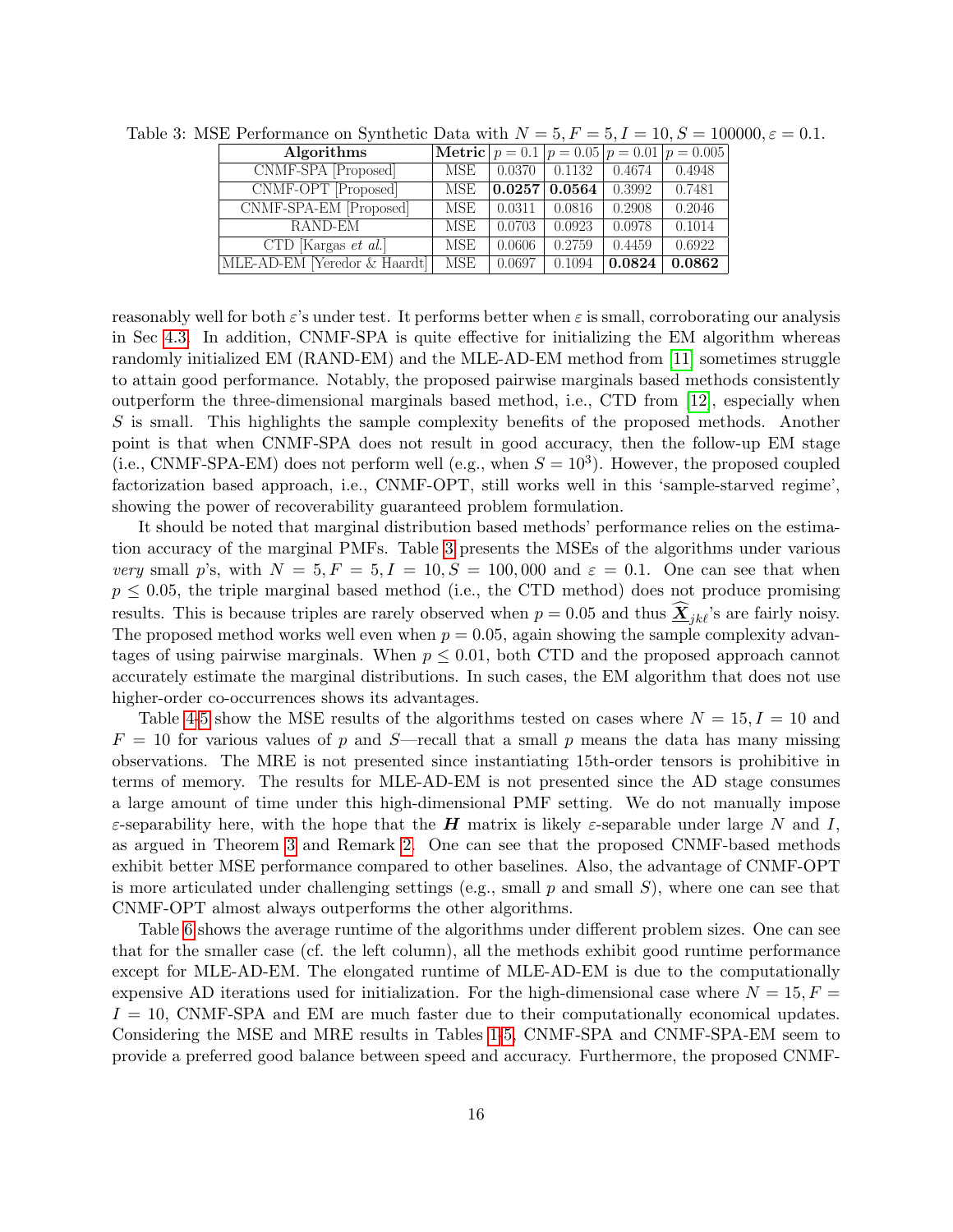Table 3: MSE Performance on Synthetic Data with $N = 5, F = 5, I = 10, S = 100000, \varepsilon = 0.1$.

| **Algorithms** | **Metric** | $p = 0.1$ | $p = 0.05$ | $p = 0.01$ | $p = 0.005$ |
|---|---|---|---|---|---|
| CNMF-SPA [Proposed] | MSE | 0.0370 | 0.1132 | 0.4674 | 0.4948 |
| CNMF-OPT [Proposed] | MSE | **0.0257** | **0.0564** | 0.3992 | 0.7481 |
| CNMF-SPA-EM [Proposed] | MSE | 0.0311 | 0.0816 | 0.2908 | 0.2046 |
| RAND-EM | MSE | 0.0703 | 0.0923 | 0.0978 | 0.1014 |
| CTD [Kargas *et al.*] | MSE | 0.0606 | 0.2759 | 0.4459 | 0.6922 |
| MLE-AD-EM [Yeredor & Haardt] | MSE | 0.0697 | 0.1094 | **0.0824** | **0.0862** |

reasonably well for both $\varepsilon$'s under test. It performs better when $\varepsilon$ is small, corroborating our analysis in Sec 4.3. In addition, CNMF-SPA is quite effective for initializing the EM algorithm whereas randomly initialized EM (RAND-EM) and the MLE-AD-EM method from [11] sometimes struggle to attain good performance. Notably, the proposed pairwise marginals based methods consistently outperform the three-dimensional marginals based method, i.e., CTD from [12], especially when $S$ is small. This highlights the sample complexity benefits of the proposed methods. Another point is that when CNMF-SPA does not result in good accuracy, then the follow-up EM stage (i.e., CNMF-SPA-EM) does not perform well (e.g., when $S = 10^3$). However, the proposed coupled factorization based approach, i.e., CNMF-OPT, still works well in this 'sample-starved regime', showing the power of recoverability guaranteed problem formulation.

It should be noted that marginal distribution based methods' performance relies on the estimation accuracy of the marginal PMFs. Table 3 presents the MSEs of the algorithms under various *very* small $p$'s, with $N = 5, F = 5, I = 10, S = 100,000$ and $\varepsilon = 0.1$. One can see that when $p \leq 0.05$, the triple marginal based method (i.e., the CTD method) does not produce promising results. This is because triples are rarely observed when $p = 0.05$ and thus $\widehat{\underline{\boldsymbol{X}}}_{jk\ell}$'s are fairly noisy. The proposed method works well even when $p = 0.05$, again showing the sample complexity advantages of using pairwise marginals. When $p \leq 0.01$, both CTD and the proposed approach cannot accurately estimate the marginal distributions. In such cases, the EM algorithm that does not use higher-order co-occurrences shows its advantages.

Table 4-5 show the MSE results of the algorithms tested on cases where $N = 15, I = 10$ and $F = 10$ for various values of $p$ and $S$—recall that a small $p$ means the data has many missing observations. The MRE is not presented since instantiating 15th-order tensors is prohibitive in terms of memory. The results for MLE-AD-EM is not presented since the AD stage consumes a large amount of time under this high-dimensional PMF setting. We do not manually impose $\varepsilon$-separability here, with the hope that the $\boldsymbol{H}$ matrix is likely $\varepsilon$-separable under large $N$ and $I$, as argued in Theorem 3 and Remark 2. One can see that the proposed CNMF-based methods exhibit better MSE performance compared to other baselines. Also, the advantage of CNMF-OPT is more articulated under challenging settings (e.g., small $p$ and small $S$), where one can see that CNMF-OPT almost always outperforms the other algorithms.

Table 6 shows the average runtime of the algorithms under different problem sizes. One can see that for the smaller case (cf. the left column), all the methods exhibit good runtime performance except for MLE-AD-EM. The elongated runtime of MLE-AD-EM is due to the computationally expensive AD iterations used for initialization. For the high-dimensional case where $N = 15, F = I = 10$, CNMF-SPA and EM are much faster due to their computationally economical updates. Considering the MSE and MRE results in Tables 1-5, CNMF-SPA and CNMF-SPA-EM seem to provide a preferred good balance between speed and accuracy. Furthermore, the proposed CNMF-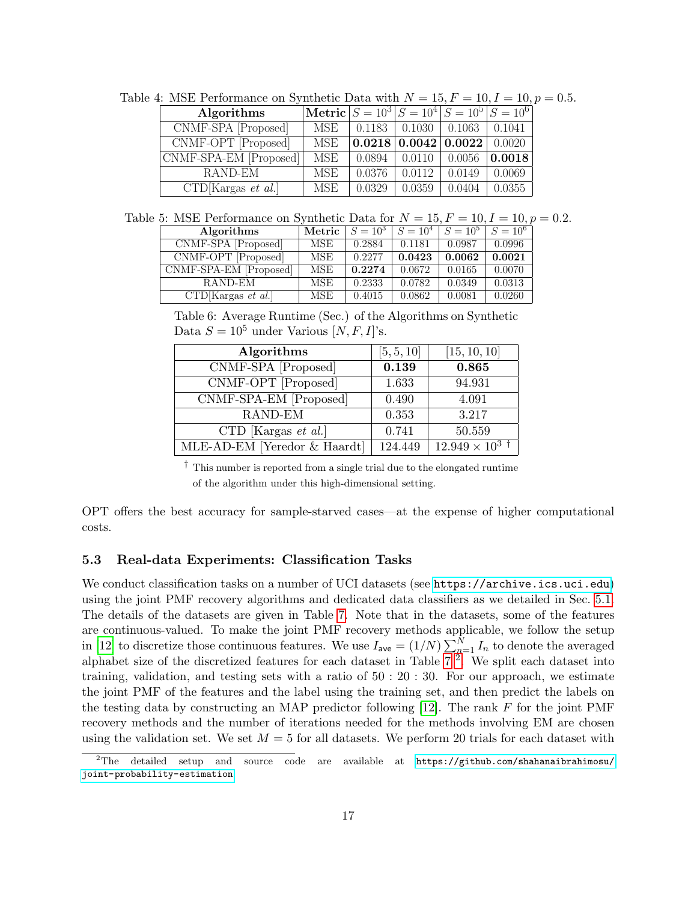Table 4: MSE Performance on Synthetic Data with $N = 15, F = 10, I = 10, p = 0.5$.

| Algorithms | Metric | $S = 10^3$ | $S = 10^4$ | $S = 10^5$ | $S = 10^6$ |
|---|---|---|---|---|---|
| CNMF-SPA [Proposed] | MSE | 0.1183 | 0.1030 | 0.1063 | 0.1041 |
| CNMF-OPT [Proposed] | MSE | **0.0218** | **0.0042** | **0.0022** | 0.0020 |
| CNMF-SPA-EM [Proposed] | MSE | 0.0894 | 0.0110 | 0.0056 | **0.0018** |
| RAND-EM | MSE | 0.0376 | 0.0112 | 0.0149 | 0.0069 |
| CTD[Kargas *et al.*] | MSE | 0.0329 | 0.0359 | 0.0404 | 0.0355 |

Table 5: MSE Performance on Synthetic Data for $N = 15, F = 10, I = 10, p = 0.2$.

| Algorithms | Metric | $S = 10^3$ | $S = 10^4$ | $S = 10^5$ | $S = 10^6$ |
|---|---|---|---|---|---|
| CNMF-SPA [Proposed] | MSE | 0.2884 | 0.1181 | 0.0987 | 0.0996 |
| CNMF-OPT [Proposed] | MSE | 0.2277 | **0.0423** | **0.0062** | **0.0021** |
| CNMF-SPA-EM [Proposed] | MSE | **0.2274** | 0.0672 | 0.0165 | 0.0070 |
| RAND-EM | MSE | 0.2333 | 0.0782 | 0.0349 | 0.0313 |
| CTD[Kargas *et al.*] | MSE | 0.4015 | 0.0862 | 0.0081 | 0.0260 |

Table 6: Average Runtime (Sec.) of the Algorithms on Synthetic Data $S = 10^5$ under Various $[N, F, I]$'s.

| Algorithms | $[5, 5, 10]$ | $[15, 10, 10]$ |
|---|---|---|
| CNMF-SPA [Proposed] | **0.139** | **0.865** |
| CNMF-OPT [Proposed] | 1.633 | 94.931 |
| CNMF-SPA-EM [Proposed] | 0.490 | 4.091 |
| RAND-EM | 0.353 | 3.217 |
| CTD [Kargas *et al.*] | 0.741 | 50.559 |
| MLE-AD-EM [Yeredor & Haardt] | 124.449 | $12.949 \times 10^3$ † |

† This number is reported from a single trial due to the elongated runtime of the algorithm under this high-dimensional setting.

OPT offers the best accuracy for sample-starved cases—at the expense of higher computational costs.

### 5.3 Real-data Experiments: Classification Tasks

We conduct classification tasks on a number of UCI datasets (see https://archive.ics.uci.edu) using the joint PMF recovery algorithms and dedicated data classifiers as we detailed in Sec. 5.1. The details of the datasets are given in Table 7. Note that in the datasets, some of the features are continuous-valued. To make the joint PMF recovery methods applicable, we follow the setup in [12] to discretize those continuous features. We use $I_{\text{ave}} = (1/N) \sum_{n=1}^{N} I_n$ to denote the averaged alphabet size of the discretized features for each dataset in Table 7.[2] We split each dataset into training, validation, and testing sets with a ratio of 50 : 20 : 30. For our approach, we estimate the joint PMF of the features and the label using the training set, and then predict the labels on the testing data by constructing an MAP predictor following [12]. The rank $F$ for the joint PMF recovery methods and the number of iterations needed for the methods involving EM are chosen using the validation set. We set $M = 5$ for all datasets. We perform 20 trials for each dataset with

[2] The detailed setup and source code are available at https://github.com/shahanaibrahimosu/joint-probability-estimation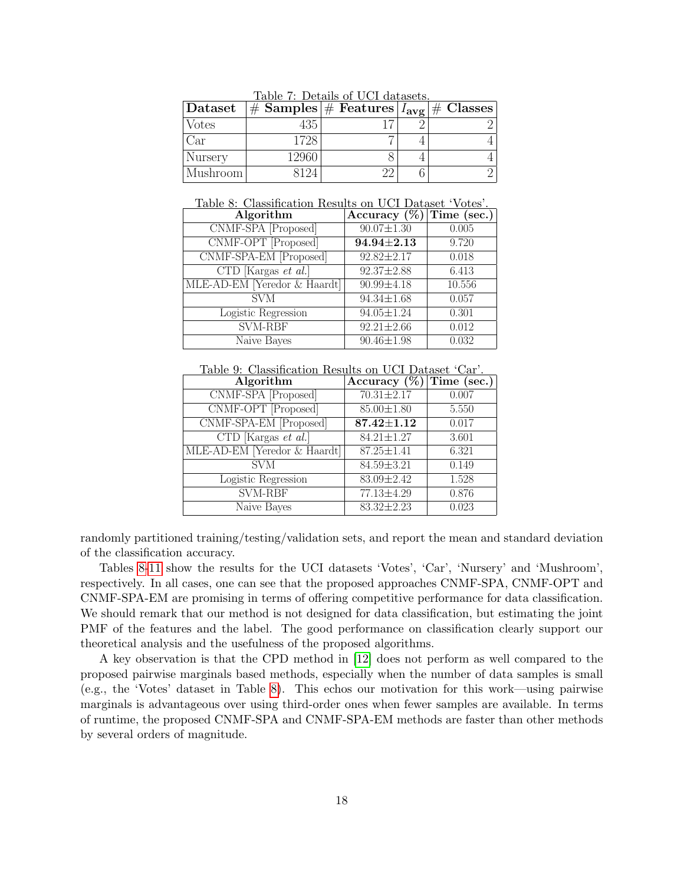Table 7: Details of UCI datasets.

| Dataset | # Samples | # Features | $I_{\text{avg}}$ | # Classes |
|---|---|---|---|---|
| Votes | 435 | 17 | 2 | 2 |
| Car | 1728 | 7 | 4 | 4 |
| Nursery | 12960 | 8 | 4 | 4 |
| Mushroom | 8124 | 22 | 6 | 2 |

Table 8: Classification Results on UCI Dataset 'Votes'.

| Algorithm | Accuracy (%) | Time (sec.) |
|---|---|---|
| CNMF-SPA [Proposed] | 90.07±1.30 | 0.005 |
| CNMF-OPT [Proposed] | **94.94±2.13** | 9.720 |
| CNMF-SPA-EM [Proposed] | 92.82±2.17 | 0.018 |
| CTD [Kargas *et al.*] | 92.37±2.88 | 6.413 |
| MLE-AD-EM [Yeredor & Haardt] | 90.99±4.18 | 10.556 |
| SVM | 94.34±1.68 | 0.057 |
| Logistic Regression | 94.05±1.24 | 0.301 |
| SVM-RBF | 92.21±2.66 | 0.012 |
| Naive Bayes | 90.46±1.98 | 0.032 |

Table 9: Classification Results on UCI Dataset 'Car'.

| Algorithm | Accuracy (%) | Time (sec.) |
|---|---|---|
| CNMF-SPA [Proposed] | 70.31±2.17 | 0.007 |
| CNMF-OPT [Proposed] | 85.00±1.80 | 5.550 |
| CNMF-SPA-EM [Proposed] | **87.42±1.12** | 0.017 |
| CTD [Kargas *et al.*] | 84.21±1.27 | 3.601 |
| MLE-AD-EM [Yeredor & Haardt] | 87.25±1.41 | 6.321 |
| SVM | 84.59±3.21 | 0.149 |
| Logistic Regression | 83.09±2.42 | 1.528 |
| SVM-RBF | 77.13±4.29 | 0.876 |
| Naive Bayes | 83.32±2.23 | 0.023 |

randomly partitioned training/testing/validation sets, and report the mean and standard deviation of the classification accuracy.

Tables 8-11 show the results for the UCI datasets 'Votes', 'Car', 'Nursery' and 'Mushroom', respectively. In all cases, one can see that the proposed approaches CNMF-SPA, CNMF-OPT and CNMF-SPA-EM are promising in terms of offering competitive performance for data classification. We should remark that our method is not designed for data classification, but estimating the joint PMF of the features and the label. The good performance on classification clearly support our theoretical analysis and the usefulness of the proposed algorithms.

A key observation is that the CPD method in [12] does not perform as well compared to the proposed pairwise marginals based methods, especially when the number of data samples is small (e.g., the 'Votes' dataset in Table 8). This echos our motivation for this work—using pairwise marginals is advantageous over using third-order ones when fewer samples are available. In terms of runtime, the proposed CNMF-SPA and CNMF-SPA-EM methods are faster than other methods by several orders of magnitude.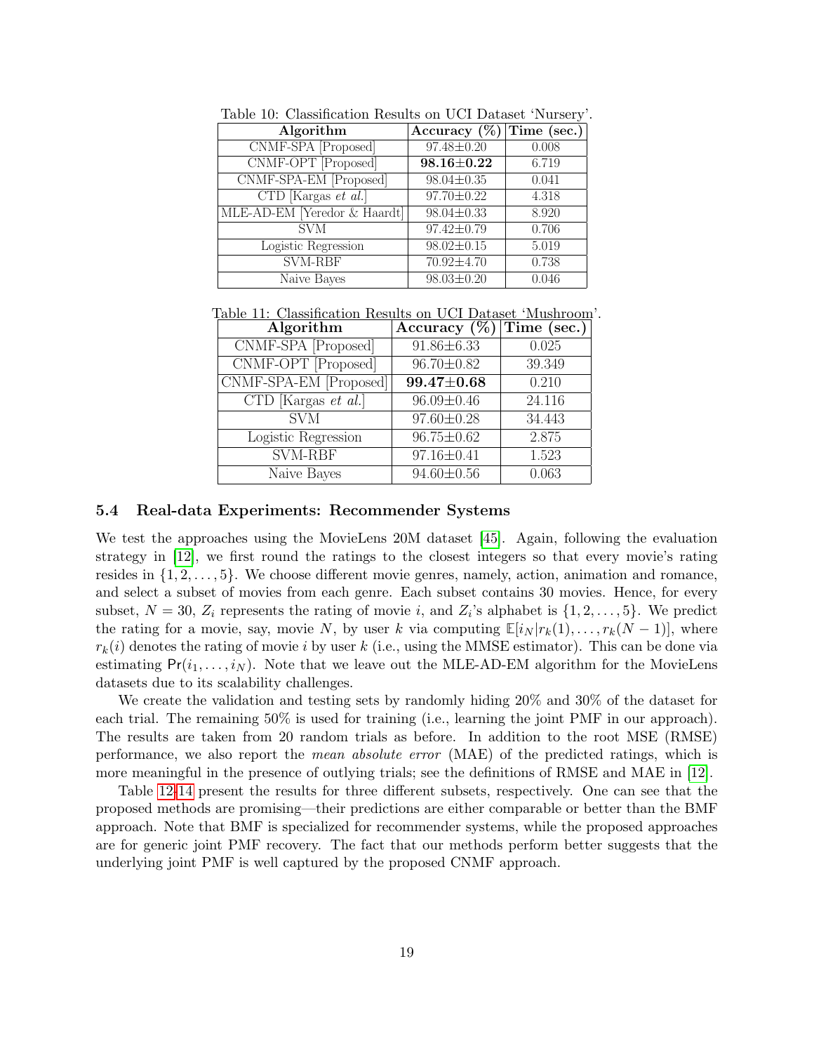Table 10: Classification Results on UCI Dataset 'Nursery'.

| Algorithm | Accuracy (%) | Time (sec.) |
|---|---|---|
| CNMF-SPA [Proposed] | 97.48±0.20 | 0.008 |
| CNMF-OPT [Proposed] | **98.16±0.22** | 6.719 |
| CNMF-SPA-EM [Proposed] | 98.04±0.35 | 0.041 |
| CTD [Kargas *et al.*] | 97.70±0.22 | 4.318 |
| MLE-AD-EM [Yeredor & Haardt] | 98.04±0.33 | 8.920 |
| SVM | 97.42±0.79 | 0.706 |
| Logistic Regression | 98.02±0.15 | 5.019 |
| SVM-RBF | 70.92±4.70 | 0.738 |
| Naive Bayes | 98.03±0.20 | 0.046 |

Table 11: Classification Results on UCI Dataset 'Mushroom'.

| Algorithm | Accuracy (%) | Time (sec.) |
|---|---|---|
| CNMF-SPA [Proposed] | 91.86±6.33 | 0.025 |
| CNMF-OPT [Proposed] | 96.70±0.82 | 39.349 |
| CNMF-SPA-EM [Proposed] | **99.47±0.68** | 0.210 |
| CTD [Kargas *et al.*] | 96.09±0.46 | 24.116 |
| SVM | 97.60±0.28 | 34.443 |
| Logistic Regression | 96.75±0.62 | 2.875 |
| SVM-RBF | 97.16±0.41 | 1.523 |
| Naive Bayes | 94.60±0.56 | 0.063 |

### 5.4 Real-data Experiments: Recommender Systems

We test the approaches using the MovieLens 20M dataset [45]. Again, following the evaluation strategy in [12], we first round the ratings to the closest integers so that every movie's rating resides in $\{1, 2, \ldots, 5\}$. We choose different movie genres, namely, action, animation and romance, and select a subset of movies from each genre. Each subset contains 30 movies. Hence, for every subset, $N = 30$, $Z_i$ represents the rating of movie $i$, and $Z_i$'s alphabet is $\{1, 2, \ldots, 5\}$. We predict the rating for a movie, say, movie $N$, by user $k$ via computing $\mathbb{E}[i_N | r_k(1), \ldots, r_k(N-1)]$, where $r_k(i)$ denotes the rating of movie $i$ by user $k$ (i.e., using the MMSE estimator). This can be done via estimating $\mathsf{Pr}(i_1, \ldots, i_N)$. Note that we leave out the MLE-AD-EM algorithm for the MovieLens datasets due to its scalability challenges.

We create the validation and testing sets by randomly hiding 20% and 30% of the dataset for each trial. The remaining 50% is used for training (i.e., learning the joint PMF in our approach). The results are taken from 20 random trials as before. In addition to the root MSE (RMSE) performance, we also report the *mean absolute error* (MAE) of the predicted ratings, which is more meaningful in the presence of outlying trials; see the definitions of RMSE and MAE in [12].

Table 12-14 present the results for three different subsets, respectively. One can see that the proposed methods are promising—their predictions are either comparable or better than the BMF approach. Note that BMF is specialized for recommender systems, while the proposed approaches are for generic joint PMF recovery. The fact that our methods perform better suggests that the underlying joint PMF is well captured by the proposed CNMF approach.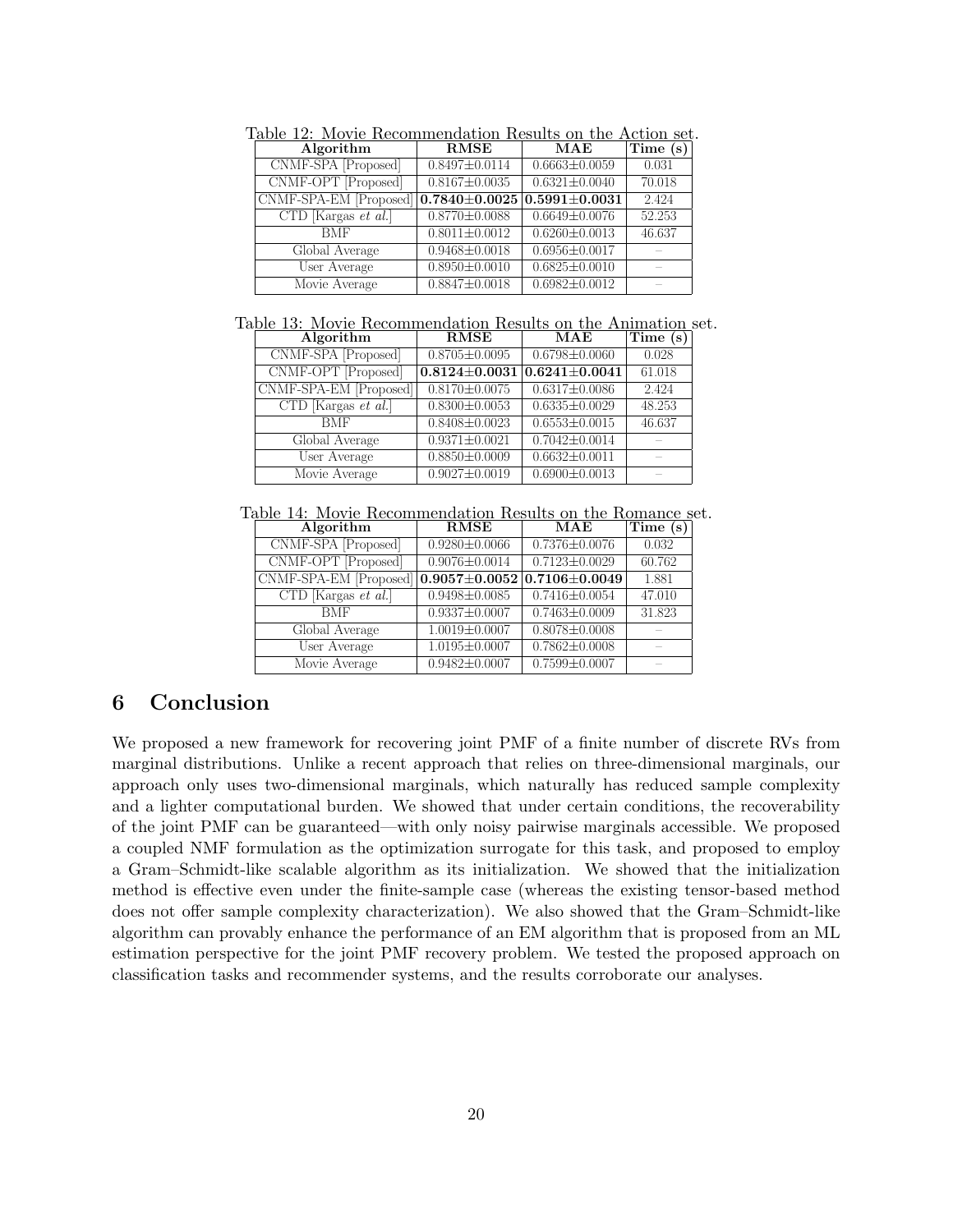Table 12: Movie Recommendation Results on the Action set.

| Algorithm | RMSE | MAE | Time (s) |
|---|---|---|---|
| CNMF-SPA [Proposed] | 0.8497±0.0114 | 0.6663±0.0059 | 0.031 |
| CNMF-OPT [Proposed] | 0.8167±0.0035 | 0.6321±0.0040 | 70.018 |
| CNMF-SPA-EM [Proposed] | **0.7840±0.0025** | **0.5991±0.0031** | 2.424 |
| CTD [Kargas *et al.*] | 0.8770±0.0088 | 0.6649±0.0076 | 52.253 |
| BMF | 0.8011±0.0012 | 0.6260±0.0013 | 46.637 |
| Global Average | 0.9468±0.0018 | 0.6956±0.0017 | – |
| User Average | 0.8950±0.0010 | 0.6825±0.0010 | – |
| Movie Average | 0.8847±0.0018 | 0.6982±0.0012 | – |

Table 13: Movie Recommendation Results on the Animation set.

| Algorithm | RMSE | MAE | Time (s) |
|---|---|---|---|
| CNMF-SPA [Proposed] | 0.8705±0.0095 | 0.6798±0.0060 | 0.028 |
| CNMF-OPT [Proposed] | **0.8124±0.0031** | **0.6241±0.0041** | 61.018 |
| CNMF-SPA-EM [Proposed] | 0.8170±0.0075 | 0.6317±0.0086 | 2.424 |
| CTD [Kargas *et al.*] | 0.8300±0.0053 | 0.6335±0.0029 | 48.253 |
| BMF | 0.8408±0.0023 | 0.6553±0.0015 | 46.637 |
| Global Average | 0.9371±0.0021 | 0.7042±0.0014 | – |
| User Average | 0.8850±0.0009 | 0.6632±0.0011 | – |
| Movie Average | 0.9027±0.0019 | 0.6900±0.0013 | – |

Table 14: Movie Recommendation Results on the Romance set.

| Algorithm | RMSE | MAE | Time (s) |
|---|---|---|---|
| CNMF-SPA [Proposed] | 0.9280±0.0066 | 0.7376±0.0076 | 0.032 |
| CNMF-OPT [Proposed] | 0.9076±0.0014 | 0.7123±0.0029 | 60.762 |
| CNMF-SPA-EM [Proposed] | **0.9057±0.0052** | **0.7106±0.0049** | 1.881 |
| CTD [Kargas *et al.*] | 0.9498±0.0085 | 0.7416±0.0054 | 47.010 |
| BMF | 0.9337±0.0007 | 0.7463±0.0009 | 31.823 |
| Global Average | 1.0019±0.0007 | 0.8078±0.0008 | – |
| User Average | 1.0195±0.0007 | 0.7862±0.0008 | – |
| Movie Average | 0.9482±0.0007 | 0.7599±0.0007 | – |

# 6 Conclusion

We proposed a new framework for recovering joint PMF of a finite number of discrete RVs from marginal distributions. Unlike a recent approach that relies on three-dimensional marginals, our approach only uses two-dimensional marginals, which naturally has reduced sample complexity and a lighter computational burden. We showed that under certain conditions, the recoverability of the joint PMF can be guaranteed—with only noisy pairwise marginals accessible. We proposed a coupled NMF formulation as the optimization surrogate for this task, and proposed to employ a Gram–Schmidt-like scalable algorithm as its initialization. We showed that the initialization method is effective even under the finite-sample case (whereas the existing tensor-based method does not offer sample complexity characterization). We also showed that the Gram–Schmidt-like algorithm can provably enhance the performance of an EM algorithm that is proposed from an ML estimation perspective for the joint PMF recovery problem. We tested the proposed approach on classification tasks and recommender systems, and the results corroborate our analyses.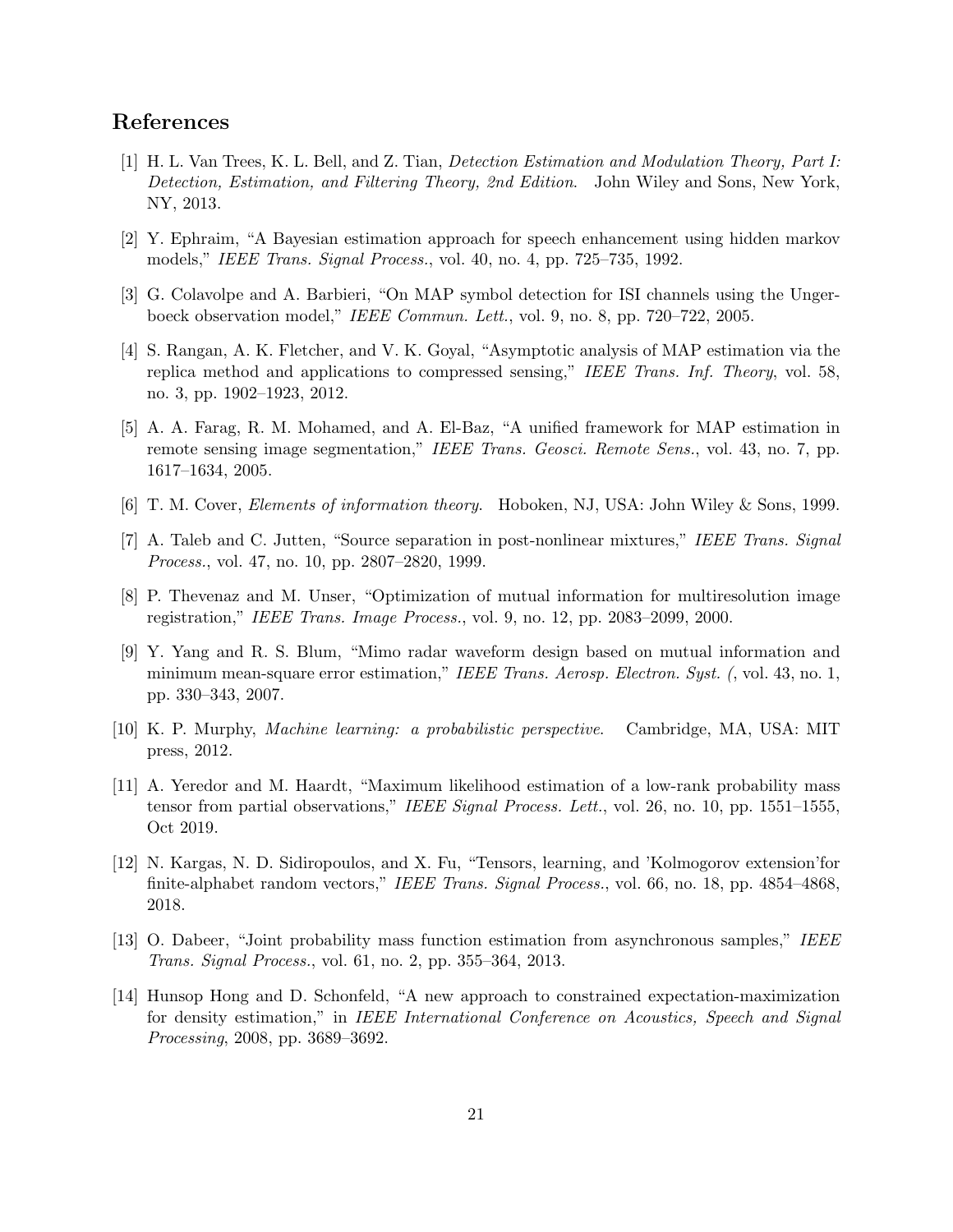## References

[1] H. L. Van Trees, K. L. Bell, and Z. Tian, *Detection Estimation and Modulation Theory, Part I: Detection, Estimation, and Filtering Theory, 2nd Edition*. John Wiley and Sons, New York, NY, 2013.

[2] Y. Ephraim, "A Bayesian estimation approach for speech enhancement using hidden markov models," *IEEE Trans. Signal Process.*, vol. 40, no. 4, pp. 725–735, 1992.

[3] G. Colavolpe and A. Barbieri, "On MAP symbol detection for ISI channels using the Ungerboeck observation model," *IEEE Commun. Lett.*, vol. 9, no. 8, pp. 720–722, 2005.

[4] S. Rangan, A. K. Fletcher, and V. K. Goyal, "Asymptotic analysis of MAP estimation via the replica method and applications to compressed sensing," *IEEE Trans. Inf. Theory*, vol. 58, no. 3, pp. 1902–1923, 2012.

[5] A. A. Farag, R. M. Mohamed, and A. El-Baz, "A unified framework for MAP estimation in remote sensing image segmentation," *IEEE Trans. Geosci. Remote Sens.*, vol. 43, no. 7, pp. 1617–1634, 2005.

[6] T. M. Cover, *Elements of information theory*. Hoboken, NJ, USA: John Wiley & Sons, 1999.

[7] A. Taleb and C. Jutten, "Source separation in post-nonlinear mixtures," *IEEE Trans. Signal Process.*, vol. 47, no. 10, pp. 2807–2820, 1999.

[8] P. Thevenaz and M. Unser, "Optimization of mutual information for multiresolution image registration," *IEEE Trans. Image Process.*, vol. 9, no. 12, pp. 2083–2099, 2000.

[9] Y. Yang and R. S. Blum, "Mimo radar waveform design based on mutual information and minimum mean-square error estimation," *IEEE Trans. Aerosp. Electron. Syst. (*, vol. 43, no. 1, pp. 330–343, 2007.

[10] K. P. Murphy, *Machine learning: a probabilistic perspective*. Cambridge, MA, USA: MIT press, 2012.

[11] A. Yeredor and M. Haardt, "Maximum likelihood estimation of a low-rank probability mass tensor from partial observations," *IEEE Signal Process. Lett.*, vol. 26, no. 10, pp. 1551–1555, Oct 2019.

[12] N. Kargas, N. D. Sidiropoulos, and X. Fu, "Tensors, learning, and 'Kolmogorov extension'for finite-alphabet random vectors," *IEEE Trans. Signal Process.*, vol. 66, no. 18, pp. 4854–4868, 2018.

[13] O. Dabeer, "Joint probability mass function estimation from asynchronous samples," *IEEE Trans. Signal Process.*, vol. 61, no. 2, pp. 355–364, 2013.

[14] Hunsop Hong and D. Schonfeld, "A new approach to constrained expectation-maximization for density estimation," in *IEEE International Conference on Acoustics, Speech and Signal Processing*, 2008, pp. 3689–3692.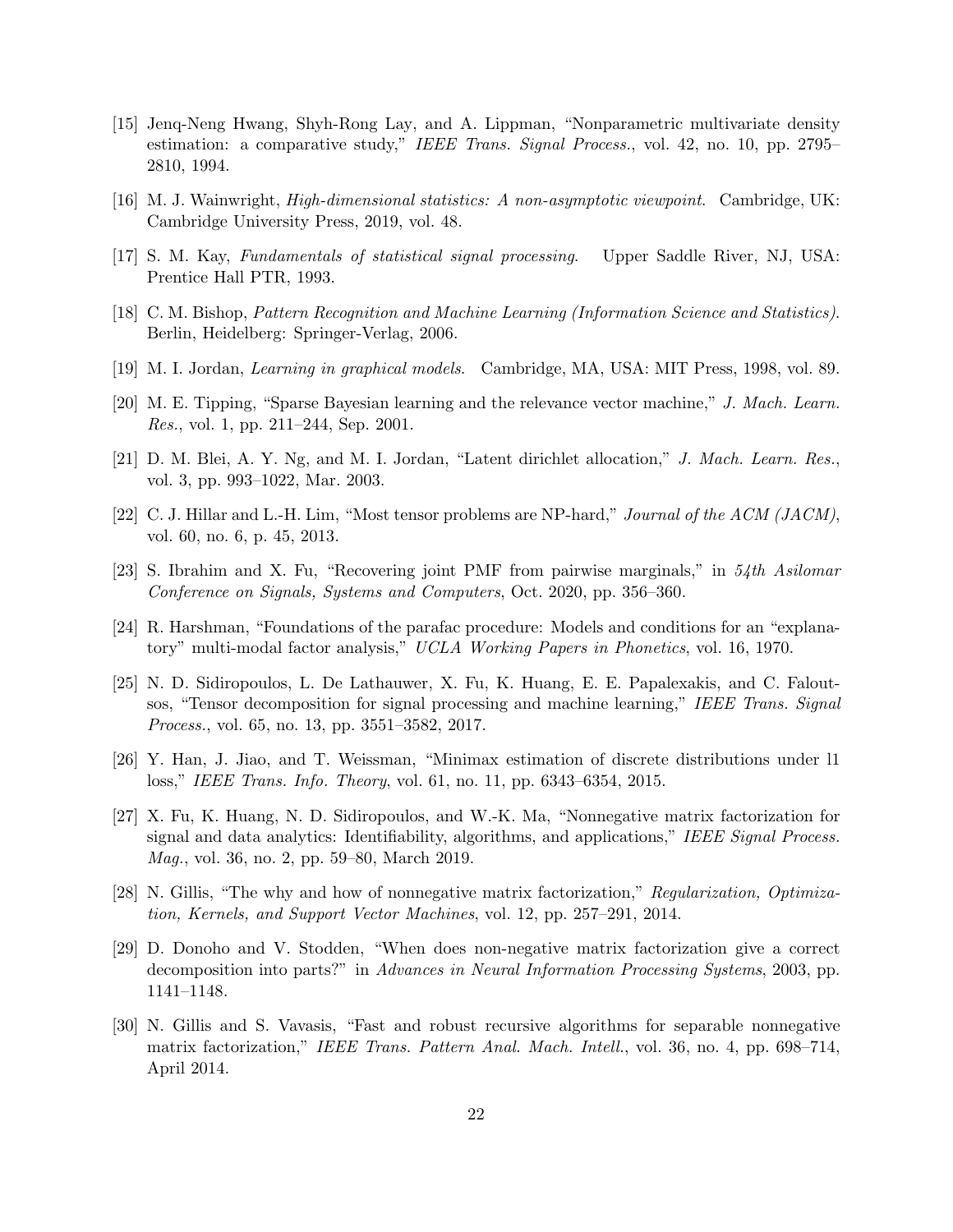[15] Jenq-Neng Hwang, Shyh-Rong Lay, and A. Lippman, "Nonparametric multivariate density estimation: a comparative study," *IEEE Trans. Signal Process.*, vol. 42, no. 10, pp. 2795–2810, 1994.

[16] M. J. Wainwright, *High-dimensional statistics: A non-asymptotic viewpoint*. Cambridge, UK: Cambridge University Press, 2019, vol. 48.

[17] S. M. Kay, *Fundamentals of statistical signal processing*. Upper Saddle River, NJ, USA: Prentice Hall PTR, 1993.

[18] C. M. Bishop, *Pattern Recognition and Machine Learning (Information Science and Statistics)*. Berlin, Heidelberg: Springer-Verlag, 2006.

[19] M. I. Jordan, *Learning in graphical models*. Cambridge, MA, USA: MIT Press, 1998, vol. 89.

[20] M. E. Tipping, "Sparse Bayesian learning and the relevance vector machine," *J. Mach. Learn. Res.*, vol. 1, pp. 211–244, Sep. 2001.

[21] D. M. Blei, A. Y. Ng, and M. I. Jordan, "Latent dirichlet allocation," *J. Mach. Learn. Res.*, vol. 3, pp. 993–1022, Mar. 2003.

[22] C. J. Hillar and L.-H. Lim, "Most tensor problems are NP-hard," *Journal of the ACM (JACM)*, vol. 60, no. 6, p. 45, 2013.

[23] S. Ibrahim and X. Fu, "Recovering joint PMF from pairwise marginals," in *54th Asilomar Conference on Signals, Systems and Computers*, Oct. 2020, pp. 356–360.

[24] R. Harshman, "Foundations of the parafac procedure: Models and conditions for an "explanatory" multi-modal factor analysis," *UCLA Working Papers in Phonetics*, vol. 16, 1970.

[25] N. D. Sidiropoulos, L. De Lathauwer, X. Fu, K. Huang, E. E. Papalexakis, and C. Faloutsos, "Tensor decomposition for signal processing and machine learning," *IEEE Trans. Signal Process.*, vol. 65, no. 13, pp. 3551–3582, 2017.

[26] Y. Han, J. Jiao, and T. Weissman, "Minimax estimation of discrete distributions under l1 loss," *IEEE Trans. Info. Theory*, vol. 61, no. 11, pp. 6343–6354, 2015.

[27] X. Fu, K. Huang, N. D. Sidiropoulos, and W.-K. Ma, "Nonnegative matrix factorization for signal and data analytics: Identifiability, algorithms, and applications," *IEEE Signal Process. Mag.*, vol. 36, no. 2, pp. 59–80, March 2019.

[28] N. Gillis, "The why and how of nonnegative matrix factorization," *Regularization, Optimization, Kernels, and Support Vector Machines*, vol. 12, pp. 257–291, 2014.

[29] D. Donoho and V. Stodden, "When does non-negative matrix factorization give a correct decomposition into parts?" in *Advances in Neural Information Processing Systems*, 2003, pp. 1141–1148.

[30] N. Gillis and S. Vavasis, "Fast and robust recursive algorithms for separable nonnegative matrix factorization," *IEEE Trans. Pattern Anal. Mach. Intell.*, vol. 36, no. 4, pp. 698–714, April 2014.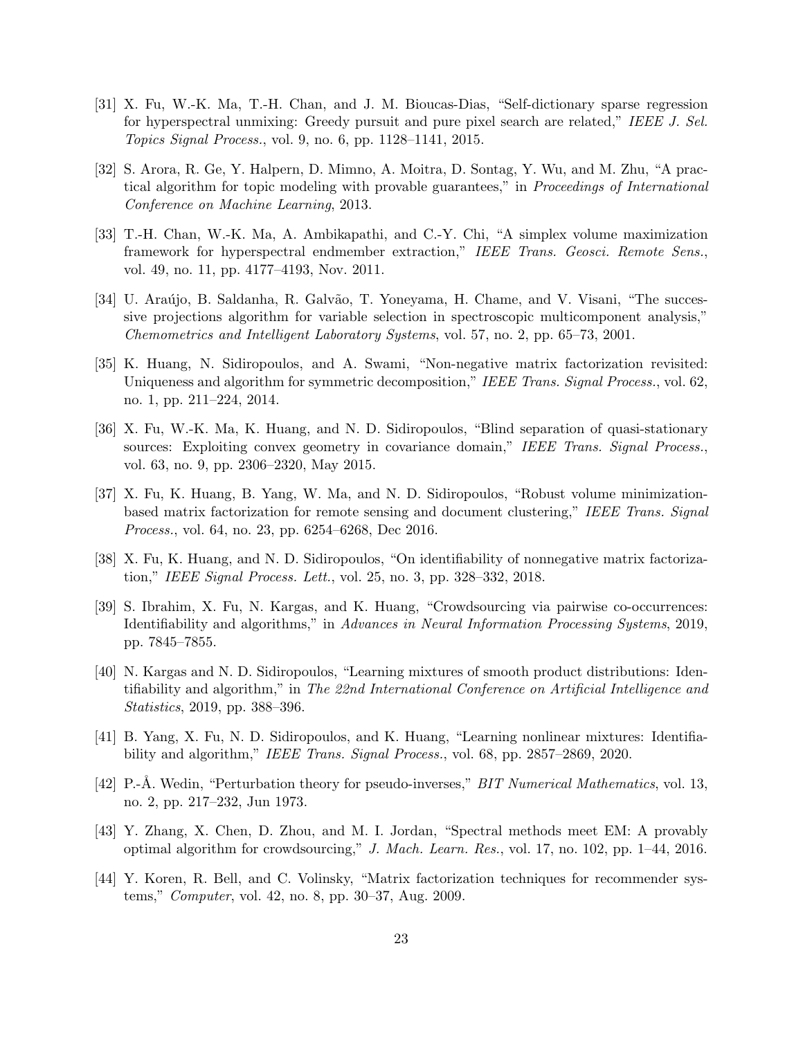[31] X. Fu, W.-K. Ma, T.-H. Chan, and J. M. Bioucas-Dias, "Self-dictionary sparse regression for hyperspectral unmixing: Greedy pursuit and pure pixel search are related," *IEEE J. Sel. Topics Signal Process.*, vol. 9, no. 6, pp. 1128–1141, 2015.

[32] S. Arora, R. Ge, Y. Halpern, D. Mimno, A. Moitra, D. Sontag, Y. Wu, and M. Zhu, "A practical algorithm for topic modeling with provable guarantees," in *Proceedings of International Conference on Machine Learning*, 2013.

[33] T.-H. Chan, W.-K. Ma, A. Ambikapathi, and C.-Y. Chi, "A simplex volume maximization framework for hyperspectral endmember extraction," *IEEE Trans. Geosci. Remote Sens.*, vol. 49, no. 11, pp. 4177–4193, Nov. 2011.

[34] U. Araújo, B. Saldanha, R. Galvão, T. Yoneyama, H. Chame, and V. Visani, "The successive projections algorithm for variable selection in spectroscopic multicomponent analysis," *Chemometrics and Intelligent Laboratory Systems*, vol. 57, no. 2, pp. 65–73, 2001.

[35] K. Huang, N. Sidiropoulos, and A. Swami, "Non-negative matrix factorization revisited: Uniqueness and algorithm for symmetric decomposition," *IEEE Trans. Signal Process.*, vol. 62, no. 1, pp. 211–224, 2014.

[36] X. Fu, W.-K. Ma, K. Huang, and N. D. Sidiropoulos, "Blind separation of quasi-stationary sources: Exploiting convex geometry in covariance domain," *IEEE Trans. Signal Process.*, vol. 63, no. 9, pp. 2306–2320, May 2015.

[37] X. Fu, K. Huang, B. Yang, W. Ma, and N. D. Sidiropoulos, "Robust volume minimization-based matrix factorization for remote sensing and document clustering," *IEEE Trans. Signal Process.*, vol. 64, no. 23, pp. 6254–6268, Dec 2016.

[38] X. Fu, K. Huang, and N. D. Sidiropoulos, "On identifiability of nonnegative matrix factorization," *IEEE Signal Process. Lett.*, vol. 25, no. 3, pp. 328–332, 2018.

[39] S. Ibrahim, X. Fu, N. Kargas, and K. Huang, "Crowdsourcing via pairwise co-occurrences: Identifiability and algorithms," in *Advances in Neural Information Processing Systems*, 2019, pp. 7845–7855.

[40] N. Kargas and N. D. Sidiropoulos, "Learning mixtures of smooth product distributions: Identifiability and algorithm," in *The 22nd International Conference on Artificial Intelligence and Statistics*, 2019, pp. 388–396.

[41] B. Yang, X. Fu, N. D. Sidiropoulos, and K. Huang, "Learning nonlinear mixtures: Identifiability and algorithm," *IEEE Trans. Signal Process.*, vol. 68, pp. 2857–2869, 2020.

[42] P.-Å. Wedin, "Perturbation theory for pseudo-inverses," *BIT Numerical Mathematics*, vol. 13, no. 2, pp. 217–232, Jun 1973.

[43] Y. Zhang, X. Chen, D. Zhou, and M. I. Jordan, "Spectral methods meet EM: A provably optimal algorithm for crowdsourcing," *J. Mach. Learn. Res.*, vol. 17, no. 102, pp. 1–44, 2016.

[44] Y. Koren, R. Bell, and C. Volinsky, "Matrix factorization techniques for recommender systems," *Computer*, vol. 42, no. 8, pp. 30–37, Aug. 2009.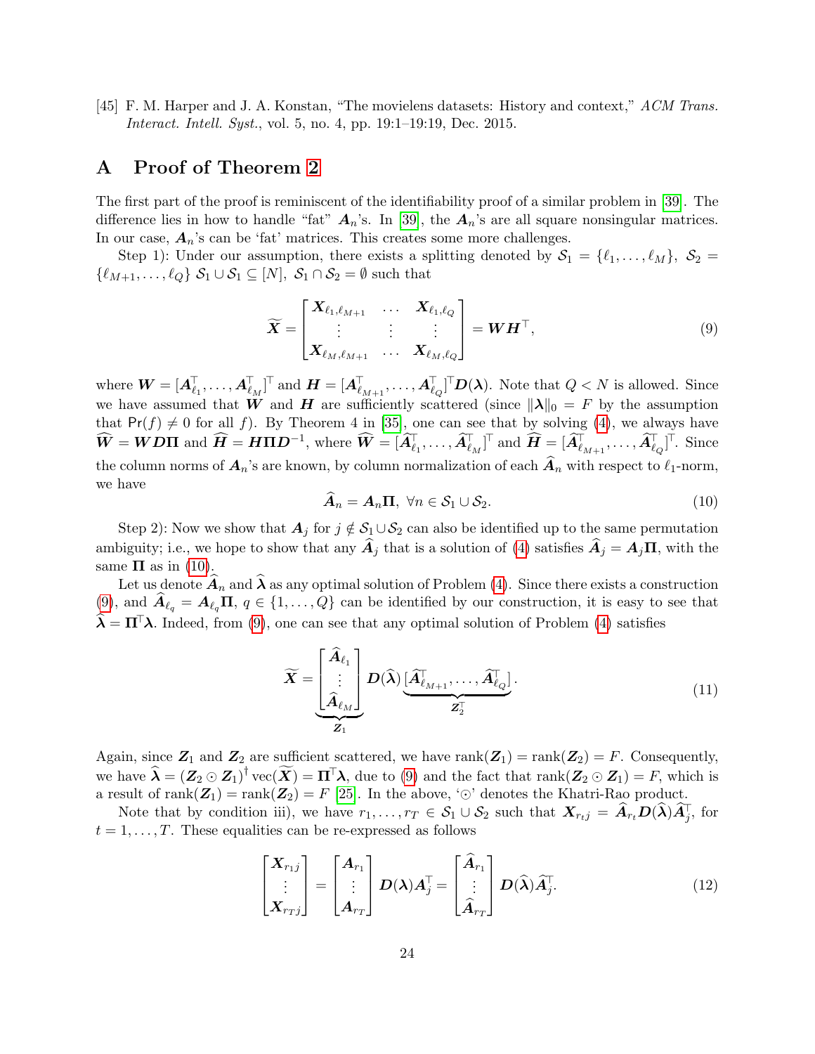[45] F. M. Harper and J. A. Konstan, "The movielens datasets: History and context," *ACM Trans. Interact. Intell. Syst.*, vol. 5, no. 4, pp. 19:1–19:19, Dec. 2015.

# A Proof of Theorem 2

The first part of the proof is reminiscent of the identifiability proof of a similar problem in [39]. The difference lies in how to handle "fat" $\boldsymbol{A}_n$'s. In [39], the $\boldsymbol{A}_n$'s are all square nonsingular matrices. In our case, $\boldsymbol{A}_n$'s can be 'fat' matrices. This creates some more challenges.

Step 1): Under our assumption, there exists a splitting denoted by $\mathcal{S}_1 = \{\ell_1, \ldots, \ell_M\}$, $\mathcal{S}_2 = \{\ell_{M+1}, \ldots, \ell_Q\}$ $\mathcal{S}_1 \cup \mathcal{S}_1 \subseteq [N]$, $\mathcal{S}_1 \cap \mathcal{S}_2 = \emptyset$ such that

$$\widetilde{\boldsymbol{X}} = \begin{bmatrix} \boldsymbol{X}_{\ell_1,\ell_{M+1}} & \ldots & \boldsymbol{X}_{\ell_1,\ell_Q} \\ \vdots & \vdots & \vdots \\ \boldsymbol{X}_{\ell_M,\ell_{M+1}} & \ldots & \boldsymbol{X}_{\ell_M,\ell_Q} \end{bmatrix} = \boldsymbol{W}\boldsymbol{H}^\top, \tag{9}$$

where $\boldsymbol{W} = [\boldsymbol{A}_{\ell_1}^\top, \ldots, \boldsymbol{A}_{\ell_M}^\top]^\top$ and $\boldsymbol{H} = [\boldsymbol{A}_{\ell_{M+1}}^\top, \ldots, \boldsymbol{A}_{\ell_Q}^\top]^\top \boldsymbol{D}(\boldsymbol{\lambda})$. Note that $Q < N$ is allowed. Since we have assumed that $\boldsymbol{W}$ and $\boldsymbol{H}$ are sufficiently scattered (since $\|\boldsymbol{\lambda}\|_0 = F$ by the assumption that $\mathsf{Pr}(f) \neq 0$ for all $f$). By Theorem 4 in [35], one can see that by solving (4), we always have $\widehat{\boldsymbol{W}} = \boldsymbol{W}\boldsymbol{D}\boldsymbol{\Pi}$ and $\widehat{\boldsymbol{H}} = \boldsymbol{H}\boldsymbol{\Pi}\boldsymbol{D}^{-1}$, where $\widehat{\boldsymbol{W}} = [\widehat{\boldsymbol{A}}_{\ell_1}^\top, \ldots, \widehat{\boldsymbol{A}}_{\ell_M}^\top]^\top$ and $\widehat{\boldsymbol{H}} = [\widehat{\boldsymbol{A}}_{\ell_{M+1}}^\top, \ldots, \widehat{\boldsymbol{A}}_{\ell_Q}^\top]^\top$. Since the column norms of $\boldsymbol{A}_n$'s are known, by column normalization of each $\widehat{\boldsymbol{A}}_n$ with respect to $\ell_1$-norm, we have

$$\widehat{\boldsymbol{A}}_n = \boldsymbol{A}_n\boldsymbol{\Pi}, \ \forall n \in \mathcal{S}_1 \cup \mathcal{S}_2. \tag{10}$$

Step 2): Now we show that $\boldsymbol{A}_j$ for $j \notin \mathcal{S}_1 \cup \mathcal{S}_2$ can also be identified up to the same permutation ambiguity; i.e., we hope to show that any $\widehat{\boldsymbol{A}}_j$ that is a solution of (4) satisfies $\widehat{\boldsymbol{A}}_j = \boldsymbol{A}_j\boldsymbol{\Pi}$, with the same $\boldsymbol{\Pi}$ as in (10).

Let us denote $\widehat{\boldsymbol{A}}_n$ and $\widehat{\boldsymbol{\lambda}}$ as any optimal solution of Problem (4). Since there exists a construction (9), and $\widehat{\boldsymbol{A}}_{\ell_q} = \boldsymbol{A}_{\ell_q}\boldsymbol{\Pi}$, $q \in \{1, \ldots, Q\}$ can be identified by our construction, it is easy to see that $\widehat{\boldsymbol{\lambda}} = \boldsymbol{\Pi}^\top\boldsymbol{\lambda}$. Indeed, from (9), one can see that any optimal solution of Problem (4) satisfies

$$\widetilde{\boldsymbol{X}} = \underbrace{\begin{bmatrix} \widehat{\boldsymbol{A}}_{\ell_1} \\ \vdots \\ \widehat{\boldsymbol{A}}_{\ell_M} \end{bmatrix}}_{\boldsymbol{Z}_1} \boldsymbol{D}(\widehat{\boldsymbol{\lambda}}) \underbrace{[\widehat{\boldsymbol{A}}_{\ell_{M+1}}^\top, \ldots, \widehat{\boldsymbol{A}}_{\ell_Q}^\top]}_{\boldsymbol{Z}_2^\top}. \tag{11}$$

Again, since $\boldsymbol{Z}_1$ and $\boldsymbol{Z}_2$ are sufficient scattered, we have $\mathrm{rank}(\boldsymbol{Z}_1) = \mathrm{rank}(\boldsymbol{Z}_2) = F$. Consequently, we have $\widehat{\boldsymbol{\lambda}} = (\boldsymbol{Z}_2 \odot \boldsymbol{Z}_1)^\dagger \mathrm{vec}(\widetilde{\boldsymbol{X}}) = \boldsymbol{\Pi}^\top\boldsymbol{\lambda}$, due to (9) and the fact that $\mathrm{rank}(\boldsymbol{Z}_2 \odot \boldsymbol{Z}_1) = F$, which is a result of $\mathrm{rank}(\boldsymbol{Z}_1) = \mathrm{rank}(\boldsymbol{Z}_2) = F$ [25]. In the above, '$\odot$' denotes the Khatri-Rao product.

Note that by condition iii), we have $r_1, \ldots, r_T \in \mathcal{S}_1 \cup \mathcal{S}_2$ such that $\boldsymbol{X}_{r_t j} = \widehat{\boldsymbol{A}}_{r_t}\boldsymbol{D}(\widehat{\boldsymbol{\lambda}})\widehat{\boldsymbol{A}}_j^\top$, for $t = 1, \ldots, T$. These equalities can be re-expressed as follows

$$\begin{bmatrix} \boldsymbol{X}_{r_1 j} \\ \vdots \\ \boldsymbol{X}_{r_T j} \end{bmatrix} = \begin{bmatrix} \boldsymbol{A}_{r_1} \\ \vdots \\ \boldsymbol{A}_{r_T} \end{bmatrix} \boldsymbol{D}(\boldsymbol{\lambda})\boldsymbol{A}_j^\top = \begin{bmatrix} \widehat{\boldsymbol{A}}_{r_1} \\ \vdots \\ \widehat{\boldsymbol{A}}_{r_T} \end{bmatrix} \boldsymbol{D}(\widehat{\boldsymbol{\lambda}})\widehat{\boldsymbol{A}}_j^\top. \tag{12}$$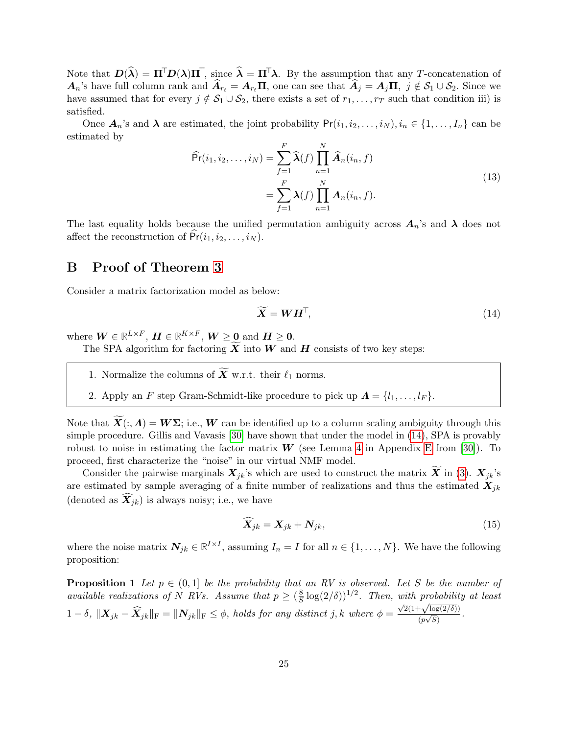Note that $\boldsymbol{D}(\widehat{\boldsymbol{\lambda}}) = \boldsymbol{\Pi}^\top \boldsymbol{D}(\boldsymbol{\lambda})\boldsymbol{\Pi}^\top$, since $\widehat{\boldsymbol{\lambda}} = \boldsymbol{\Pi}^\top \boldsymbol{\lambda}$. By the assumption that any $T$-concatenation of $\boldsymbol{A}_n$'s have full column rank and $\widehat{\boldsymbol{A}}_{r_t} = \boldsymbol{A}_{r_t}\boldsymbol{\Pi}$, one can see that $\widehat{\boldsymbol{A}}_j = \boldsymbol{A}_j\boldsymbol{\Pi},\ j \notin \mathcal{S}_1 \cup \mathcal{S}_2$. Since we have assumed that for every $j \notin \mathcal{S}_1 \cup \mathcal{S}_2$, there exists a set of $r_1, \ldots, r_T$ such that condition iii) is satisfied.

Once $\boldsymbol{A}_n$'s and $\boldsymbol{\lambda}$ are estimated, the joint probability $\mathsf{Pr}(i_1, i_2, \ldots, i_N), i_n \in \{1, \ldots, I_n\}$ can be estimated by

$$
\begin{aligned}
\widehat{\mathsf{Pr}}(i_1, i_2, \ldots, i_N) &= \sum_{f=1}^{F} \widehat{\boldsymbol{\lambda}}(f) \prod_{n=1}^{N} \widehat{\boldsymbol{A}}_n(i_n, f) \\
&= \sum_{f=1}^{F} \boldsymbol{\lambda}(f) \prod_{n=1}^{N} \boldsymbol{A}_n(i_n, f).
\end{aligned} \tag{13}
$$

The last equality holds because the unified permutation ambiguity across $\boldsymbol{A}_n$'s and $\boldsymbol{\lambda}$ does not affect the reconstruction of $\widehat{\mathsf{Pr}}(i_1, i_2, \ldots, i_N)$.

# B Proof of Theorem 3

Consider a matrix factorization model as below:

$$
\widetilde{\boldsymbol{X}} = \boldsymbol{W}\boldsymbol{H}^\top, \tag{14}
$$

where $\boldsymbol{W} \in \mathbb{R}^{L \times F}$, $\boldsymbol{H} \in \mathbb{R}^{K \times F}$, $\boldsymbol{W} \geq \boldsymbol{0}$ and $\boldsymbol{H} \geq \boldsymbol{0}$.

The SPA algorithm for factoring $\widetilde{\boldsymbol{X}}$ into $\boldsymbol{W}$ and $\boldsymbol{H}$ consists of two key steps:

1. Normalize the columns of $\widetilde{\boldsymbol{X}}$ w.r.t. their $\ell_1$ norms.
2. Apply an $F$ step Gram-Schmidt-like procedure to pick up $\boldsymbol{\varLambda} = \{l_1, \ldots, l_F\}$.

Note that $\widetilde{\boldsymbol{X}}(:, \boldsymbol{\varLambda}) = \boldsymbol{W}\boldsymbol{\Sigma}$; i.e., $\boldsymbol{W}$ can be identified up to a column scaling ambiguity through this simple procedure. Gillis and Vavasis [30] have shown that under the model in (14), SPA is provably robust to noise in estimating the factor matrix $\boldsymbol{W}$ (see Lemma 4 in Appendix E from [30]). To proceed, first characterize the "noise" in our virtual NMF model.

Consider the pairwise marginals $\boldsymbol{X}_{jk}$'s which are used to construct the matrix $\widetilde{\boldsymbol{X}}$ in (3). $\boldsymbol{X}_{jk}$'s are estimated by sample averaging of a finite number of realizations and thus the estimated $\boldsymbol{X}_{jk}$ (denoted as $\widehat{\boldsymbol{X}}_{jk}$) is always noisy; i.e., we have

$$
\widehat{\boldsymbol{X}}_{jk} = \boldsymbol{X}_{jk} + \boldsymbol{N}_{jk}, \tag{15}
$$

where the noise matrix $\boldsymbol{N}_{jk} \in \mathbb{R}^{I \times I}$, assuming $I_n = I$ for all $n \in \{1, \ldots, N\}$. We have the following proposition:

**Proposition 1** *Let $p \in (0, 1]$ be the probability that an RV is observed. Let $S$ be the number of available realizations of $N$ RVs. Assume that $p \geq (\frac{8}{S}\log(2/\delta))^{1/2}$. Then, with probability at least $1 - \delta$, $\|\boldsymbol{X}_{jk} - \widehat{\boldsymbol{X}}_{jk}\|_{\mathrm{F}} = \|\boldsymbol{N}_{jk}\|_{\mathrm{F}} \leq \phi$, holds for any distinct $j, k$ where $\phi = \frac{\sqrt{2}(1+\sqrt{\log(2/\delta)})}{(p\sqrt{S})}$.*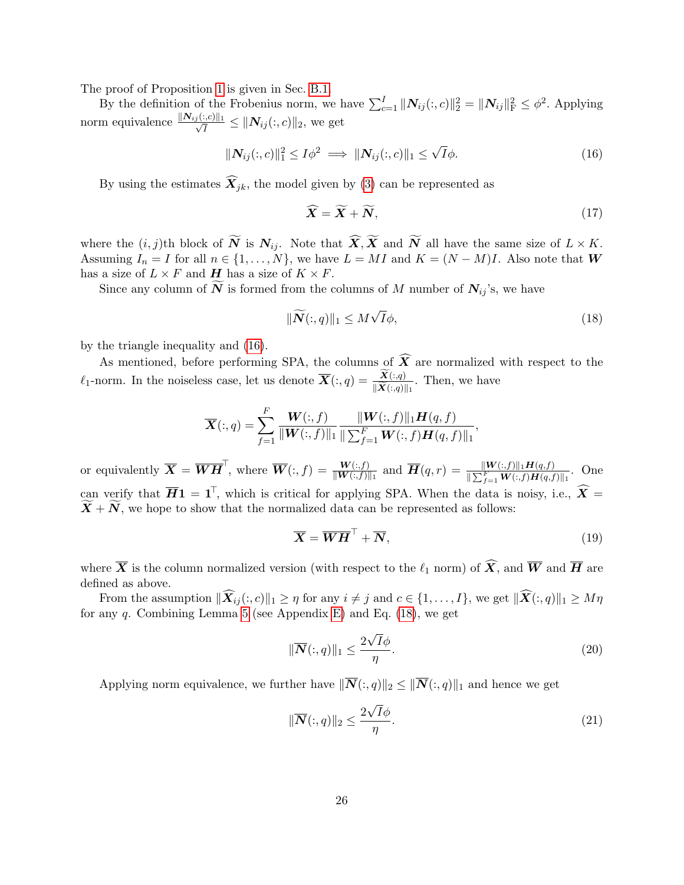The proof of Proposition 1 is given in Sec. B.1.

By the definition of the Frobenius norm, we have $\sum_{c=1}^{I} \|\boldsymbol{N}_{ij}(:,c)\|_2^2 = \|\boldsymbol{N}_{ij}\|_{\mathrm{F}}^2 \leq \phi^2$. Applying norm equivalence $\frac{\|\boldsymbol{N}_{ij}(:,c)\|_1}{\sqrt{I}} \leq \|\boldsymbol{N}_{ij}(:,c)\|_2$, we get

$$\|\boldsymbol{N}_{ij}(:,c)\|_1^2 \leq I\phi^2 \implies \|\boldsymbol{N}_{ij}(:,c)\|_1 \leq \sqrt{I}\phi. \tag{16}$$

By using the estimates $\widehat{\boldsymbol{X}}_{jk}$, the model given by (3) can be represented as

$$\widehat{\boldsymbol{X}} = \widetilde{\boldsymbol{X}} + \widetilde{\boldsymbol{N}}, \tag{17}$$

where the $(i,j)$th block of $\widetilde{\boldsymbol{N}}$ is $\boldsymbol{N}_{ij}$. Note that $\widehat{\boldsymbol{X}}, \widetilde{\boldsymbol{X}}$ and $\widetilde{\boldsymbol{N}}$ all have the same size of $L \times K$. Assuming $I_n = I$ for all $n \in \{1, \ldots, N\}$, we have $L = MI$ and $K = (N-M)I$. Also note that $\boldsymbol{W}$ has a size of $L \times F$ and $\boldsymbol{H}$ has a size of $K \times F$.

Since any column of $\widetilde{\boldsymbol{N}}$ is formed from the columns of $M$ number of $\boldsymbol{N}_{ij}$'s, we have

$$\|\widetilde{\boldsymbol{N}}(:,q)\|_1 \leq M\sqrt{I}\phi, \tag{18}$$

by the triangle inequality and (16).

As mentioned, before performing SPA, the columns of $\widehat{\boldsymbol{X}}$ are normalized with respect to the $\ell_1$-norm. In the noiseless case, let us denote $\overline{\boldsymbol{X}}(:,q) = \frac{\widetilde{\boldsymbol{X}}(:,q)}{\|\widetilde{\boldsymbol{X}}(:,q)\|_1}$. Then, we have

$$\overline{\boldsymbol{X}}(:,q) = \sum_{f=1}^{F} \frac{\boldsymbol{W}(:,f)}{\|\boldsymbol{W}(:,f)\|_1} \frac{\|\boldsymbol{W}(:,f)\|_1 \boldsymbol{H}(q,f)}{\|\sum_{f=1}^{F} \boldsymbol{W}(:,f)\boldsymbol{H}(q,f)\|_1},$$

or equivalently $\overline{\boldsymbol{X}} = \overline{\boldsymbol{W}}\overline{\boldsymbol{H}}^\top$, where $\overline{\boldsymbol{W}}(:,f) = \frac{\boldsymbol{W}(:,f)}{\|\boldsymbol{W}(:,f)\|_1}$ and $\overline{\boldsymbol{H}}(q,r) = \frac{\|\boldsymbol{W}(:,f)\|_1 \boldsymbol{H}(q,f)}{\|\sum_{f=1}^{F} \boldsymbol{W}(:,f)\boldsymbol{H}(q,f)\|_1}$. One can verify that $\overline{\boldsymbol{H}}\boldsymbol{1} = \boldsymbol{1}^\top$, which is critical for applying SPA. When the data is noisy, i.e., $\widehat{\boldsymbol{X}} = \widetilde{\boldsymbol{X}} + \widetilde{\boldsymbol{N}}$, we hope to show that the normalized data can be represented as follows:

$$\overline{\boldsymbol{X}} = \overline{\boldsymbol{W}}\overline{\boldsymbol{H}}^\top + \overline{\boldsymbol{N}}, \tag{19}$$

where $\overline{\boldsymbol{X}}$ is the column normalized version (with respect to the $\ell_1$ norm) of $\widehat{\boldsymbol{X}}$, and $\overline{\boldsymbol{W}}$ and $\overline{\boldsymbol{H}}$ are defined as above.

From the assumption $\|\widehat{\boldsymbol{X}}_{ij}(:,c)\|_1 \geq \eta$ for any $i \neq j$ and $c \in \{1, \ldots, I\}$, we get $\|\widehat{\boldsymbol{X}}(:,q)\|_1 \geq M\eta$ for any $q$. Combining Lemma 5 (see Appendix E) and Eq. (18), we get

$$\|\overline{\boldsymbol{N}}(:,q)\|_1 \leq \frac{2\sqrt{I}\phi}{\eta}. \tag{20}$$

Applying norm equivalence, we further have $\|\overline{\boldsymbol{N}}(:,q)\|_2 \leq \|\overline{\boldsymbol{N}}(:,q)\|_1$ and hence we get

$$\|\overline{\boldsymbol{N}}(:,q)\|_2 \leq \frac{2\sqrt{I}\phi}{\eta}. \tag{21}$$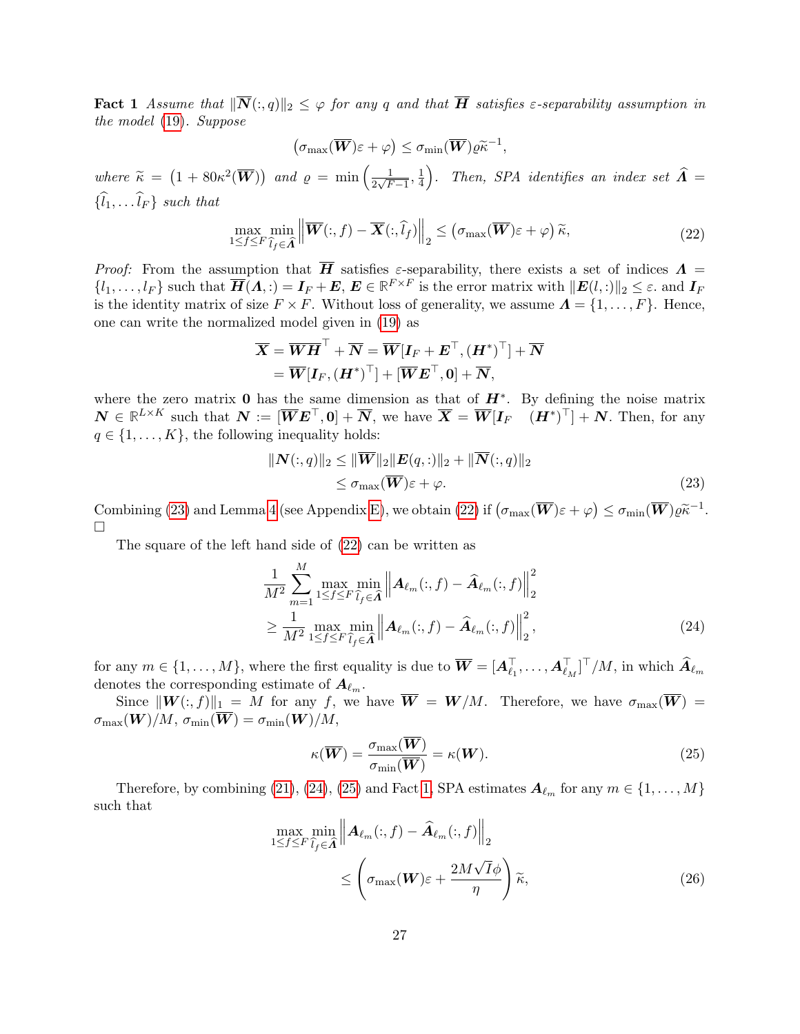**Fact 1** *Assume that* $\|\overline{\boldsymbol{N}}(:,q)\|_2 \leq \varphi$ *for any* $q$ *and that* $\overline{\boldsymbol{H}}$ *satisfies* $\varepsilon$*-separability assumption in the model* (19)*. Suppose*

$$\left(\sigma_{\max}(\overline{\boldsymbol{W}})\varepsilon + \varphi\right) \leq \sigma_{\min}(\overline{\boldsymbol{W}})\varrho\widetilde{\kappa}^{-1},$$

*where* $\widetilde{\kappa} = \left(1 + 80\kappa^2(\overline{\boldsymbol{W}})\right)$ *and* $\varrho = \min\left(\frac{1}{2\sqrt{F-1}}, \frac{1}{4}\right)$*. Then, SPA identifies an index set* $\widehat{\boldsymbol{\Lambda}} = \{\widehat{l}_1, \ldots \widehat{l}_F\}$ *such that*

$$\max_{1\leq f\leq F}\min_{\widehat{l}_f\in\widehat{\boldsymbol{\Lambda}}}\left\|\overline{\boldsymbol{W}}(:,f) - \overline{\boldsymbol{X}}(:,\widehat{l}_f)\right\|_2 \leq \left(\sigma_{\max}(\overline{\boldsymbol{W}})\varepsilon + \varphi\right)\widetilde{\kappa}, \tag{22}$$

*Proof:* From the assumption that $\overline{\boldsymbol{H}}$ satisfies $\varepsilon$-separability, there exists a set of indices $\boldsymbol{\Lambda} = \{l_1, \ldots, l_F\}$ such that $\overline{\boldsymbol{H}}(\boldsymbol{\Lambda},:) = \boldsymbol{I}_F + \boldsymbol{E}$, $\boldsymbol{E} \in \mathbb{R}^{F\times F}$ is the error matrix with $\|\boldsymbol{E}(l,:)\|_2 \leq \varepsilon$. and $\boldsymbol{I}_F$ is the identity matrix of size $F \times F$. Without loss of generality, we assume $\boldsymbol{\Lambda} = \{1, \ldots, F\}$. Hence, one can write the normalized model given in (19) as

$$\begin{aligned}
\overline{\boldsymbol{X}} &= \overline{\boldsymbol{W}}\overline{\boldsymbol{H}}^\top + \overline{\boldsymbol{N}} = \overline{\boldsymbol{W}}[\boldsymbol{I}_F + \boldsymbol{E}^\top, (\boldsymbol{H}^*)^\top] + \overline{\boldsymbol{N}} \\
&= \overline{\boldsymbol{W}}[\boldsymbol{I}_F, (\boldsymbol{H}^*)^\top] + [\overline{\boldsymbol{W}}\boldsymbol{E}^\top, \boldsymbol{0}] + \overline{\boldsymbol{N}},
\end{aligned}$$

where the zero matrix $\boldsymbol{0}$ has the same dimension as that of $\boldsymbol{H}^*$. By defining the noise matrix $\boldsymbol{N} \in \mathbb{R}^{L\times K}$ such that $\boldsymbol{N} := [\overline{\boldsymbol{W}}\boldsymbol{E}^\top, \boldsymbol{0}] + \overline{\boldsymbol{N}}$, we have $\overline{\boldsymbol{X}} = \overline{\boldsymbol{W}}[\boldsymbol{I}_F \quad (\boldsymbol{H}^*)^\top] + \boldsymbol{N}$. Then, for any $q \in \{1, \ldots, K\}$, the following inequality holds:

$$\begin{aligned}
\|\boldsymbol{N}(:,q)\|_2 &\leq \|\overline{\boldsymbol{W}}\|_2\|\boldsymbol{E}(q,:)\|_2 + \|\overline{\boldsymbol{N}}(:,q)\|_2 \\
&\leq \sigma_{\max}(\overline{\boldsymbol{W}})\varepsilon + \varphi.
\end{aligned} \tag{23}$$

Combining (23) and Lemma 4 (see Appendix E), we obtain (22) if $\left(\sigma_{\max}(\overline{\boldsymbol{W}})\varepsilon + \varphi\right) \leq \sigma_{\min}(\overline{\boldsymbol{W}})\varrho\widetilde{\kappa}^{-1}$. □

The square of the left hand side of (22) can be written as

$$\begin{aligned}
&\frac{1}{M^2}\sum_{m=1}^{M}\max_{1\leq f\leq F}\min_{\widehat{l}_f\in\widehat{\boldsymbol{\Lambda}}}\left\|\boldsymbol{A}_{\ell_m}(:,f) - \widehat{\boldsymbol{A}}_{\ell_m}(:,f)\right\|_2^2 \\
&\geq \frac{1}{M^2}\max_{1\leq f\leq F}\min_{\widehat{l}_f\in\widehat{\boldsymbol{\Lambda}}}\left\|\boldsymbol{A}_{\ell_m}(:,f) - \widehat{\boldsymbol{A}}_{\ell_m}(:,f)\right\|_2^2,
\end{aligned} \tag{24}$$

for any $m \in \{1, \ldots, M\}$, where the first equality is due to $\overline{\boldsymbol{W}} = [\boldsymbol{A}_{\ell_1}^\top, \ldots, \boldsymbol{A}_{\ell_M}^\top]^\top/M$, in which $\widehat{\boldsymbol{A}}_{\ell_m}$ denotes the corresponding estimate of $\boldsymbol{A}_{\ell_m}$.

Since $\|\boldsymbol{W}(:,f)\|_1 = M$ for any $f$, we have $\overline{\boldsymbol{W}} = \boldsymbol{W}/M$. Therefore, we have $\sigma_{\max}(\overline{\boldsymbol{W}}) = \sigma_{\max}(\boldsymbol{W})/M$, $\sigma_{\min}(\overline{\boldsymbol{W}}) = \sigma_{\min}(\boldsymbol{W})/M$,

$$\kappa(\overline{\boldsymbol{W}}) = \frac{\sigma_{\max}(\overline{\boldsymbol{W}})}{\sigma_{\min}(\overline{\boldsymbol{W}})} = \kappa(\boldsymbol{W}). \tag{25}$$

Therefore, by combining (21), (24), (25) and Fact 1, SPA estimates $\boldsymbol{A}_{\ell_m}$ for any $m \in \{1, \ldots, M\}$ such that

$$\begin{aligned}
&\max_{1\leq f\leq F}\min_{\widehat{l}_f\in\widehat{\boldsymbol{\Lambda}}}\left\|\boldsymbol{A}_{\ell_m}(:,f) - \widehat{\boldsymbol{A}}_{\ell_m}(:,f)\right\|_2 \\
&\qquad\leq \left(\sigma_{\max}(\boldsymbol{W})\varepsilon + \frac{2M\sqrt{I}\phi}{\eta}\right)\widetilde{\kappa},
\end{aligned} \tag{26}$$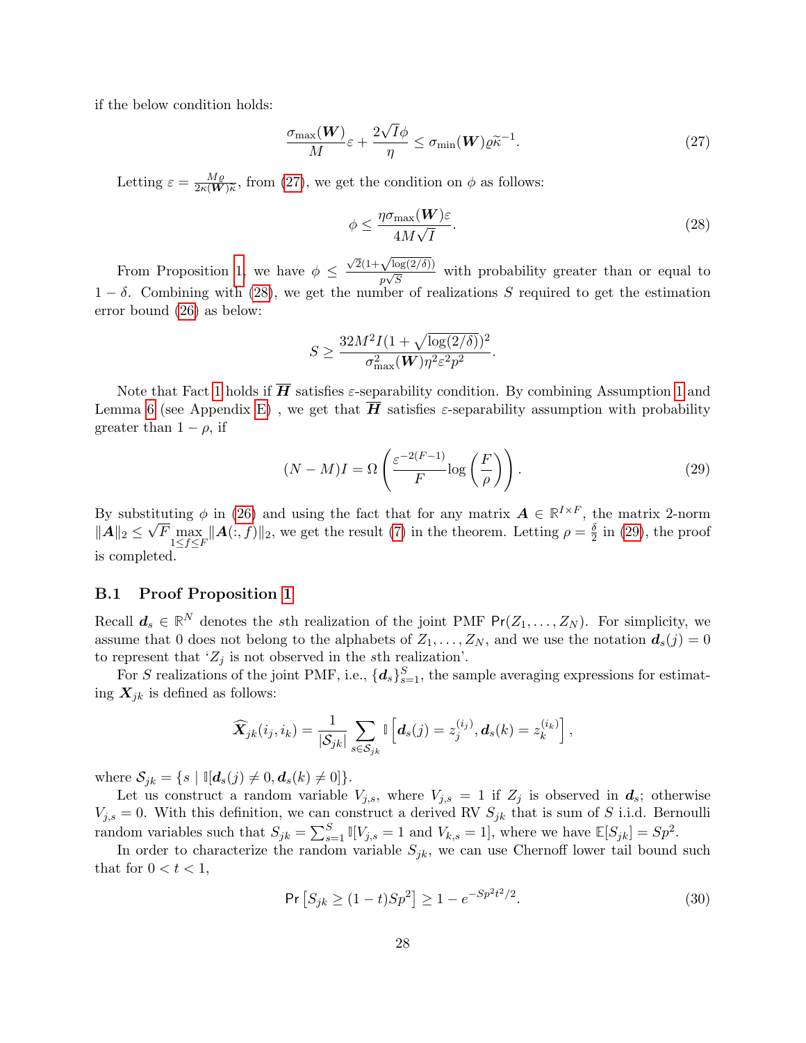if the below condition holds:

$$\frac{\sigma_{\max}(\boldsymbol{W})}{M}\varepsilon + \frac{2\sqrt{I}\phi}{\eta} \leq \sigma_{\min}(\boldsymbol{W})\varrho\widetilde{\kappa}^{-1}. \tag{27}$$

Letting $\varepsilon = \frac{M\varrho}{2\kappa(\boldsymbol{W})\widetilde{\kappa}}$, from (27), we get the condition on $\phi$ as follows:

$$\phi \leq \frac{\eta\sigma_{\max}(\boldsymbol{W})\varepsilon}{4M\sqrt{I}}. \tag{28}$$

From Proposition 1, we have $\phi \leq \frac{\sqrt{2}(1+\sqrt{\log(2/\delta)})}{p\sqrt{S}}$ with probability greater than or equal to $1-\delta$. Combining with (28), we get the number of realizations $S$ required to get the estimation error bound (26) as below:

$$S \geq \frac{32M^2I(1+\sqrt{\log(2/\delta)})^2}{\sigma_{\max}^2(\boldsymbol{W})\eta^2\varepsilon^2p^2}.$$

Note that Fact 1 holds if $\overline{\boldsymbol{H}}$ satisfies $\varepsilon$-separability condition. By combining Assumption 1 and Lemma 6 (see Appendix E) , we get that $\overline{\boldsymbol{H}}$ satisfies $\varepsilon$-separability assumption with probability greater than $1-\rho$, if

$$(N-M)I = \Omega\left(\frac{\varepsilon^{-2(F-1)}}{F}\log\left(\frac{F}{\rho}\right)\right). \tag{29}$$

By substituting $\phi$ in (26) and using the fact that for any matrix $\boldsymbol{A} \in \mathbb{R}^{I\times F}$, the matrix 2-norm $\|\boldsymbol{A}\|_2 \leq \sqrt{F}\max_{1\leq f\leq F}\|\boldsymbol{A}(:,f)\|_2$, we get the result (7) in the theorem. Letting $\rho = \frac{\delta}{2}$ in (29), the proof is completed.

### B.1 Proof Proposition 1

Recall $\boldsymbol{d}_s \in \mathbb{R}^N$ denotes the $s$th realization of the joint PMF $\mathsf{Pr}(Z_1,\ldots,Z_N)$. For simplicity, we assume that 0 does not belong to the alphabets of $Z_1,\ldots,Z_N$, and we use the notation $\boldsymbol{d}_s(j) = 0$ to represent that '$Z_j$ is not observed in the $s$th realization'.

For $S$ realizations of the joint PMF, i.e., $\{\boldsymbol{d}_s\}_{s=1}^S$, the sample averaging expressions for estimating $\boldsymbol{X}_{jk}$ is defined as follows:

$$\widehat{\boldsymbol{X}}_{jk}(i_j,i_k) = \frac{1}{|\mathcal{S}_{jk}|}\sum_{s\in\mathcal{S}_{jk}}\mathbb{I}\left[\boldsymbol{d}_s(j) = z_j^{(i_j)}, \boldsymbol{d}_s(k) = z_k^{(i_k)}\right],$$

where $\mathcal{S}_{jk} = \{s \mid \mathbb{I}[\boldsymbol{d}_s(j) \neq 0, \boldsymbol{d}_s(k) \neq 0]\}$.

Let us construct a random variable $V_{j,s}$, where $V_{j,s} = 1$ if $Z_j$ is observed in $\boldsymbol{d}_s$; otherwise $V_{j,s} = 0$. With this definition, we can construct a derived RV $S_{jk}$ that is sum of $S$ i.i.d. Bernoulli random variables such that $S_{jk} = \sum_{s=1}^S \mathbb{I}[V_{j,s} = 1 \text{ and } V_{k,s} = 1]$, where we have $\mathbb{E}[S_{jk}] = Sp^2$.

In order to characterize the random variable $S_{jk}$, we can use Chernoff lower tail bound such that for $0 < t < 1$,

$$\mathsf{Pr}\left[S_{jk} \geq (1-t)Sp^2\right] \geq 1 - e^{-Sp^2t^2/2}. \tag{30}$$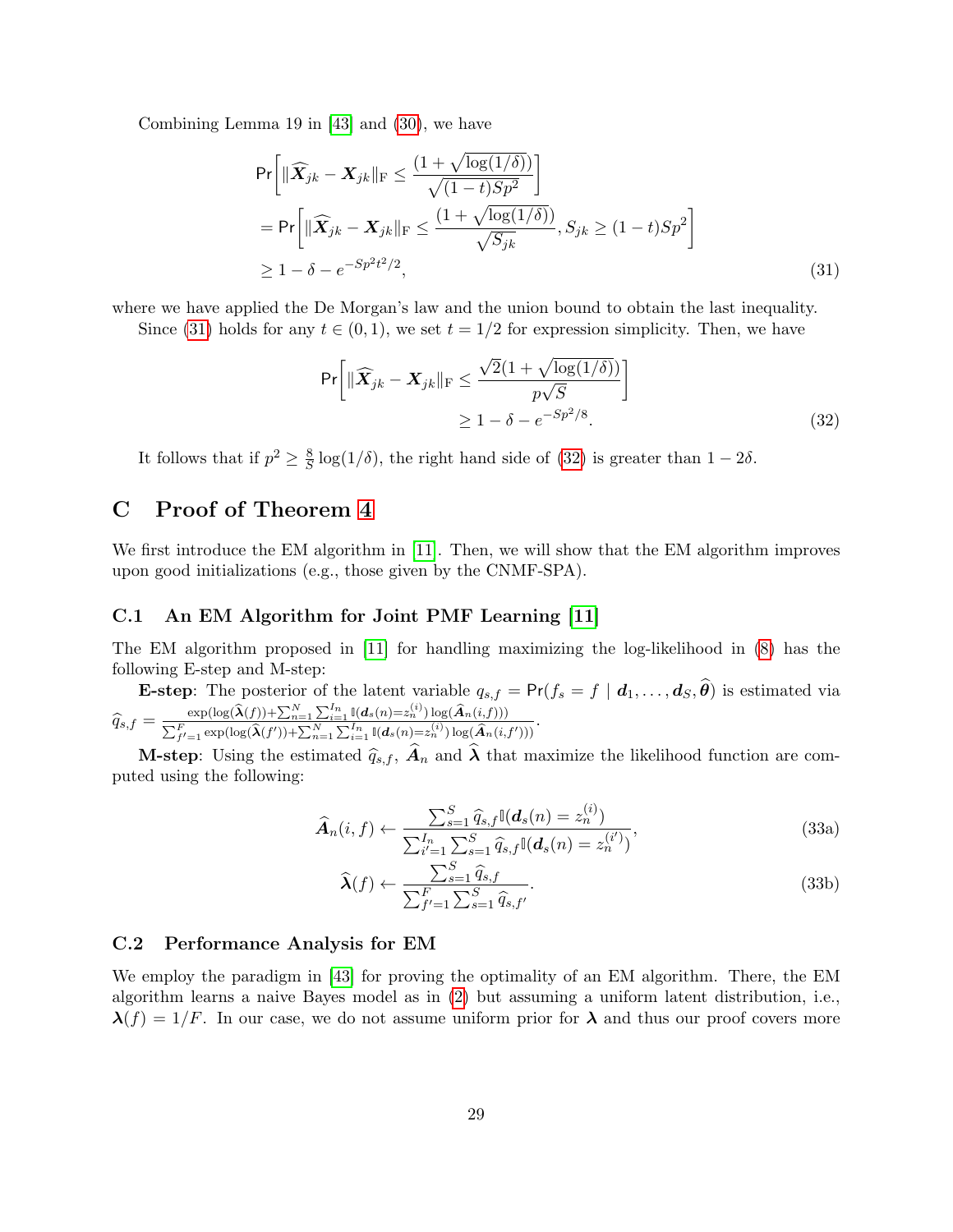Combining Lemma 19 in [43] and (30), we have

$$
\begin{aligned}
&\mathsf{Pr}\left[\|\widehat{\boldsymbol{X}}_{jk} - \boldsymbol{X}_{jk}\|_{\mathrm{F}} \leq \frac{(1+\sqrt{\log(1/\delta)})}{\sqrt{(1-t)Sp^2}}\right] \\
&= \mathsf{Pr}\left[\|\widehat{\boldsymbol{X}}_{jk} - \boldsymbol{X}_{jk}\|_{\mathrm{F}} \leq \frac{(1+\sqrt{\log(1/\delta)})}{\sqrt{S_{jk}}}, S_{jk} \geq (1-t)Sp^2\right] \\
&\geq 1 - \delta - e^{-Sp^2t^2/2},
\end{aligned} \tag{31}
$$

where we have applied the De Morgan's law and the union bound to obtain the last inequality.

Since (31) holds for any $t \in (0,1)$, we set $t = 1/2$ for expression simplicity. Then, we have

$$
\begin{aligned}
\mathsf{Pr}\left[\|\widehat{\boldsymbol{X}}_{jk} - \boldsymbol{X}_{jk}\|_{\mathrm{F}} \leq \frac{\sqrt{2}(1+\sqrt{\log(1/\delta)})}{p\sqrt{S}}\right] \\
\geq 1 - \delta - e^{-Sp^2/8}.
\end{aligned} \tag{32}
$$

It follows that if $p^2 \geq \frac{8}{S}\log(1/\delta)$, the right hand side of (32) is greater than $1 - 2\delta$.

# C Proof of Theorem 4

We first introduce the EM algorithm in [11]. Then, we will show that the EM algorithm improves upon good initializations (e.g., those given by the CNMF-SPA).

## C.1 An EM Algorithm for Joint PMF Learning [11]

The EM algorithm proposed in [11] for handling maximizing the log-likelihood in (8) has the following E-step and M-step:

**E-step**: The posterior of the latent variable $q_{s,f} = \mathsf{Pr}(f_s = f \mid \boldsymbol{d}_1, \ldots, \boldsymbol{d}_S, \widehat{\boldsymbol{\theta}})$ is estimated via $\widehat{q}_{s,f} = \frac{\exp(\log(\widehat{\boldsymbol{\lambda}}(f)) + \sum_{n=1}^{N}\sum_{i=1}^{I_n}\mathbb{I}(\boldsymbol{d}_s(n)=z_n^{(i)})\log(\widehat{\boldsymbol{A}}_n(i,f)))}{\sum_{f'=1}^{F}\exp(\log(\widehat{\boldsymbol{\lambda}}(f')) + \sum_{n=1}^{N}\sum_{i=1}^{I_n}\mathbb{I}(\boldsymbol{d}_s(n)=z_n^{(i)})\log(\widehat{\boldsymbol{A}}_n(i,f')))}$.

**M-step**: Using the estimated $\widehat{q}_{s,f}$, $\widehat{\boldsymbol{A}}_n$ and $\widehat{\boldsymbol{\lambda}}$ that maximize the likelihood function are computed using the following:

$$
\widehat{\boldsymbol{A}}_n(i,f) \leftarrow \frac{\sum_{s=1}^{S}\widehat{q}_{s,f}\mathbb{I}(\boldsymbol{d}_s(n) = z_n^{(i)})}{\sum_{i'=1}^{I_n}\sum_{s=1}^{S}\widehat{q}_{s,f}\mathbb{I}(\boldsymbol{d}_s(n) = z_n^{(i')})}, \tag{33a}
$$

$$
\widehat{\boldsymbol{\lambda}}(f) \leftarrow \frac{\sum_{s=1}^{S}\widehat{q}_{s,f}}{\sum_{f'=1}^{F}\sum_{s=1}^{S}\widehat{q}_{s,f'}}. \tag{33b}
$$

## C.2 Performance Analysis for EM

We employ the paradigm in [43] for proving the optimality of an EM algorithm. There, the EM algorithm learns a naive Bayes model as in (2) but assuming a uniform latent distribution, i.e., $\boldsymbol{\lambda}(f) = 1/F$. In our case, we do not assume uniform prior for $\boldsymbol{\lambda}$ and thus our proof covers more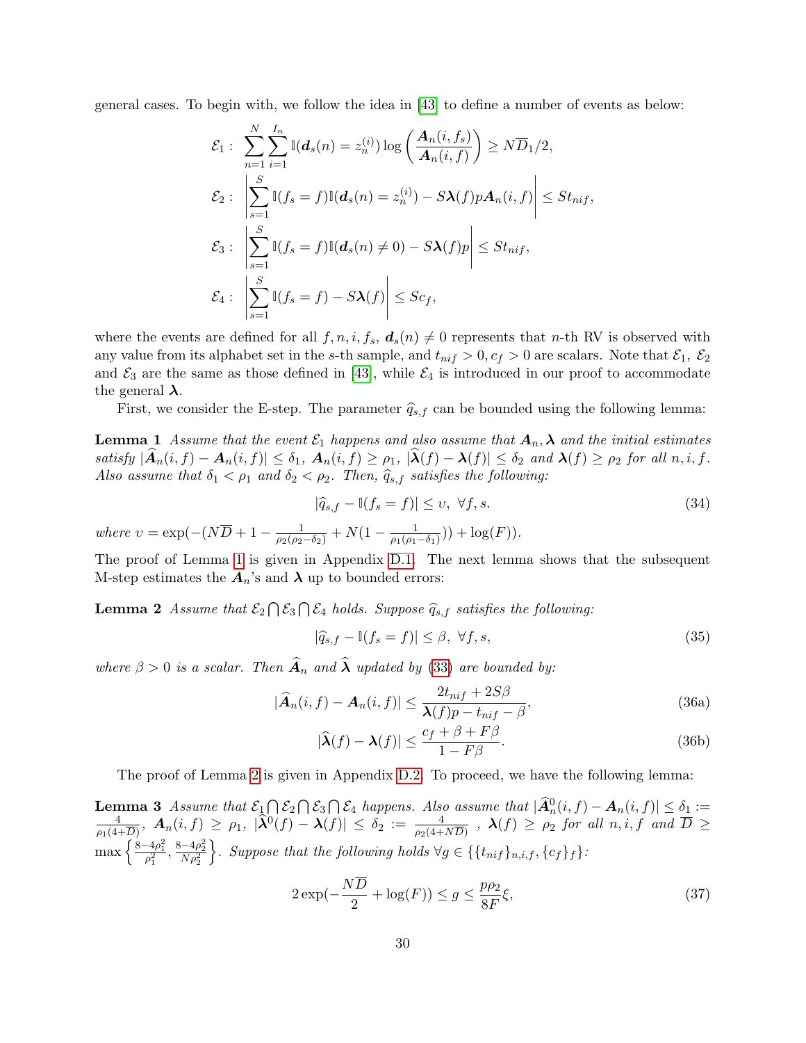general cases. To begin with, we follow the idea in [43] to define a number of events as below:

$$
\begin{aligned}
&\mathcal{E}_1: \ \sum_{n=1}^{N}\sum_{i=1}^{I_n} \mathbb{I}(\boldsymbol{d}_s(n) = z_n^{(i)}) \log\left(\frac{\boldsymbol{A}_n(i,f_s)}{\boldsymbol{A}_n(i,f)}\right) \geq N\overline{D}_1/2, \\
&\mathcal{E}_2: \ \left|\sum_{s=1}^{S} \mathbb{I}(f_s = f)\mathbb{I}(\boldsymbol{d}_s(n) = z_n^{(i)}) - S\boldsymbol{\lambda}(f)p\boldsymbol{A}_n(i,f)\right| \leq St_{nif}, \\
&\mathcal{E}_3: \ \left|\sum_{s=1}^{S} \mathbb{I}(f_s = f)\mathbb{I}(\boldsymbol{d}_s(n) \neq 0) - S\boldsymbol{\lambda}(f)p\right| \leq St_{nif}, \\
&\mathcal{E}_4: \ \left|\sum_{s=1}^{S} \mathbb{I}(f_s = f) - S\boldsymbol{\lambda}(f)\right| \leq Sc_f,
\end{aligned}
$$

where the events are defined for all $f, n, i, f_s$, $\boldsymbol{d}_s(n) \neq 0$ represents that $n$-th RV is observed with any value from its alphabet set in the $s$-th sample, and $t_{nif} > 0, c_f > 0$ are scalars. Note that $\mathcal{E}_1$, $\mathcal{E}_2$ and $\mathcal{E}_3$ are the same as those defined in [43], while $\mathcal{E}_4$ is introduced in our proof to accommodate the general $\boldsymbol{\lambda}$.

First, we consider the E-step. The parameter $\widehat{q}_{s,f}$ can be bounded using the following lemma:

**Lemma 1** *Assume that the event $\mathcal{E}_1$ happens and also assume that $\boldsymbol{A}_n, \boldsymbol{\lambda}$ and the initial estimates satisfy $|\widehat{\boldsymbol{A}}_n(i,f) - \boldsymbol{A}_n(i,f)| \leq \delta_1$, $\boldsymbol{A}_n(i,f) \geq \rho_1$, $|\widehat{\boldsymbol{\lambda}}(f) - \boldsymbol{\lambda}(f)| \leq \delta_2$ and $\boldsymbol{\lambda}(f) \geq \rho_2$ for all $n, i, f$. Also assume that $\delta_1 < \rho_1$ and $\delta_2 < \rho_2$. Then, $\widehat{q}_{s,f}$ satisfies the following:*

$$
|\widehat{q}_{s,f} - \mathbb{I}(f_s = f)| \leq \upsilon, \ \forall f, s. \tag{34}
$$

*where* $\upsilon = \exp(-(N\overline{D} + 1 - \frac{1}{\rho_2(\rho_2 - \delta_2)} + N(1 - \frac{1}{\rho_1(\rho_1 - \delta_1)})) + \log(F))$.

The proof of Lemma 1 is given in Appendix D.1. The next lemma shows that the subsequent M-step estimates the $\boldsymbol{A}_n$'s and $\boldsymbol{\lambda}$ up to bounded errors:

**Lemma 2** *Assume that $\mathcal{E}_2 \bigcap \mathcal{E}_3 \bigcap \mathcal{E}_4$ holds. Suppose $\widehat{q}_{s,f}$ satisfies the following:*

$$
|\widehat{q}_{s,f} - \mathbb{I}(f_s = f)| \leq \beta, \ \forall f, s, \tag{35}
$$

*where $\beta > 0$ is a scalar. Then $\widehat{\boldsymbol{A}}_n$ and $\widehat{\boldsymbol{\lambda}}$ updated by (33) are bounded by:*

$$
|\widehat{\boldsymbol{A}}_n(i,f) - \boldsymbol{A}_n(i,f)| \leq \frac{2t_{nif} + 2S\beta}{\boldsymbol{\lambda}(f)p - t_{nif} - \beta}, \tag{36a}
$$

$$
|\widehat{\boldsymbol{\lambda}}(f) - \boldsymbol{\lambda}(f)| \leq \frac{c_f + \beta + F\beta}{1 - F\beta}. \tag{36b}
$$

The proof of Lemma 2 is given in Appendix D.2. To proceed, we have the following lemma:

**Lemma 3** *Assume that $\mathcal{E}_1 \bigcap \mathcal{E}_2 \bigcap \mathcal{E}_3 \bigcap \mathcal{E}_4$ happens. Also assume that $|\widehat{\boldsymbol{A}}_n^0(i,f) - \boldsymbol{A}_n(i,f)| \leq \delta_1 := \frac{4}{\rho_1(4+\overline{D})}$, $\boldsymbol{A}_n(i,f) \geq \rho_1$, $|\widehat{\boldsymbol{\lambda}}^0(f) - \boldsymbol{\lambda}(f)| \leq \delta_2 := \frac{4}{\rho_2(4+N\overline{D})}$ , $\boldsymbol{\lambda}(f) \geq \rho_2$ for all $n, i, f$ and $\overline{D} \geq \max\left\{\frac{8-4\rho_1^2}{\rho_1^2}, \frac{8-4\rho_2^2}{N\rho_2^2}\right\}$. Suppose that the following holds $\forall g \in \{\{t_{nif}\}_{n,i,f}, \{c_f\}_f\}$:*

$$
2\exp(-\frac{N\overline{D}}{2} + \log(F)) \leq g \leq \frac{p\rho_2}{8F}\xi, \tag{37}
$$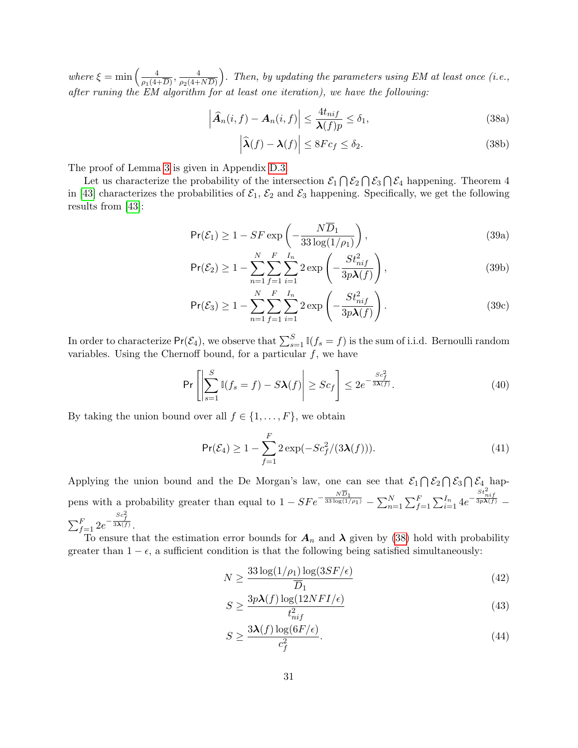*where* $\xi = \min\left(\frac{4}{\rho_1(4+\overline{D})}, \frac{4}{\rho_2(4+N\overline{D})}\right)$. *Then, by updating the parameters using EM at least once (i.e., after runing the EM algorithm for at least one iteration), we have the following:*

$$
\left|\widehat{\boldsymbol{A}}_n(i,f) - \boldsymbol{A}_n(i,f)\right| \leq \frac{4t_{nif}}{\boldsymbol{\lambda}(f)p} \leq \delta_1, \tag{38a}
$$

$$
\left|\widehat{\boldsymbol{\lambda}}(f) - \boldsymbol{\lambda}(f)\right| \leq 8Fc_f \leq \delta_2. \tag{38b}
$$

The proof of Lemma 3 is given in Appendix D.3.

Let us characterize the probability of the intersection $\mathcal{E}_1 \bigcap \mathcal{E}_2 \bigcap \mathcal{E}_3 \bigcap \mathcal{E}_4$ happening. Theorem 4 in [43] characterizes the probabilities of $\mathcal{E}_1$, $\mathcal{E}_2$ and $\mathcal{E}_3$ happening. Specifically, we get the following results from [43]:

$$
\mathsf{Pr}(\mathcal{E}_1) \geq 1 - SF\exp\left(-\frac{N\overline{D}_1}{33\log(1/\rho_1)}\right), \tag{39a}
$$

$$
\mathsf{Pr}(\mathcal{E}_2) \geq 1 - \sum_{n=1}^{N}\sum_{f=1}^{F}\sum_{i=1}^{I_n} 2\exp\left(-\frac{St_{nif}^2}{3p\boldsymbol{\lambda}(f)}\right), \tag{39b}
$$

$$
\mathsf{Pr}(\mathcal{E}_3) \geq 1 - \sum_{n=1}^{N}\sum_{f=1}^{F}\sum_{i=1}^{I_n} 2\exp\left(-\frac{St_{nif}^2}{3p\boldsymbol{\lambda}(f)}\right). \tag{39c}
$$

In order to characterize $\mathsf{Pr}(\mathcal{E}_4)$, we observe that $\sum_{s=1}^{S}\mathbb{I}(f_s = f)$ is the sum of i.i.d. Bernoulli random variables. Using the Chernoff bound, for a particular $f$, we have

$$
\mathsf{Pr}\left[\left|\sum_{s=1}^{S}\mathbb{I}(f_s = f) - S\boldsymbol{\lambda}(f)\right| \geq Sc_f\right] \leq 2e^{-\frac{Sc_f^2}{3\boldsymbol{\lambda}(f)}}. \tag{40}
$$

By taking the union bound over all $f \in \{1, \ldots, F\}$, we obtain

$$
\mathsf{Pr}(\mathcal{E}_4) \geq 1 - \sum_{f=1}^{F} 2\exp(-Sc_f^2/(3\boldsymbol{\lambda}(f))). \tag{41}
$$

Applying the union bound and the De Morgan's law, one can see that $\mathcal{E}_1 \bigcap \mathcal{E}_2 \bigcap \mathcal{E}_3 \bigcap \mathcal{E}_4$ happens with a probability greater than equal to $1 - SFe^{-\frac{N\overline{D}_1}{33\log(1/\rho_1)}} - \sum_{n=1}^{N}\sum_{f=1}^{F}\sum_{i=1}^{I_n} 4e^{-\frac{St_{nif}^2}{3p\boldsymbol{\lambda}(f)}} - \sum_{f=1}^{F} 2e^{-\frac{Sc_f^2}{3\boldsymbol{\lambda}(f)}}$.

To ensure that the estimation error bounds for $\boldsymbol{A}_n$ and $\boldsymbol{\lambda}$ given by (38) hold with probability greater than $1-\epsilon$, a sufficient condition is that the following being satisfied simultaneously:

$$
N \geq \frac{33\log(1/\rho_1)\log(3SF/\epsilon)}{\overline{D}_1} \tag{42}
$$

$$
S \geq \frac{3p\boldsymbol{\lambda}(f)\log(12NFI/\epsilon)}{t_{nif}^2} \tag{43}
$$

$$
S \geq \frac{3\boldsymbol{\lambda}(f)\log(6F/\epsilon)}{c_f^2}. \tag{44}
$$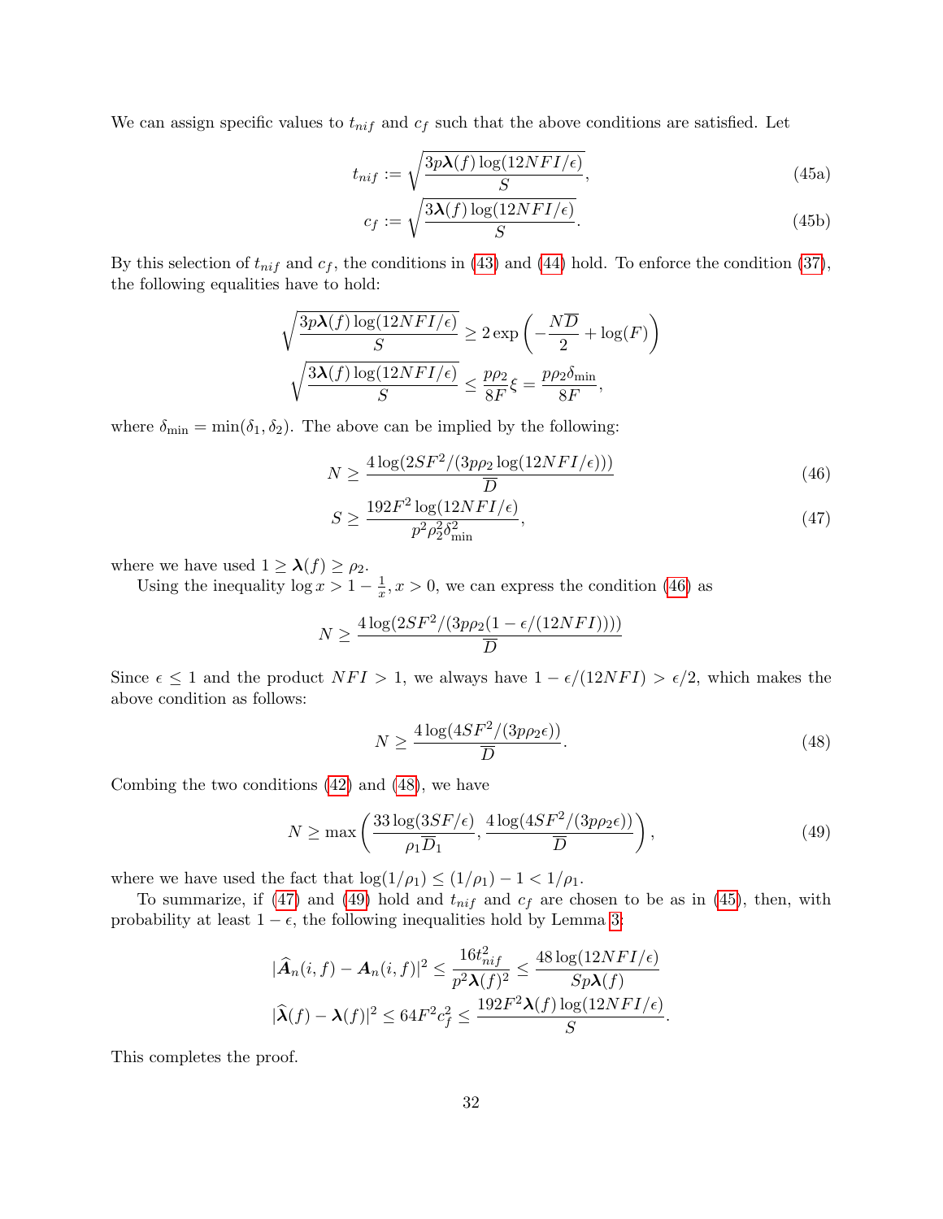We can assign specific values to $t_{nif}$ and $c_f$ such that the above conditions are satisfied. Let

$$t_{nif} := \sqrt{\frac{3p\boldsymbol{\lambda}(f)\log(12NFI/\epsilon)}{S}}, \tag{45a}$$

$$c_f := \sqrt{\frac{3\boldsymbol{\lambda}(f)\log(12NFI/\epsilon)}{S}}. \tag{45b}$$

By this selection of $t_{nif}$ and $c_f$, the conditions in (43) and (44) hold. To enforce the condition (37), the following equalities have to hold:

$$\sqrt{\frac{3p\boldsymbol{\lambda}(f)\log(12NFI/\epsilon)}{S}} \geq 2\exp\left(-\frac{N\overline{D}}{2} + \log(F)\right)$$

$$\sqrt{\frac{3\boldsymbol{\lambda}(f)\log(12NFI/\epsilon)}{S}} \leq \frac{p\rho_2}{8F}\xi = \frac{p\rho_2\delta_{\min}}{8F},$$

where $\delta_{\min} = \min(\delta_1, \delta_2)$. The above can be implied by the following:

$$N \geq \frac{4\log(2SF^2/(3p\rho_2\log(12NFI/\epsilon)))}{\overline{D}} \tag{46}$$

$$S \geq \frac{192F^2\log(12NFI/\epsilon)}{p^2\rho_2^2\delta_{\min}^2}, \tag{47}$$

where we have used $1 \geq \boldsymbol{\lambda}(f) \geq \rho_2$.

Using the inequality $\log x > 1 - \frac{1}{x}, x > 0$, we can express the condition (46) as

$$N \geq \frac{4\log(2SF^2/(3p\rho_2(1-\epsilon/(12NFI))))}{\overline{D}}$$

Since $\epsilon \leq 1$ and the product $NFI > 1$, we always have $1 - \epsilon/(12NFI) > \epsilon/2$, which makes the above condition as follows:

$$N \geq \frac{4\log(4SF^2/(3p\rho_2\epsilon))}{\overline{D}}. \tag{48}$$

Combing the two conditions (42) and (48), we have

$$N \geq \max\left(\frac{33\log(3SF/\epsilon)}{\rho_1\overline{D}_1}, \frac{4\log(4SF^2/(3p\rho_2\epsilon))}{\overline{D}}\right), \tag{49}$$

where we have used the fact that $\log(1/\rho_1) \leq (1/\rho_1) - 1 < 1/\rho_1$.

To summarize, if (47) and (49) hold and $t_{nif}$ and $c_f$ are chosen to be as in (45), then, with probability at least $1 - \epsilon$, the following inequalities hold by Lemma 3:

$$|\widehat{\boldsymbol{A}}_n(i,f) - \boldsymbol{A}_n(i,f)|^2 \leq \frac{16t_{nif}^2}{p^2\boldsymbol{\lambda}(f)^2} \leq \frac{48\log(12NFI/\epsilon)}{Sp\boldsymbol{\lambda}(f)}$$

$$|\widehat{\boldsymbol{\lambda}}(f) - \boldsymbol{\lambda}(f)|^2 \leq 64F^2c_f^2 \leq \frac{192F^2\boldsymbol{\lambda}(f)\log(12NFI/\epsilon)}{S}.$$

This completes the proof.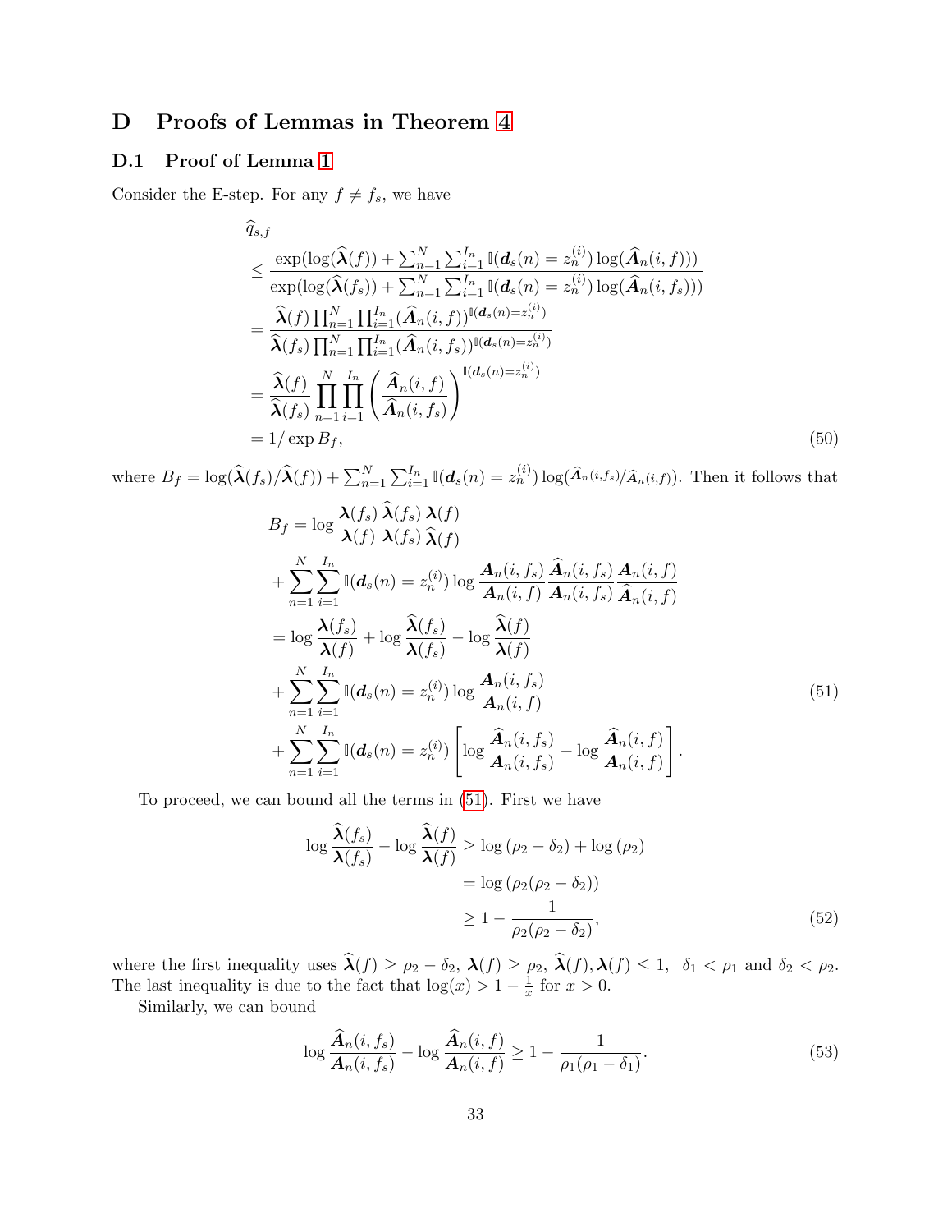## D Proofs of Lemmas in Theorem 4

### D.1 Proof of Lemma 1

Consider the E-step. For any $f \neq f_s$, we have

$$
\begin{aligned}
&\widehat{q}_{s,f} \\
&\leq \frac{\exp(\log(\widehat{\boldsymbol{\lambda}}(f)) + \sum_{n=1}^{N}\sum_{i=1}^{I_n} \mathbb{I}(\boldsymbol{d}_s(n) = z_n^{(i)}) \log(\widehat{\boldsymbol{A}}_n(i,f)))}{\exp(\log(\widehat{\boldsymbol{\lambda}}(f_s)) + \sum_{n=1}^{N}\sum_{i=1}^{I_n} \mathbb{I}(\boldsymbol{d}_s(n) = z_n^{(i)}) \log(\widehat{\boldsymbol{A}}_n(i,f_s)))} \\
&= \frac{\widehat{\boldsymbol{\lambda}}(f)\prod_{n=1}^{N}\prod_{i=1}^{I_n}(\widehat{\boldsymbol{A}}_n(i,f))^{\mathbb{I}(\boldsymbol{d}_s(n)=z_n^{(i)})}}{\widehat{\boldsymbol{\lambda}}(f_s)\prod_{n=1}^{N}\prod_{i=1}^{I_n}(\widehat{\boldsymbol{A}}_n(i,f_s))^{\mathbb{I}(\boldsymbol{d}_s(n)=z_n^{(i)})}} \\
&= \frac{\widehat{\boldsymbol{\lambda}}(f)}{\widehat{\boldsymbol{\lambda}}(f_s)} \prod_{n=1}^{N}\prod_{i=1}^{I_n} \left(\frac{\widehat{\boldsymbol{A}}_n(i,f)}{\widehat{\boldsymbol{A}}_n(i,f_s)}\right)^{\mathbb{I}(\boldsymbol{d}_s(n)=z_n^{(i)})} \\
&= 1/\exp B_f,
\end{aligned} \tag{50}
$$

where $B_f = \log(\widehat{\boldsymbol{\lambda}}(f_s)/\widehat{\boldsymbol{\lambda}}(f)) + \sum_{n=1}^{N}\sum_{i=1}^{I_n} \mathbb{I}(\boldsymbol{d}_s(n) = z_n^{(i)}) \log(\widehat{\boldsymbol{A}}_n(i,f_s)/\widehat{\boldsymbol{A}}_n(i,f))$. Then it follows that

$$
\begin{aligned}
B_f &= \log \frac{\boldsymbol{\lambda}(f_s)}{\boldsymbol{\lambda}(f)} \frac{\widehat{\boldsymbol{\lambda}}(f_s)}{\boldsymbol{\lambda}(f_s)} \frac{\boldsymbol{\lambda}(f)}{\widehat{\boldsymbol{\lambda}}(f)} \\
&+ \sum_{n=1}^{N}\sum_{i=1}^{I_n} \mathbb{I}(\boldsymbol{d}_s(n) = z_n^{(i)}) \log \frac{\boldsymbol{A}_n(i,f_s)}{\boldsymbol{A}_n(i,f)} \frac{\widehat{\boldsymbol{A}}_n(i,f_s)}{\boldsymbol{A}_n(i,f_s)} \frac{\boldsymbol{A}_n(i,f)}{\widehat{\boldsymbol{A}}_n(i,f)} \\
&= \log \frac{\boldsymbol{\lambda}(f_s)}{\boldsymbol{\lambda}(f)} + \log \frac{\widehat{\boldsymbol{\lambda}}(f_s)}{\boldsymbol{\lambda}(f_s)} - \log \frac{\widehat{\boldsymbol{\lambda}}(f)}{\boldsymbol{\lambda}(f)} \\
&+ \sum_{n=1}^{N}\sum_{i=1}^{I_n} \mathbb{I}(\boldsymbol{d}_s(n) = z_n^{(i)}) \log \frac{\boldsymbol{A}_n(i,f_s)}{\boldsymbol{A}_n(i,f)} \\
&+ \sum_{n=1}^{N}\sum_{i=1}^{I_n} \mathbb{I}(\boldsymbol{d}_s(n) = z_n^{(i)}) \left[\log \frac{\widehat{\boldsymbol{A}}_n(i,f_s)}{\boldsymbol{A}_n(i,f_s)} - \log \frac{\widehat{\boldsymbol{A}}_n(i,f)}{\boldsymbol{A}_n(i,f)}\right].
\end{aligned} \tag{51}
$$

To proceed, we can bound all the terms in (51). First we have

$$
\begin{aligned}
\log \frac{\widehat{\boldsymbol{\lambda}}(f_s)}{\boldsymbol{\lambda}(f_s)} - \log \frac{\widehat{\boldsymbol{\lambda}}(f)}{\boldsymbol{\lambda}(f)} &\geq \log(\rho_2 - \delta_2) + \log(\rho_2) \\
&= \log(\rho_2(\rho_2 - \delta_2)) \\
&\geq 1 - \frac{1}{\rho_2(\rho_2 - \delta_2)},
\end{aligned} \tag{52}
$$

where the first inequality uses $\widehat{\boldsymbol{\lambda}}(f) \geq \rho_2 - \delta_2$, $\boldsymbol{\lambda}(f) \geq \rho_2$, $\widehat{\boldsymbol{\lambda}}(f), \boldsymbol{\lambda}(f) \leq 1$, $\delta_1 < \rho_1$ and $\delta_2 < \rho_2$. The last inequality is due to the fact that $\log(x) > 1 - \frac{1}{x}$ for $x > 0$.

Similarly, we can bound

$$
\log \frac{\widehat{\boldsymbol{A}}_n(i,f_s)}{\boldsymbol{A}_n(i,f_s)} - \log \frac{\widehat{\boldsymbol{A}}_n(i,f)}{\boldsymbol{A}_n(i,f)} \geq 1 - \frac{1}{\rho_1(\rho_1 - \delta_1)}. \tag{53}
$$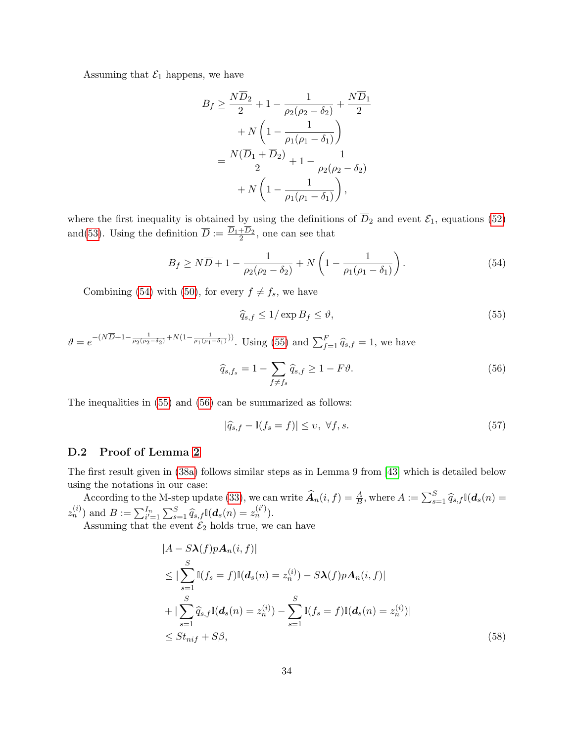Assuming that $\mathcal{E}_1$ happens, we have

$$
\begin{aligned}
B_f &\geq \frac{N\overline{D}_2}{2} + 1 - \frac{1}{\rho_2(\rho_2 - \delta_2)} + \frac{N\overline{D}_1}{2} \\
&\quad + N\left(1 - \frac{1}{\rho_1(\rho_1 - \delta_1)}\right) \\
&= \frac{N(\overline{D}_1 + \overline{D}_2)}{2} + 1 - \frac{1}{\rho_2(\rho_2 - \delta_2)} \\
&\quad + N\left(1 - \frac{1}{\rho_1(\rho_1 - \delta_1)}\right),
\end{aligned}
$$

where the first inequality is obtained by using the definitions of $\overline{D}_2$ and event $\mathcal{E}_1$, equations (52) and(53). Using the definition $\overline{D} := \frac{\overline{D}_1 + \overline{D}_2}{2}$, one can see that

$$
B_f \geq N\overline{D} + 1 - \frac{1}{\rho_2(\rho_2 - \delta_2)} + N\left(1 - \frac{1}{\rho_1(\rho_1 - \delta_1)}\right). \tag{54}
$$

Combining (54) with (50), for every $f \neq f_s$, we have

$$
\widehat{q}_{s,f} \leq 1/\exp B_f \leq \vartheta, \tag{55}
$$

$\vartheta = e^{-(N\overline{D} + 1 - \frac{1}{\rho_2(\rho_2 - \delta_2)} + N(1 - \frac{1}{\rho_1(\rho_1 - \delta_1)}))}$. Using (55) and $\sum_{f=1}^{F} \widehat{q}_{s,f} = 1$, we have

$$
\widehat{q}_{s,f_s} = 1 - \sum_{f \neq f_s} \widehat{q}_{s,f} \geq 1 - F\vartheta. \tag{56}
$$

The inequalities in (55) and (56) can be summarized as follows:

$$
|\widehat{q}_{s,f} - \mathbb{I}(f_s = f)| \leq \upsilon, \ \forall f, s. \tag{57}
$$

### D.2 Proof of Lemma 2

The first result given in (38a) follows similar steps as in Lemma 9 from [43] which is detailed below using the notations in our case:

According to the M-step update (33), we can write $\widehat{\boldsymbol{A}}_n(i, f) = \frac{A}{B}$, where $A := \sum_{s=1}^{S} \widehat{q}_{s,f} \mathbb{I}(\boldsymbol{d}_s(n) = z_n^{(i)})$ and $B := \sum_{i'=1}^{I_n} \sum_{s=1}^{S} \widehat{q}_{s,f} \mathbb{I}(\boldsymbol{d}_s(n) = z_n^{(i')})$.

Assuming that the event $\mathcal{E}_2$ holds true, we can have

$$
\begin{aligned}
&|A - S\boldsymbol{\lambda}(f)p\boldsymbol{A}_n(i, f)| \\
&\leq |\sum_{s=1}^{S} \mathbb{I}(f_s = f)\mathbb{I}(\boldsymbol{d}_s(n) = z_n^{(i)}) - S\boldsymbol{\lambda}(f)p\boldsymbol{A}_n(i, f)| \\
&+ |\sum_{s=1}^{S} \widehat{q}_{s,f}\mathbb{I}(\boldsymbol{d}_s(n) = z_n^{(i)}) - \sum_{s=1}^{S} \mathbb{I}(f_s = f)\mathbb{I}(\boldsymbol{d}_s(n) = z_n^{(i)})| \\
&\leq St_{nif} + S\beta,
\end{aligned}
\tag{58}
$$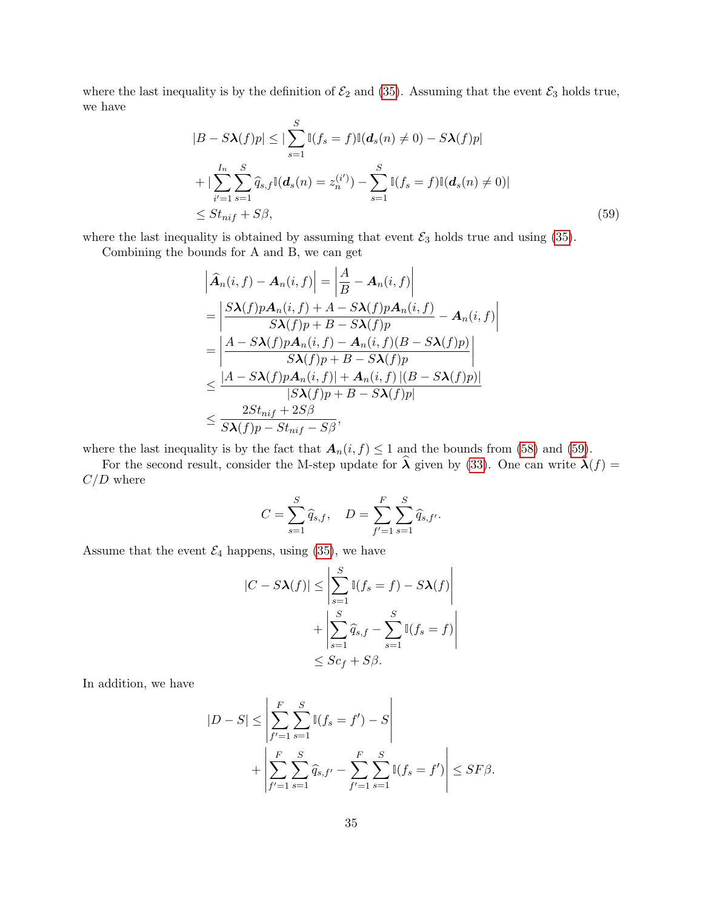where the last inequality is by the definition of $\mathcal{E}_2$ and (35). Assuming that the event $\mathcal{E}_3$ holds true, we have

$$
\begin{aligned}
|B - S\boldsymbol{\lambda}(f)p| &\leq |\sum_{s=1}^{S} \mathbb{I}(f_s = f)\mathbb{I}(\boldsymbol{d}_s(n) \neq 0) - S\boldsymbol{\lambda}(f)p| \\
&+ |\sum_{i'=1}^{I_n}\sum_{s=1}^{S} \widehat{q}_{s,f}\mathbb{I}(\boldsymbol{d}_s(n) = z_n^{(i')}) - \sum_{s=1}^{S} \mathbb{I}(f_s = f)\mathbb{I}(\boldsymbol{d}_s(n) \neq 0)| \\
&\leq St_{nif} + S\beta,
\end{aligned} \tag{59}
$$

where the last inequality is obtained by assuming that event $\mathcal{E}_3$ holds true and using (35).

Combining the bounds for A and B, we can get

$$
\begin{aligned}
\left|\widehat{\boldsymbol{A}}_n(i,f) - \boldsymbol{A}_n(i,f)\right| &= \left|\frac{A}{B} - \boldsymbol{A}_n(i,f)\right| \\
&= \left|\frac{S\boldsymbol{\lambda}(f)p\boldsymbol{A}_n(i,f) + A - S\boldsymbol{\lambda}(f)p\boldsymbol{A}_n(i,f)}{S\boldsymbol{\lambda}(f)p + B - S\boldsymbol{\lambda}(f)p} - \boldsymbol{A}_n(i,f)\right| \\
&= \left|\frac{A - S\boldsymbol{\lambda}(f)p\boldsymbol{A}_n(i,f) - \boldsymbol{A}_n(i,f)(B - S\boldsymbol{\lambda}(f)p)}{S\boldsymbol{\lambda}(f)p + B - S\boldsymbol{\lambda}(f)p}\right| \\
&\leq \frac{|A - S\boldsymbol{\lambda}(f)p\boldsymbol{A}_n(i,f)| + \boldsymbol{A}_n(i,f)\,|(B - S\boldsymbol{\lambda}(f)p)|}{|S\boldsymbol{\lambda}(f)p + B - S\boldsymbol{\lambda}(f)p|} \\
&\leq \frac{2St_{nif} + 2S\beta}{S\boldsymbol{\lambda}(f)p - St_{nif} - S\beta},
\end{aligned}
$$

where the last inequality is by the fact that $\boldsymbol{A}_n(i,f) \leq 1$ and the bounds from (58) and (59).

For the second result, consider the M-step update for $\widehat{\boldsymbol{\lambda}}$ given by (33). One can write $\boldsymbol{\lambda}(f) = C/D$ where

$$
C = \sum_{s=1}^{S} \widehat{q}_{s,f}, \quad D = \sum_{f'=1}^{F}\sum_{s=1}^{S} \widehat{q}_{s,f'}.
$$

Assume that the event $\mathcal{E}_4$ happens, using (35), we have

$$
\begin{aligned}
|C - S\boldsymbol{\lambda}(f)| &\leq \left|\sum_{s=1}^{S} \mathbb{I}(f_s = f) - S\boldsymbol{\lambda}(f)\right| \\
&+ \left|\sum_{s=1}^{S} \widehat{q}_{s,f} - \sum_{s=1}^{S} \mathbb{I}(f_s = f)\right| \\
&\leq Sc_f + S\beta.
\end{aligned}
$$

In addition, we have

$$
\begin{aligned}
|D - S| &\leq \left|\sum_{f'=1}^{F}\sum_{s=1}^{S} \mathbb{I}(f_s = f') - S\right| \\
&+ \left|\sum_{f'=1}^{F}\sum_{s=1}^{S} \widehat{q}_{s,f'} - \sum_{f'=1}^{F}\sum_{s=1}^{S} \mathbb{I}(f_s = f')\right| \leq SF\beta.
\end{aligned}
$$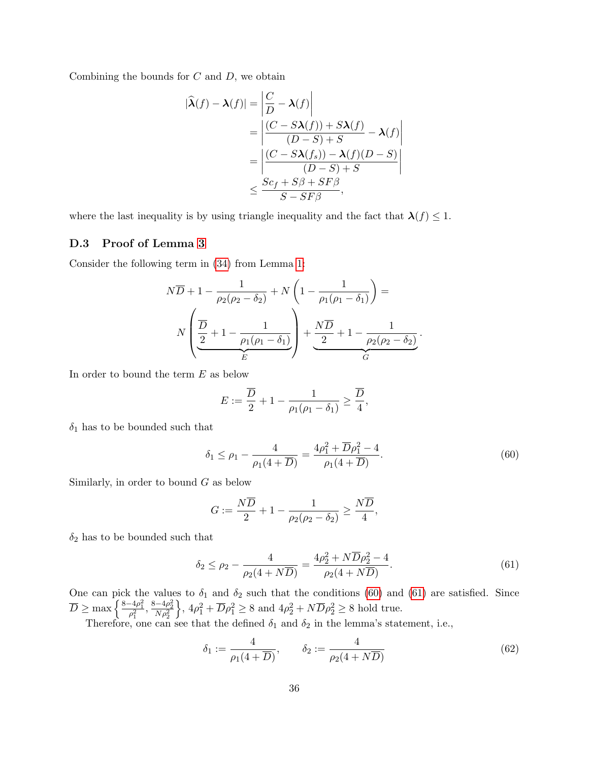Combining the bounds for $C$ and $D$, we obtain

$$
\begin{aligned}
|\widehat{\boldsymbol{\lambda}}(f) - \boldsymbol{\lambda}(f)| &= \left| \frac{C}{D} - \boldsymbol{\lambda}(f) \right| \\
&= \left| \frac{(C - S\boldsymbol{\lambda}(f)) + S\boldsymbol{\lambda}(f)}{(D - S) + S} - \boldsymbol{\lambda}(f) \right| \\
&= \left| \frac{(C - S\boldsymbol{\lambda}(f_s)) - \boldsymbol{\lambda}(f)(D - S)}{(D - S) + S} \right| \\
&\leq \frac{Sc_f + S\beta + SF\beta}{S - SF\beta},
\end{aligned}
$$

where the last inequality is by using triangle inequality and the fact that $\boldsymbol{\lambda}(f) \leq 1$.

## D.3 Proof of Lemma 3

Consider the following term in (34) from Lemma 1:

$$
N\overline{D} + 1 - \frac{1}{\rho_2(\rho_2 - \delta_2)} + N\left(1 - \frac{1}{\rho_1(\rho_1 - \delta_1)}\right) =
$$

$$
N\Bigg(\underbrace{\frac{\overline{D}}{2} + 1 - \frac{1}{\rho_1(\rho_1 - \delta_1)}}_{E}\Bigg) + \underbrace{\frac{N\overline{D}}{2} + 1 - \frac{1}{\rho_2(\rho_2 - \delta_2)}}_{G}.
$$

In order to bound the term $E$ as below

$$
E := \frac{\overline{D}}{2} + 1 - \frac{1}{\rho_1(\rho_1 - \delta_1)} \geq \frac{\overline{D}}{4},
$$

$\delta_1$ has to be bounded such that

$$
\delta_1 \leq \rho_1 - \frac{4}{\rho_1(4 + \overline{D})} = \frac{4\rho_1^2 + \overline{D}\rho_1^2 - 4}{\rho_1(4 + \overline{D})}. \tag{60}
$$

Similarly, in order to bound $G$ as below

$$
G := \frac{N\overline{D}}{2} + 1 - \frac{1}{\rho_2(\rho_2 - \delta_2)} \geq \frac{N\overline{D}}{4},
$$

$\delta_2$ has to be bounded such that

$$
\delta_2 \leq \rho_2 - \frac{4}{\rho_2(4 + N\overline{D})} = \frac{4\rho_2^2 + N\overline{D}\rho_2^2 - 4}{\rho_2(4 + N\overline{D})}. \tag{61}
$$

One can pick the values to $\delta_1$ and $\delta_2$ such that the conditions (60) and (61) are satisfied. Since $\overline{D} \geq \max\left\{\frac{8-4\rho_1^2}{\rho_1^2}, \frac{8-4\rho_2^2}{N\rho_2^2}\right\}$, $4\rho_1^2 + \overline{D}\rho_1^2 \geq 8$ and $4\rho_2^2 + N\overline{D}\rho_2^2 \geq 8$ hold true.

Therefore, one can see that the defined $\delta_1$ and $\delta_2$ in the lemma's statement, i.e.,

$$
\delta_1 := \frac{4}{\rho_1(4 + \overline{D})}, \qquad \delta_2 := \frac{4}{\rho_2(4 + N\overline{D})} \tag{62}
$$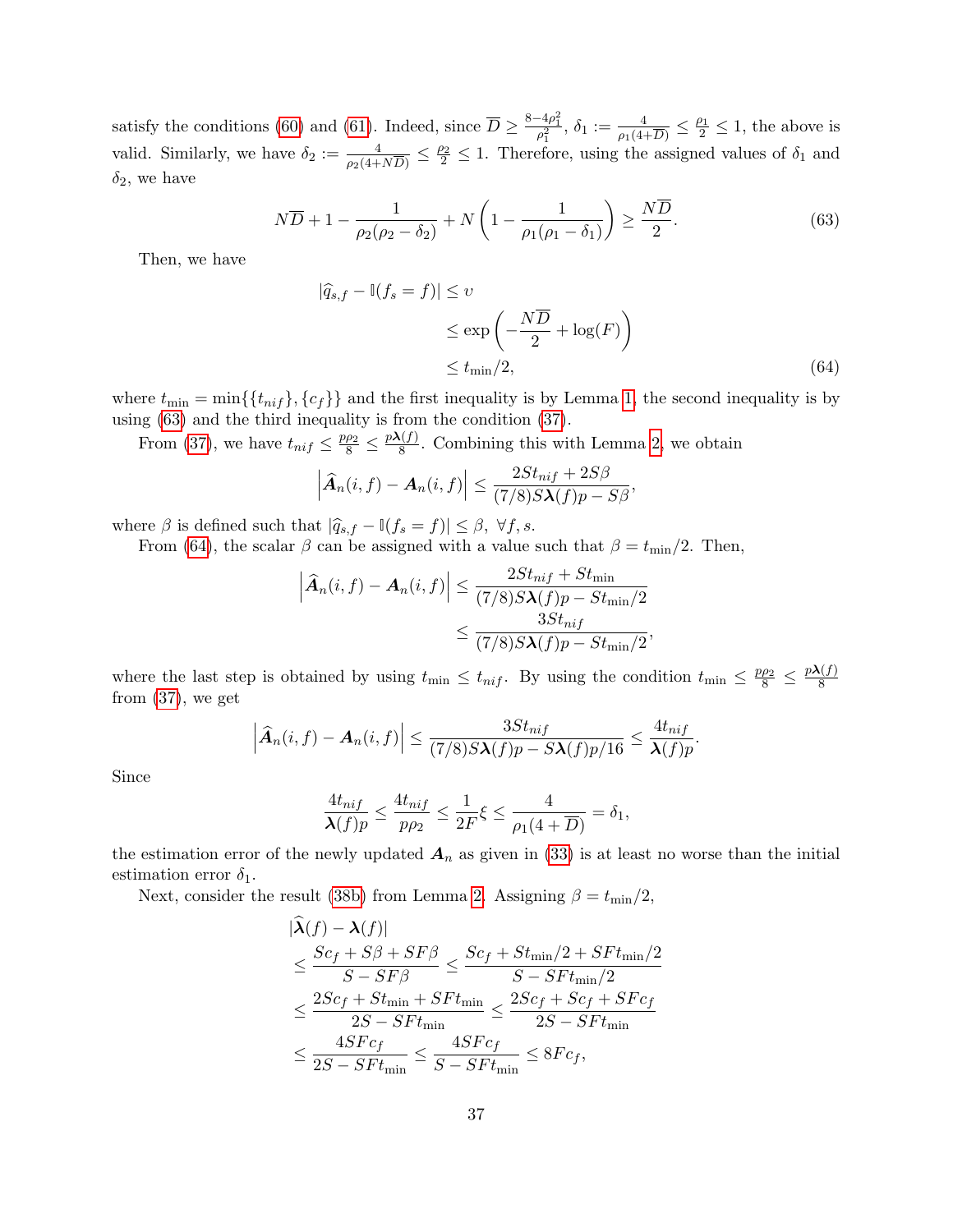satisfy the conditions (60) and (61). Indeed, since $\overline{D} \geq \frac{8-4\rho_1^2}{\rho_1^2}$, $\delta_1 := \frac{4}{\rho_1(4+\overline{D})} \leq \frac{\rho_1}{2} \leq 1$, the above is valid. Similarly, we have $\delta_2 := \frac{4}{\rho_2(4+N\overline{D})} \leq \frac{\rho_2}{2} \leq 1$. Therefore, using the assigned values of $\delta_1$ and $\delta_2$, we have

$$N\overline{D} + 1 - \frac{1}{\rho_2(\rho_2 - \delta_2)} + N\left(1 - \frac{1}{\rho_1(\rho_1 - \delta_1)}\right) \geq \frac{N\overline{D}}{2}. \tag{63}$$

Then, we have

$$\begin{aligned}
|\widehat{q}_{s,f} - \mathbb{I}(f_s = f)| &\leq \upsilon \\
&\leq \exp\left(-\frac{N\overline{D}}{2} + \log(F)\right) \\
&\leq t_{\min}/2,
\end{aligned} \tag{64}$$

where $t_{\min} = \min\{\{t_{nif}\}, \{c_f\}\}$ and the first inequality is by Lemma 1, the second inequality is by using (63) and the third inequality is from the condition (37).

From (37), we have $t_{nif} \leq \frac{p\rho_2}{8} \leq \frac{p\boldsymbol{\lambda}(f)}{8}$. Combining this with Lemma 2, we obtain

$$\left|\widehat{\boldsymbol{A}}_n(i,f) - \boldsymbol{A}_n(i,f)\right| \leq \frac{2St_{nif} + 2S\beta}{(7/8)S\boldsymbol{\lambda}(f)p - S\beta},$$

where $\beta$ is defined such that $|\widehat{q}_{s,f} - \mathbb{I}(f_s = f)| \leq \beta, \ \forall f, s$.

From (64), the scalar $\beta$ can be assigned with a value such that $\beta = t_{\min}/2$. Then,

$$\begin{aligned}
\left|\widehat{\boldsymbol{A}}_n(i,f) - \boldsymbol{A}_n(i,f)\right| &\leq \frac{2St_{nif} + St_{\min}}{(7/8)S\boldsymbol{\lambda}(f)p - St_{\min}/2} \\
&\leq \frac{3St_{nif}}{(7/8)S\boldsymbol{\lambda}(f)p - St_{\min}/2},
\end{aligned}$$

where the last step is obtained by using $t_{\min} \leq t_{nif}$. By using the condition $t_{\min} \leq \frac{p\rho_2}{8} \leq \frac{p\boldsymbol{\lambda}(f)}{8}$ from (37), we get

$$\left|\widehat{\boldsymbol{A}}_n(i,f) - \boldsymbol{A}_n(i,f)\right| \leq \frac{3St_{nif}}{(7/8)S\boldsymbol{\lambda}(f)p - S\boldsymbol{\lambda}(f)p/16} \leq \frac{4t_{nif}}{\boldsymbol{\lambda}(f)p}.$$

Since

$$\frac{4t_{nif}}{\boldsymbol{\lambda}(f)p} \leq \frac{4t_{nif}}{p\rho_2} \leq \frac{1}{2F}\xi \leq \frac{4}{\rho_1(4+\overline{D})} = \delta_1,$$

the estimation error of the newly updated $\boldsymbol{A}_n$ as given in (33) is at least no worse than the initial estimation error $\delta_1$.

Next, consider the result (38b) from Lemma 2. Assigning $\beta = t_{\min}/2$,

$$\begin{aligned}
&|\widehat{\boldsymbol{\lambda}}(f) - \boldsymbol{\lambda}(f)| \\
&\leq \frac{Sc_f + S\beta + SF\beta}{S - SF\beta} \leq \frac{Sc_f + St_{\min}/2 + SFt_{\min}/2}{S - SFt_{\min}/2} \\
&\leq \frac{2Sc_f + St_{\min} + SFt_{\min}}{2S - SFt_{\min}} \leq \frac{2Sc_f + Sc_f + SFc_f}{2S - SFt_{\min}} \\
&\leq \frac{4SFc_f}{2S - SFt_{\min}} \leq \frac{4SFc_f}{S - SFt_{\min}} \leq 8Fc_f,
\end{aligned}$$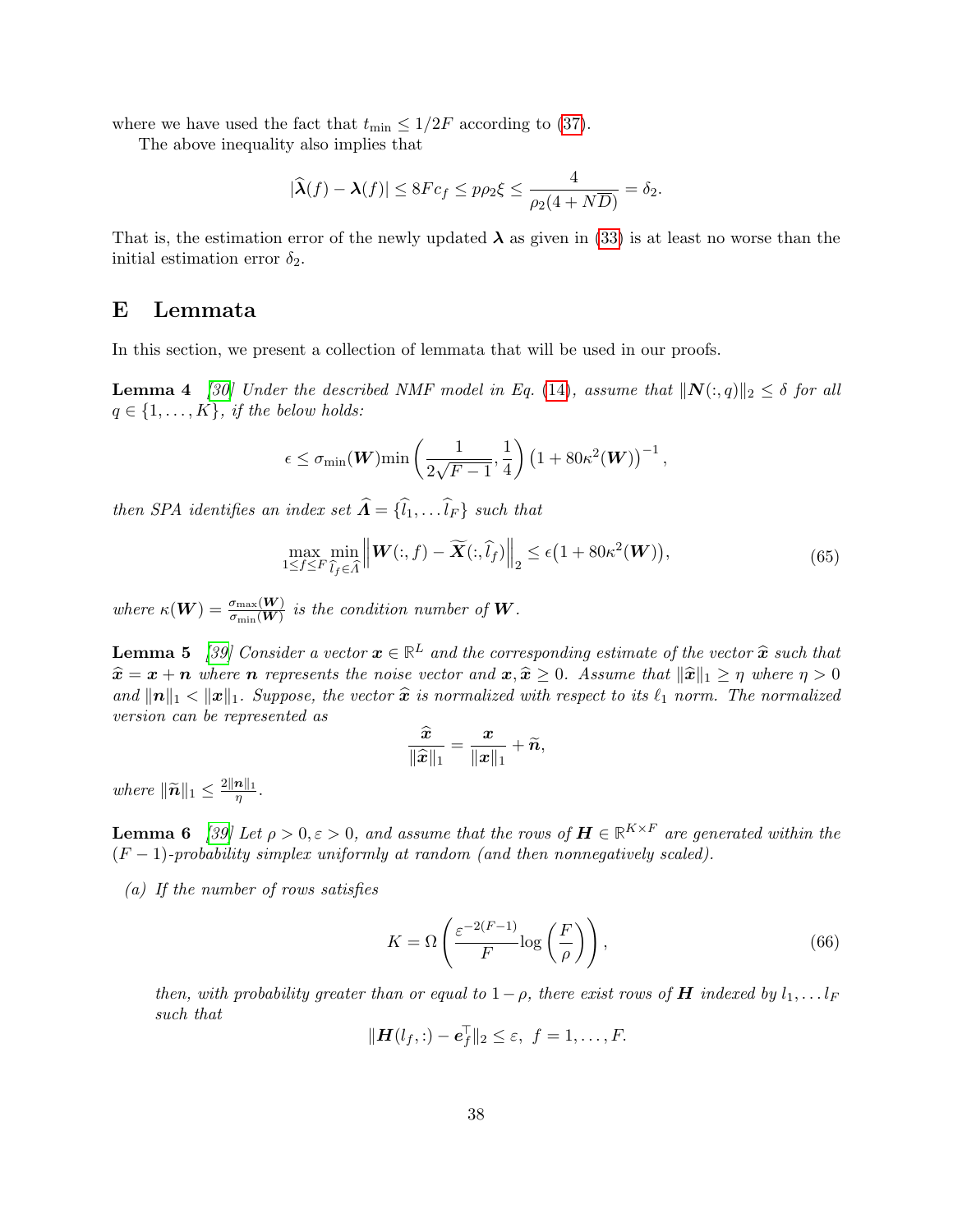where we have used the fact that $t_{\min} \leq 1/2F$ according to (37).

The above inequality also implies that

$$|\widehat{\boldsymbol{\lambda}}(f) - \boldsymbol{\lambda}(f)| \leq 8Fc_f \leq p\rho_2\xi \leq \frac{4}{\rho_2(4 + N\overline{D})} = \delta_2.$$

That is, the estimation error of the newly updated $\boldsymbol{\lambda}$ as given in (33) is at least no worse than the initial estimation error $\delta_2$.

## E Lemmata

In this section, we present a collection of lemmata that will be used in our proofs.

**Lemma 4** *[30] Under the described NMF model in Eq. (14), assume that $\|\boldsymbol{N}(:,q)\|_2 \leq \delta$ for all $q \in \{1, \ldots, K\}$, if the below holds:*

$$\epsilon \leq \sigma_{\min}(\boldsymbol{W}) \min\left(\frac{1}{2\sqrt{F-1}}, \frac{1}{4}\right)\left(1 + 80\kappa^2(\boldsymbol{W})\right)^{-1},$$

*then SPA identifies an index set $\widehat{\boldsymbol{\Lambda}} = \{\widehat{l}_1, \ldots \widehat{l}_F\}$ such that*

$$\max_{1 \leq f \leq F} \min_{\widehat{l}_f \in \widehat{\Lambda}} \left\|\boldsymbol{W}(:,f) - \widetilde{\boldsymbol{X}}(:,\widehat{l}_f)\right\|_2 \leq \epsilon\big(1 + 80\kappa^2(\boldsymbol{W})\big), \tag{65}$$

*where $\kappa(\boldsymbol{W}) = \frac{\sigma_{\max}(\boldsymbol{W})}{\sigma_{\min}(\boldsymbol{W})}$ is the condition number of $\boldsymbol{W}$.*

**Lemma 5** *[39] Consider a vector $\boldsymbol{x} \in \mathbb{R}^L$ and the corresponding estimate of the vector $\widehat{\boldsymbol{x}}$ such that $\widehat{\boldsymbol{x}} = \boldsymbol{x} + \boldsymbol{n}$ where $\boldsymbol{n}$ represents the noise vector and $\boldsymbol{x}, \widehat{\boldsymbol{x}} \geq 0$. Assume that $\|\widehat{\boldsymbol{x}}\|_1 \geq \eta$ where $\eta > 0$ and $\|\boldsymbol{n}\|_1 < \|\boldsymbol{x}\|_1$. Suppose, the vector $\widehat{\boldsymbol{x}}$ is normalized with respect to its $\ell_1$ norm. The normalized version can be represented as*

$$\frac{\widehat{\boldsymbol{x}}}{\|\widehat{\boldsymbol{x}}\|_1} = \frac{\boldsymbol{x}}{\|\boldsymbol{x}\|_1} + \widetilde{\boldsymbol{n}},$$

*where $\|\widetilde{\boldsymbol{n}}\|_1 \leq \frac{2\|\boldsymbol{n}\|_1}{\eta}$.*

**Lemma 6** *[39] Let $\rho > 0, \varepsilon > 0$, and assume that the rows of $\boldsymbol{H} \in \mathbb{R}^{K \times F}$ are generated within the $(F-1)$-probability simplex uniformly at random (and then nonnegatively scaled).*

*(a) If the number of rows satisfies*

$$K = \Omega\left(\frac{\varepsilon^{-2(F-1)}}{F}\log\left(\frac{F}{\rho}\right)\right), \tag{66}$$

*then, with probability greater than or equal to $1-\rho$, there exist rows of $\boldsymbol{H}$ indexed by $l_1, \ldots l_F$ such that*

$$\|\boldsymbol{H}(l_f,:) - \boldsymbol{e}_f^\top\|_2 \leq \varepsilon, \ f = 1, \ldots, F.$$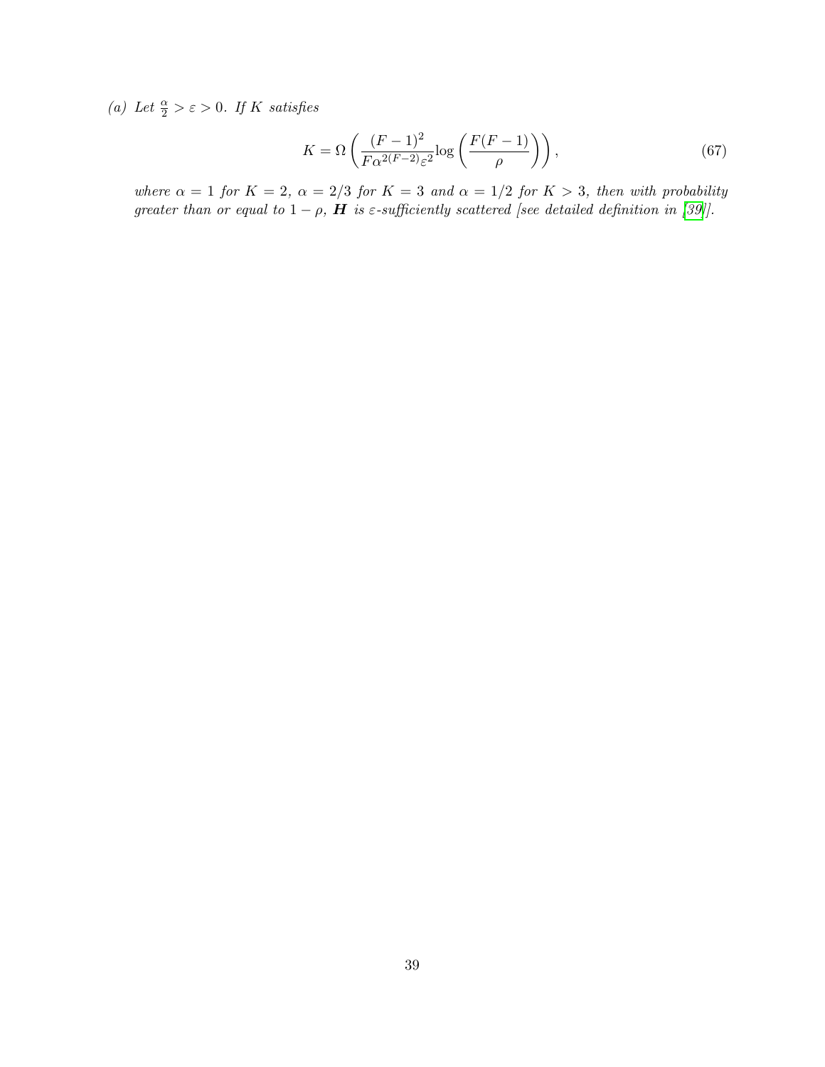*(a) Let $\frac{\alpha}{2} > \varepsilon > 0$. If $K$ satisfies*

$$K = \Omega\left(\frac{(F-1)^2}{F\alpha^{2(F-2)}\varepsilon^2}\log\left(\frac{F(F-1)}{\rho}\right)\right), \tag{67}$$

*where $\alpha = 1$ for $K = 2$, $\alpha = 2/3$ for $K = 3$ and $\alpha = 1/2$ for $K > 3$, then with probability greater than or equal to $1 - \rho$, $\boldsymbol{H}$ is $\varepsilon$-sufficiently scattered [see detailed definition in [39]].*